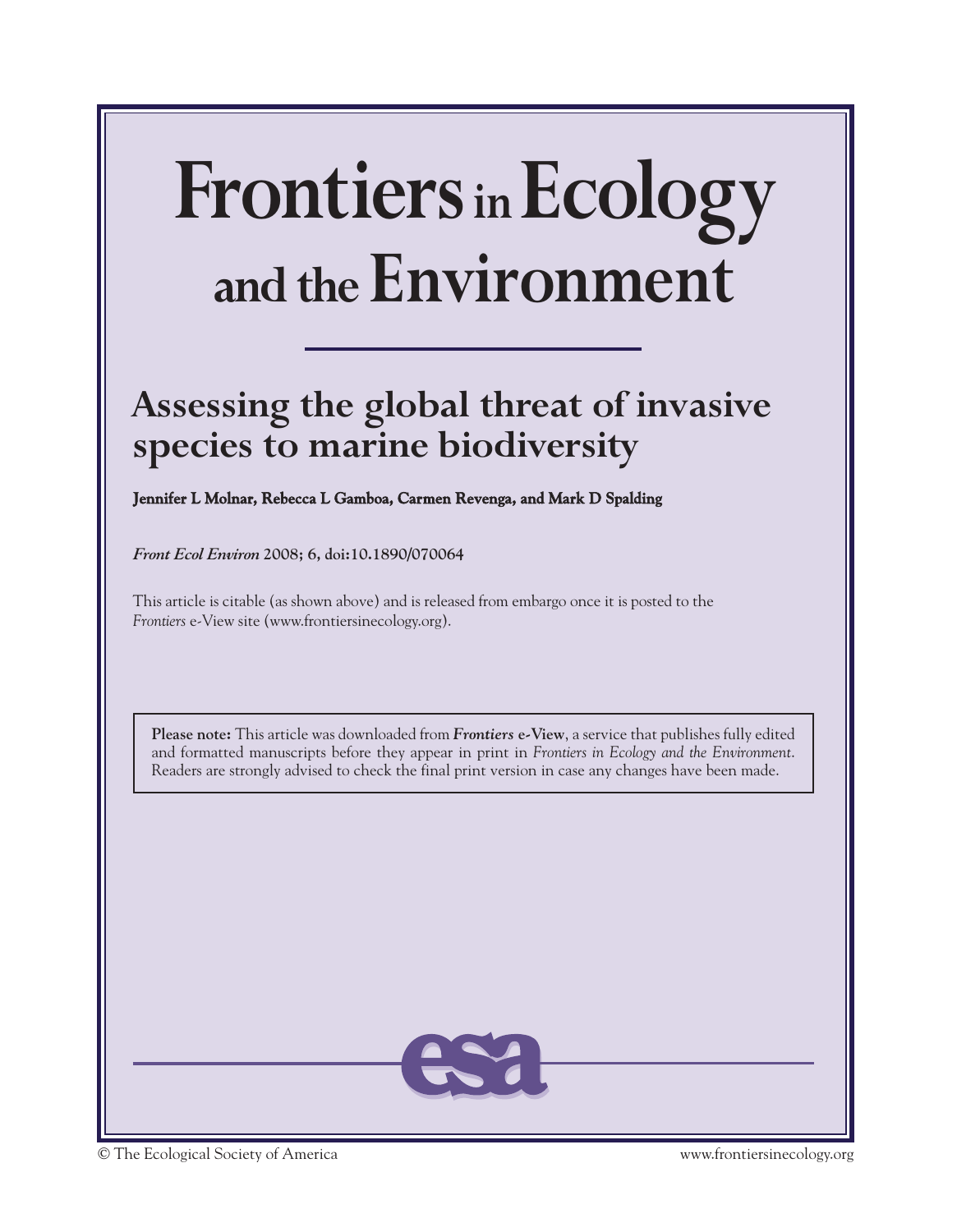# Frontiers in Ecology and the Environment

## Assessing the global threat of invasive species to marine biodiversity

**Jennifer L Molnar, Rebecca L Gamboa, Carmen Revenga, and Mark D Spalding**

*Front Ecol Environ* 2008; 6, doi:10.1890/070064

This article is citable (as shown above) and is released from embargo once it is posted to the *Frontiers* e-View site (www.frontiersinecology.org).

**Please note:** This article was downloaded from ***Frontiers* e-View**, a service that publishes fully edited and formatted manuscripts before they appear in print in *Frontiers in Ecology and the Environment*. Readers are strongly advised to check the final print version in case any changes have been made.

esa

© The Ecological Society of America www.frontiersinecology.org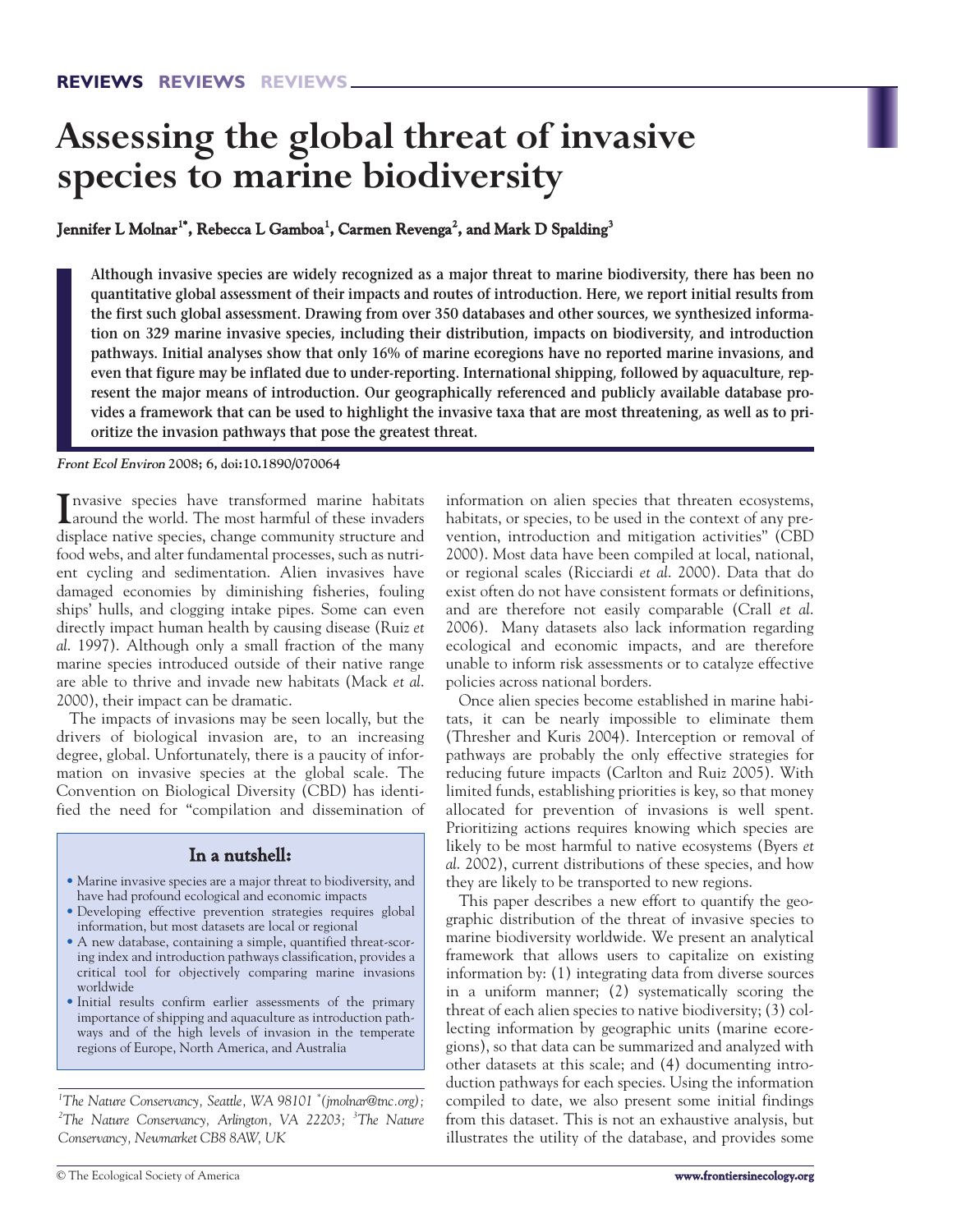**REVIEWS REVIEWS REVIEWS**

# Assessing the global threat of invasive species to marine biodiversity

**Jennifer L Molnar[1*], Rebecca L Gamboa[1], Carmen Revenga[2], and Mark D Spalding[3]**

**Although invasive species are widely recognized as a major threat to marine biodiversity, there has been no quantitative global assessment of their impacts and routes of introduction. Here, we report initial results from the first such global assessment. Drawing from over 350 databases and other sources, we synthesized information on 329 marine invasive species, including their distribution, impacts on biodiversity, and introduction pathways. Initial analyses show that only 16% of marine ecoregions have no reported marine invasions, and even that figure may be inflated due to under-reporting. International shipping, followed by aquaculture, represent the major means of introduction. Our geographically referenced and publicly available database provides a framework that can be used to highlight the invasive taxa that are most threatening, as well as to prioritize the invasion pathways that pose the greatest threat.**

***Front Ecol Environ* 2008; 6, doi:10.1890/070064**

Invasive species have transformed marine habitats around the world. The most harmful of these invaders displace native species, change community structure and food webs, and alter fundamental processes, such as nutrient cycling and sedimentation. Alien invasives have damaged economies by diminishing fisheries, fouling ships' hulls, and clogging intake pipes. Some can even directly impact human health by causing disease (Ruiz *et al.* 1997). Although only a small fraction of the many marine species introduced outside of their native range are able to thrive and invade new habitats (Mack *et al.* 2000), their impact can be dramatic.

The impacts of invasions may be seen locally, but the drivers of biological invasion are, to an increasing degree, global. Unfortunately, there is a paucity of information on invasive species at the global scale. The Convention on Biological Diversity (CBD) has identified the need for "compilation and dissemination of information on alien species that threaten ecosystems, habitats, or species, to be used in the context of any prevention, introduction and mitigation activities" (CBD 2000). Most data have been compiled at local, national, or regional scales (Ricciardi *et al.* 2000). Data that do exist often do not have consistent formats or definitions, and are therefore not easily comparable (Crall *et al.* 2006). Many datasets also lack information regarding ecological and economic impacts, and are therefore unable to inform risk assessments or to catalyze effective policies across national borders.

Once alien species become established in marine habitats, it can be nearly impossible to eliminate them (Thresher and Kuris 2004). Interception or removal of pathways are probably the only effective strategies for reducing future impacts (Carlton and Ruiz 2005). With limited funds, establishing priorities is key, so that money allocated for prevention of invasions is well spent. Prioritizing actions requires knowing which species are likely to be most harmful to native ecosystems (Byers *et al.* 2002), current distributions of these species, and how they are likely to be transported to new regions.

This paper describes a new effort to quantify the geographic distribution of the threat of invasive species to marine biodiversity worldwide. We present an analytical framework that allows users to capitalize on existing information by: (1) integrating data from diverse sources in a uniform manner; (2) systematically scoring the threat of each alien species to native biodiversity; (3) collecting information by geographic units (marine ecoregions), so that data can be summarized and analyzed with other datasets at this scale; and (4) documenting introduction pathways for each species. Using the information compiled to date, we also present some initial findings from this dataset. This is not an exhaustive analysis, but illustrates the utility of the database, and provides some

## In a nutshell:

- Marine invasive species are a major threat to biodiversity, and have had profound ecological and economic impacts
- Developing effective prevention strategies requires global information, but most datasets are local or regional
- A new database, containing a simple, quantified threat-scoring index and introduction pathways classification, provides a critical tool for objectively comparing marine invasions worldwide
- Initial results confirm earlier assessments of the primary importance of shipping and aquaculture as introduction pathways and of the high levels of invasion in the temperate regions of Europe, North America, and Australia

[1]*The Nature Conservancy, Seattle, WA 98101 \*(jmolnar@tnc.org);* [2]*The Nature Conservancy, Arlington, VA 22203;* [3]*The Nature Conservancy, Newmarket CB8 8AW, UK*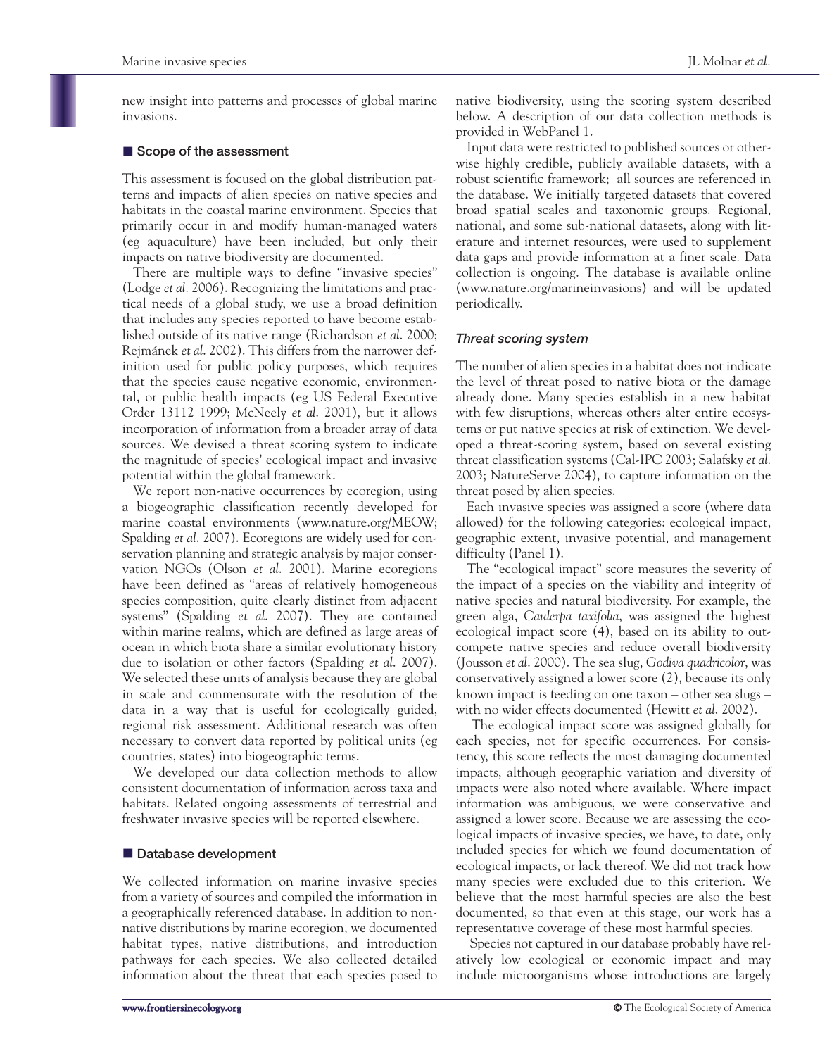new insight into patterns and processes of global marine invasions.

## Scope of the assessment

This assessment is focused on the global distribution patterns and impacts of alien species on native species and habitats in the coastal marine environment. Species that primarily occur in and modify human-managed waters (eg aquaculture) have been included, but only their impacts on native biodiversity are documented.

There are multiple ways to define "invasive species" (Lodge *et al.* 2006). Recognizing the limitations and practical needs of a global study, we use a broad definition that includes any species reported to have become established outside of its native range (Richardson *et al.* 2000; Rejmánek *et al.* 2002). This differs from the narrower definition used for public policy purposes, which requires that the species cause negative economic, environmental, or public health impacts (eg US Federal Executive Order 13112 1999; McNeely *et al.* 2001), but it allows incorporation of information from a broader array of data sources. We devised a threat scoring system to indicate the magnitude of species' ecological impact and invasive potential within the global framework.

We report non-native occurrences by ecoregion, using a biogeographic classification recently developed for marine coastal environments (www.nature.org/MEOW; Spalding *et al.* 2007). Ecoregions are widely used for conservation planning and strategic analysis by major conservation NGOs (Olson *et al.* 2001). Marine ecoregions have been defined as "areas of relatively homogeneous species composition, quite clearly distinct from adjacent systems" (Spalding *et al.* 2007). They are contained within marine realms, which are defined as large areas of ocean in which biota share a similar evolutionary history due to isolation or other factors (Spalding *et al.* 2007). We selected these units of analysis because they are global in scale and commensurate with the resolution of the data in a way that is useful for ecologically guided, regional risk assessment. Additional research was often necessary to convert data reported by political units (eg countries, states) into biogeographic terms.

We developed our data collection methods to allow consistent documentation of information across taxa and habitats. Related ongoing assessments of terrestrial and freshwater invasive species will be reported elsewhere.

## Database development

We collected information on marine invasive species from a variety of sources and compiled the information in a geographically referenced database. In addition to non-native distributions by marine ecoregion, we documented habitat types, native distributions, and introduction pathways for each species. We also collected detailed information about the threat that each species posed to native biodiversity, using the scoring system described below. A description of our data collection methods is provided in WebPanel 1.

Input data were restricted to published sources or otherwise highly credible, publicly available datasets, with a robust scientific framework; all sources are referenced in the database. We initially targeted datasets that covered broad spatial scales and taxonomic groups. Regional, national, and some sub-national datasets, along with literature and internet resources, were used to supplement data gaps and provide information at a finer scale. Data collection is ongoing. The database is available online (www.nature.org/marineinvasions) and will be updated periodically.

### *Threat scoring system*

The number of alien species in a habitat does not indicate the level of threat posed to native biota or the damage already done. Many species establish in a new habitat with few disruptions, whereas others alter entire ecosystems or put native species at risk of extinction. We developed a threat-scoring system, based on several existing threat classification systems (Cal-IPC 2003; Salafsky *et al.* 2003; NatureServe 2004), to capture information on the threat posed by alien species.

Each invasive species was assigned a score (where data allowed) for the following categories: ecological impact, geographic extent, invasive potential, and management difficulty (Panel 1).

The "ecological impact" score measures the severity of the impact of a species on the viability and integrity of native species and natural biodiversity. For example, the green alga, *Caulerpa taxifolia*, was assigned the highest ecological impact score (4), based on its ability to outcompete native species and reduce overall biodiversity (Jousson *et al.* 2000). The sea slug, *Godiva quadricolor*, was conservatively assigned a lower score (2), because its only known impact is feeding on one taxon – other sea slugs – with no wider effects documented (Hewitt *et al.* 2002).

The ecological impact score was assigned globally for each species, not for specific occurrences. For consistency, this score reflects the most damaging documented impacts, although geographic variation and diversity of impacts were also noted where available. Where impact information was ambiguous, we were conservative and assigned a lower score. Because we are assessing the ecological impacts of invasive species, we have, to date, only included species for which we found documentation of ecological impacts, or lack thereof. We did not track how many species were excluded due to this criterion. We believe that the most harmful species are also the best documented, so that even at this stage, our work has a representative coverage of these most harmful species.

Species not captured in our database probably have relatively low ecological or economic impact and may include microorganisms whose introductions are largely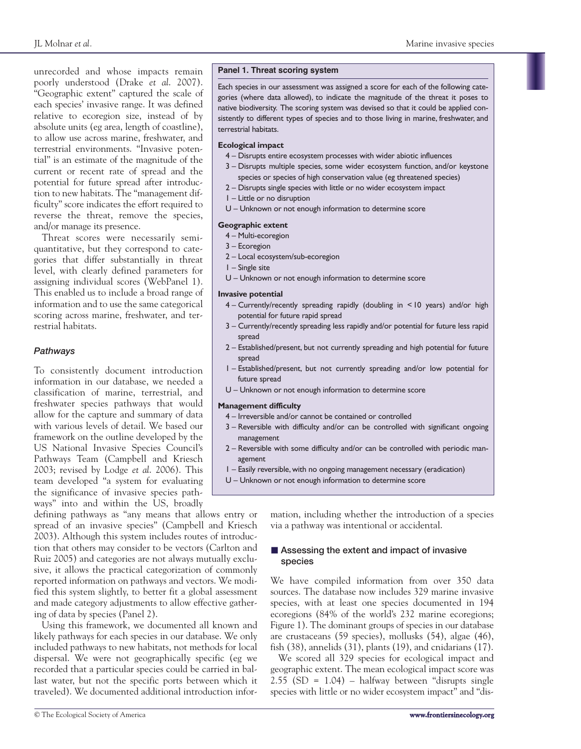unrecorded and whose impacts remain poorly understood (Drake *et al.* 2007). "Geographic extent" captured the scale of each species' invasive range. It was defined relative to ecoregion size, instead of by absolute units (eg area, length of coastline), to allow use across marine, freshwater, and terrestrial environments. "Invasive potential" is an estimate of the magnitude of the current or recent rate of spread and the potential for future spread after introduction to new habitats. The "management difficulty" score indicates the effort required to reverse the threat, remove the species, and/or manage its presence.

Threat scores were necessarily semi-quantitative, but they correspond to categories that differ substantially in threat level, with clearly defined parameters for assigning individual scores (WebPanel 1). This enabled us to include a broad range of information and to use the same categorical scoring across marine, freshwater, and terrestrial habitats.

> **Panel 1. Threat scoring system**
>
> Each species in our assessment was assigned a score for each of the following categories (where data allowed), to indicate the magnitude of the threat it poses to native biodiversity. The scoring system was devised so that it could be applied consistently to different types of species and to those living in marine, freshwater, and terrestrial habitats.
>
> **Ecological impact**
> - 4 – Disrupts entire ecosystem processes with wider abiotic influences
> - 3 – Disrupts multiple species, some wider ecosystem function, and/or keystone species or species of high conservation value (eg threatened species)
> - 2 – Disrupts single species with little or no wider ecosystem impact
> - 1 – Little or no disruption
> - U – Unknown or not enough information to determine score
>
> **Geographic extent**
> - 4 – Multi-ecoregion
> - 3 – Ecoregion
> - 2 – Local ecosystem/sub-ecoregion
> - 1 – Single site
> - U – Unknown or not enough information to determine score
>
> **Invasive potential**
> - 4 – Currently/recently spreading rapidly (doubling in < 10 years) and/or high potential for future rapid spread
> - 3 – Currently/recently spreading less rapidly and/or potential for future less rapid spread
> - 2 – Established/present, but not currently spreading and high potential for future spread
> - 1 – Established/present, but not currently spreading and/or low potential for future spread
> - U – Unknown or not enough information to determine score
>
> **Management difficulty**
> - 4 – Irreversible and/or cannot be contained or controlled
> - 3 – Reversible with difficulty and/or can be controlled with significant ongoing management
> - 2 – Reversible with some difficulty and/or can be controlled with periodic management
> - 1 – Easily reversible, with no ongoing management necessary (eradication)
> - U – Unknown or not enough information to determine score

### *Pathways*

To consistently document introduction information in our database, we needed a classification of marine, terrestrial, and freshwater species pathways that would allow for the capture and summary of data with various levels of detail. We based our framework on the outline developed by the US National Invasive Species Council's Pathways Team (Campbell and Kriesch 2003; revised by Lodge *et al.* 2006). This team developed "a system for evaluating the significance of invasive species pathways" into and within the US, broadly defining pathways as "any means that allows entry or spread of an invasive species" (Campbell and Kriesch 2003). Although this system includes routes of introduction that others may consider to be vectors (Carlton and Ruiz 2005) and categories are not always mutually exclusive, it allows the practical categorization of commonly reported information on pathways and vectors. We modified this system slightly, to better fit a global assessment and made category adjustments to allow effective gathering of data by species (Panel 2).

Using this framework, we documented all known and likely pathways for each species in our database. We only included pathways to new habitats, not methods for local dispersal. We were not geographically specific (eg we recorded that a particular species could be carried in ballast water, but not the specific ports between which it traveled). We documented additional introduction information, including whether the introduction of a species via a pathway was intentional or accidental.

## Assessing the extent and impact of invasive species

We have compiled information from over 350 data sources. The database now includes 329 marine invasive species, with at least one species documented in 194 ecoregions (84% of the world's 232 marine ecoregions; Figure 1). The dominant groups of species in our database are crustaceans (59 species), mollusks (54), algae (46), fish (38), annelids (31), plants (19), and cnidarians (17).

We scored all 329 species for ecological impact and geographic extent. The mean ecological impact score was 2.55 (SD = 1.04) – halfway between "disrupts single species with little or no wider ecosystem impact" and "dis-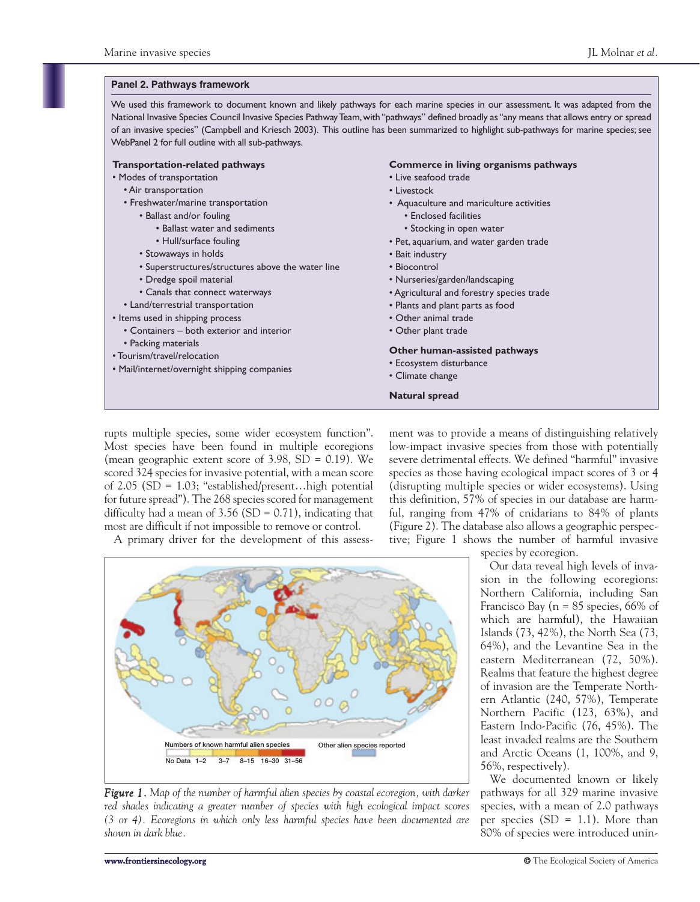### Panel 2. Pathways framework

We used this framework to document known and likely pathways for each marine species in our assessment. It was adapted from the National Invasive Species Council Invasive Species Pathway Team, with "pathways" defined broadly as "any means that allows entry or spread of an invasive species" (Campbell and Kriesch 2003). This outline has been summarized to highlight sub-pathways for marine species; see WebPanel 2 for full outline with all sub-pathways.

**Transportation-related pathways**

- Modes of transportation
  - Air transportation
  - Freshwater/marine transportation
    - Ballast and/or fouling
      - Ballast water and sediments
      - Hull/surface fouling
    - Stowaways in holds
    - Superstructures/structures above the water line
    - Dredge spoil material
    - Canals that connect waterways
  - Land/terrestrial transportation
- Items used in shipping process
  - Containers – both exterior and interior
  - Packing materials
- Tourism/travel/relocation
- Mail/internet/overnight shipping companies

**Commerce in living organisms pathways**

- Live seafood trade
- Livestock
- Aquaculture and mariculture activities
  - Enclosed facilities
  - Stocking in open water
- Pet, aquarium, and water garden trade
- Bait industry
- Biocontrol
- Nurseries/garden/landscaping
- Agricultural and forestry species trade
- Plants and plant parts as food
- Other animal trade
- Other plant trade

**Other human-assisted pathways**

- Ecosystem disturbance
- Climate change

**Natural spread**

rupts multiple species, some wider ecosystem function". Most species have been found in multiple ecoregions (mean geographic extent score of 3.98, SD = 0.19). We scored 324 species for invasive potential, with a mean score of 2.05 (SD = 1.03; "established/present…high potential for future spread"). The 268 species scored for management difficulty had a mean of 3.56 (SD = 0.71), indicating that most are difficult if not impossible to remove or control.

A primary driver for the development of this assessment was to provide a means of distinguishing relatively low-impact invasive species from those with potentially severe detrimental effects. We defined "harmful" invasive species as those having ecological impact scores of 3 or 4 (disrupting multiple species or wider ecosystems). Using this definition, 57% of species in our database are harmful, ranging from 47% of cnidarians to 84% of plants (Figure 2). The database also allows a geographic perspective; Figure 1 shows the number of harmful invasive species by ecoregion.

Numbers of known harmful alien species: No Data, 1–2, 3–7, 8–15, 16–30, 31–56. Other alien species reported.

*Figure 1. Map of the number of harmful alien species by coastal ecoregion, with darker red shades indicating a greater number of species with high ecological impact scores (3 or 4). Ecoregions in which only less harmful species have been documented are shown in dark blue.*

Our data reveal high levels of invasion in the following ecoregions: Northern California, including San Francisco Bay (n = 85 species, 66% of which are harmful), the Hawaiian Islands (73, 42%), the North Sea (73, 64%), and the Levantine Sea in the eastern Mediterranean (72, 50%). Realms that feature the highest degree of invasion are the Temperate Northern Atlantic (240, 57%), Temperate Northern Pacific (123, 63%), and Eastern Indo-Pacific (76, 45%). The least invaded realms are the Southern and Arctic Oceans (1, 100%, and 9, 56%, respectively).

We documented known or likely pathways for all 329 marine invasive species, with a mean of 2.0 pathways per species (SD = 1.1). More than 80% of species were introduced unin-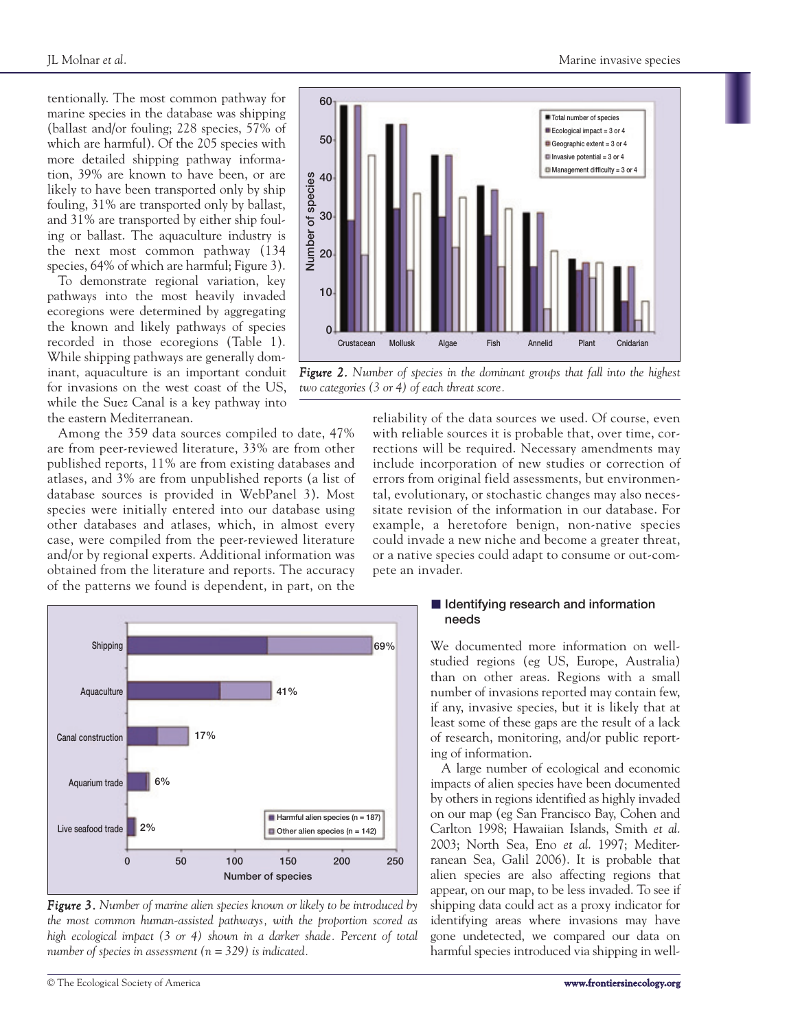tentionally. The most common pathway for marine species in the database was shipping (ballast and/or fouling; 228 species, 57% of which are harmful). Of the 205 species with more detailed shipping pathway information, 39% are known to have been, or are likely to have been transported only by ship fouling, 31% are transported only by ballast, and 31% are transported by either ship fouling or ballast. The aquaculture industry is the next most common pathway (134 species, 64% of which are harmful; Figure 3).

To demonstrate regional variation, key pathways into the most heavily invaded ecoregions were determined by aggregating the known and likely pathways of species recorded in those ecoregions (Table 1). While shipping pathways are generally dominant, aquaculture is an important conduit for invasions on the west coast of the US, while the Suez Canal is a key pathway into the eastern Mediterranean.

*Figure 2. Number of species in the dominant groups that fall into the highest two categories (3 or 4) of each threat score.*

Among the 359 data sources compiled to date, 47% are from peer-reviewed literature, 33% are from other published reports, 11% are from existing databases and atlases, and 3% are from unpublished reports (a list of database sources is provided in WebPanel 3). Most species were initially entered into our database using other databases and atlases, which, in almost every case, were compiled from the peer-reviewed literature and/or by regional experts. Additional information was obtained from the literature and reports. The accuracy of the patterns we found is dependent, in part, on the reliability of the data sources we used. Of course, even with reliable sources it is probable that, over time, corrections will be required. Necessary amendments may include incorporation of new studies or correction of errors from original field assessments, but environmental, evolutionary, or stochastic changes may also necessitate revision of the information in our database. For example, a heretofore benign, non-native species could invade a new niche and become a greater threat, or a native species could adapt to consume or out-compete an invader.

*Figure 3. Number of marine alien species known or likely to be introduced by the most common human-assisted pathways, with the proportion scored as high ecological impact (3 or 4) shown in a darker shade. Percent of total number of species in assessment (n = 329) is indicated.*

## Identifying research and information needs

We documented more information on well-studied regions (eg US, Europe, Australia) than on other areas. Regions with a small number of invasions reported may contain few, if any, invasive species, but it is likely that at least some of these gaps are the result of a lack of research, monitoring, and/or public reporting of information.

A large number of ecological and economic impacts of alien species have been documented by others in regions identified as highly invaded on our map (eg San Francisco Bay, Cohen and Carlton 1998; Hawaiian Islands, Smith *et al.* 2003; North Sea, Eno *et al.* 1997; Mediterranean Sea, Galil 2006). It is probable that alien species are also affecting regions that appear, on our map, to be less invaded. To see if shipping data could act as a proxy indicator for identifying areas where invasions may have gone undetected, we compared our data on harmful species introduced via shipping in well-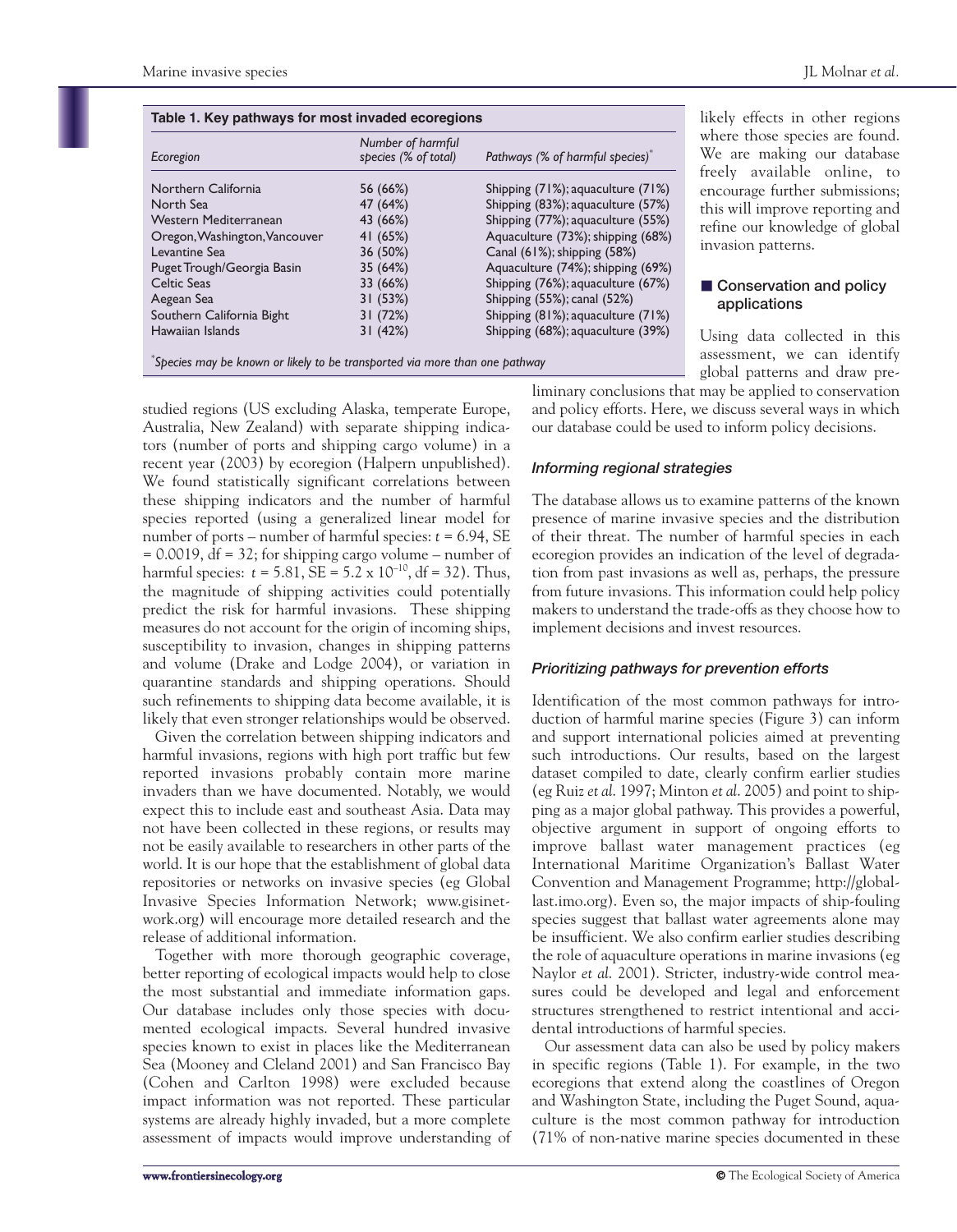**Table 1. Key pathways for most invaded ecoregions**

| Ecoregion | Number of harmful species (% of total) | Pathways (% of harmful species)* |
|---|---|---|
| Northern California | 56 (66%) | Shipping (71%); aquaculture (71%) |
| North Sea | 47 (64%) | Shipping (83%); aquaculture (57%) |
| Western Mediterranean | 43 (66%) | Shipping (77%); aquaculture (55%) |
| Oregon, Washington, Vancouver | 41 (65%) | Aquaculture (73%); shipping (68%) |
| Levantine Sea | 36 (50%) | Canal (61%); shipping (58%) |
| Puget Trough/Georgia Basin | 35 (64%) | Aquaculture (74%); shipping (69%) |
| Celtic Seas | 33 (66%) | Shipping (76%); aquaculture (67%) |
| Aegean Sea | 31 (53%) | Shipping (55%); canal (52%) |
| Southern California Bight | 31 (72%) | Shipping (81%); aquaculture (71%) |
| Hawaiian Islands | 31 (42%) | Shipping (68%); aquaculture (39%) |

*Species may be known or likely to be transported via more than one pathway

studied regions (US excluding Alaska, temperate Europe, Australia, New Zealand) with separate shipping indicators (number of ports and shipping cargo volume) in a recent year (2003) by ecoregion (Halpern unpublished). We found statistically significant correlations between these shipping indicators and the number of harmful species reported (using a generalized linear model for number of ports – number of harmful species: $t = 6.94$, SE $= 0.0019$, df $= 32$; for shipping cargo volume – number of harmful species: $t = 5.81$, SE $= 5.2 \times 10^{-10}$, df $= 32$). Thus, the magnitude of shipping activities could potentially predict the risk for harmful invasions. These shipping measures do not account for the origin of incoming ships, susceptibility to invasion, changes in shipping patterns and volume (Drake and Lodge 2004), or variation in quarantine standards and shipping operations. Should such refinements to shipping data become available, it is likely that even stronger relationships would be observed.

Given the correlation between shipping indicators and harmful invasions, regions with high port traffic but few reported invasions probably contain more marine invaders than we have documented. Notably, we would expect this to include east and southeast Asia. Data may not have been collected in these regions, or results may not be easily available to researchers in other parts of the world. It is our hope that the establishment of global data repositories or networks on invasive species (eg Global Invasive Species Information Network; www.gisinetwork.org) will encourage more detailed research and the release of additional information.

Together with more thorough geographic coverage, better reporting of ecological impacts would help to close the most substantial and immediate information gaps. Our database includes only those species with documented ecological impacts. Several hundred invasive species known to exist in places like the Mediterranean Sea (Mooney and Cleland 2001) and San Francisco Bay (Cohen and Carlton 1998) were excluded because impact information was not reported. These particular systems are already highly invaded, but a more complete assessment of impacts would improve understanding of likely effects in other regions where those species are found. We are making our database freely available online, to encourage further submissions; this will improve reporting and refine our knowledge of global invasion patterns.

## Conservation and policy applications

Using data collected in this assessment, we can identify global patterns and draw preliminary conclusions that may be applied to conservation and policy efforts. Here, we discuss several ways in which our database could be used to inform policy decisions.

### *Informing regional strategies*

The database allows us to examine patterns of the known presence of marine invasive species and the distribution of their threat. The number of harmful species in each ecoregion provides an indication of the level of degradation from past invasions as well as, perhaps, the pressure from future invasions. This information could help policy makers to understand the trade-offs as they choose how to implement decisions and invest resources.

### *Prioritizing pathways for prevention efforts*

Identification of the most common pathways for introduction of harmful marine species (Figure 3) can inform and support international policies aimed at preventing such introductions. Our results, based on the largest dataset compiled to date, clearly confirm earlier studies (eg Ruiz *et al.* 1997; Minton *et al.* 2005) and point to shipping as a major global pathway. This provides a powerful, objective argument in support of ongoing efforts to improve ballast water management practices (eg International Maritime Organization's Ballast Water Convention and Management Programme; http://globallast.imo.org). Even so, the major impacts of ship-fouling species suggest that ballast water agreements alone may be insufficient. We also confirm earlier studies describing the role of aquaculture operations in marine invasions (eg Naylor *et al.* 2001). Stricter, industry-wide control measures could be developed and legal and enforcement structures strengthened to restrict intentional and accidental introductions of harmful species.

Our assessment data can also be used by policy makers in specific regions (Table 1). For example, in the two ecoregions that extend along the coastlines of Oregon and Washington State, including the Puget Sound, aquaculture is the most common pathway for introduction (71% of non-native marine species documented in these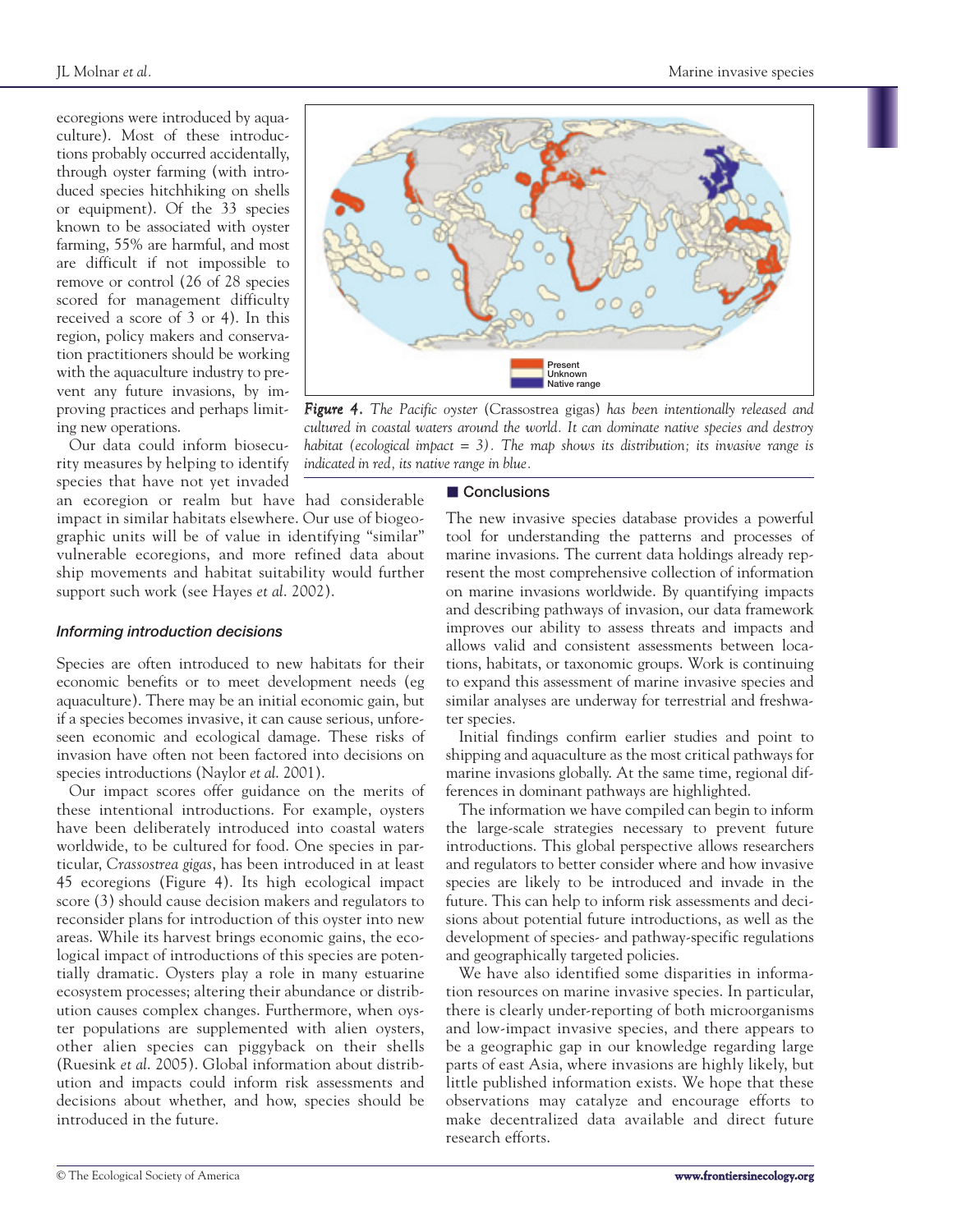ecoregions were introduced by aquaculture). Most of these introductions probably occurred accidentally, through oyster farming (with introduced species hitchhiking on shells or equipment). Of the 33 species known to be associated with oyster farming, 55% are harmful, and most are difficult if not impossible to remove or control (26 of 28 species scored for management difficulty received a score of 3 or 4). In this region, policy makers and conservation practitioners should be working with the aquaculture industry to prevent any future invasions, by improving practices and perhaps limiting new operations.

Our data could inform biosecurity measures by helping to identify species that have not yet invaded an ecoregion or realm but have had considerable impact in similar habitats elsewhere. Our use of biogeographic units will be of value in identifying "similar" vulnerable ecoregions, and more refined data about ship movements and habitat suitability would further support such work (see Hayes *et al*. 2002).

***Figure 4.*** *The Pacific oyster* (Crassostrea gigas) *has been intentionally released and cultured in coastal waters around the world. It can dominate native species and destroy habitat (ecological impact = 3). The map shows its distribution; its invasive range is indicated in red, its native range in blue.*

### *Informing introduction decisions*

Species are often introduced to new habitats for their economic benefits or to meet development needs (eg aquaculture). There may be an initial economic gain, but if a species becomes invasive, it can cause serious, unforeseen economic and ecological damage. These risks of invasion have often not been factored into decisions on species introductions (Naylor *et al*. 2001).

Our impact scores offer guidance on the merits of these intentional introductions. For example, oysters have been deliberately introduced into coastal waters worldwide, to be cultured for food. One species in particular, *Crassostrea gigas*, has been introduced in at least 45 ecoregions (Figure 4). Its high ecological impact score (3) should cause decision makers and regulators to reconsider plans for introduction of this oyster into new areas. While its harvest brings economic gains, the ecological impact of introductions of this species are potentially dramatic. Oysters play a role in many estuarine ecosystem processes; altering their abundance or distribution causes complex changes. Furthermore, when oyster populations are supplemented with alien oysters, other alien species can piggyback on their shells (Ruesink *et al*. 2005). Global information about distribution and impacts could inform risk assessments and decisions about whether, and how, species should be introduced in the future.

## Conclusions

The new invasive species database provides a powerful tool for understanding the patterns and processes of marine invasions. The current data holdings already represent the most comprehensive collection of information on marine invasions worldwide. By quantifying impacts and describing pathways of invasion, our data framework improves our ability to assess threats and impacts and allows valid and consistent assessments between locations, habitats, or taxonomic groups. Work is continuing to expand this assessment of marine invasive species and similar analyses are underway for terrestrial and freshwater species.

Initial findings confirm earlier studies and point to shipping and aquaculture as the most critical pathways for marine invasions globally. At the same time, regional differences in dominant pathways are highlighted.

The information we have compiled can begin to inform the large-scale strategies necessary to prevent future introductions. This global perspective allows researchers and regulators to better consider where and how invasive species are likely to be introduced and invade in the future. This can help to inform risk assessments and decisions about potential future introductions, as well as the development of species- and pathway-specific regulations and geographically targeted policies.

We have also identified some disparities in information resources on marine invasive species. In particular, there is clearly under-reporting of both microorganisms and low-impact invasive species, and there appears to be a geographic gap in our knowledge regarding large parts of east Asia, where invasions are highly likely, but little published information exists. We hope that these observations may catalyze and encourage efforts to make decentralized data available and direct future research efforts.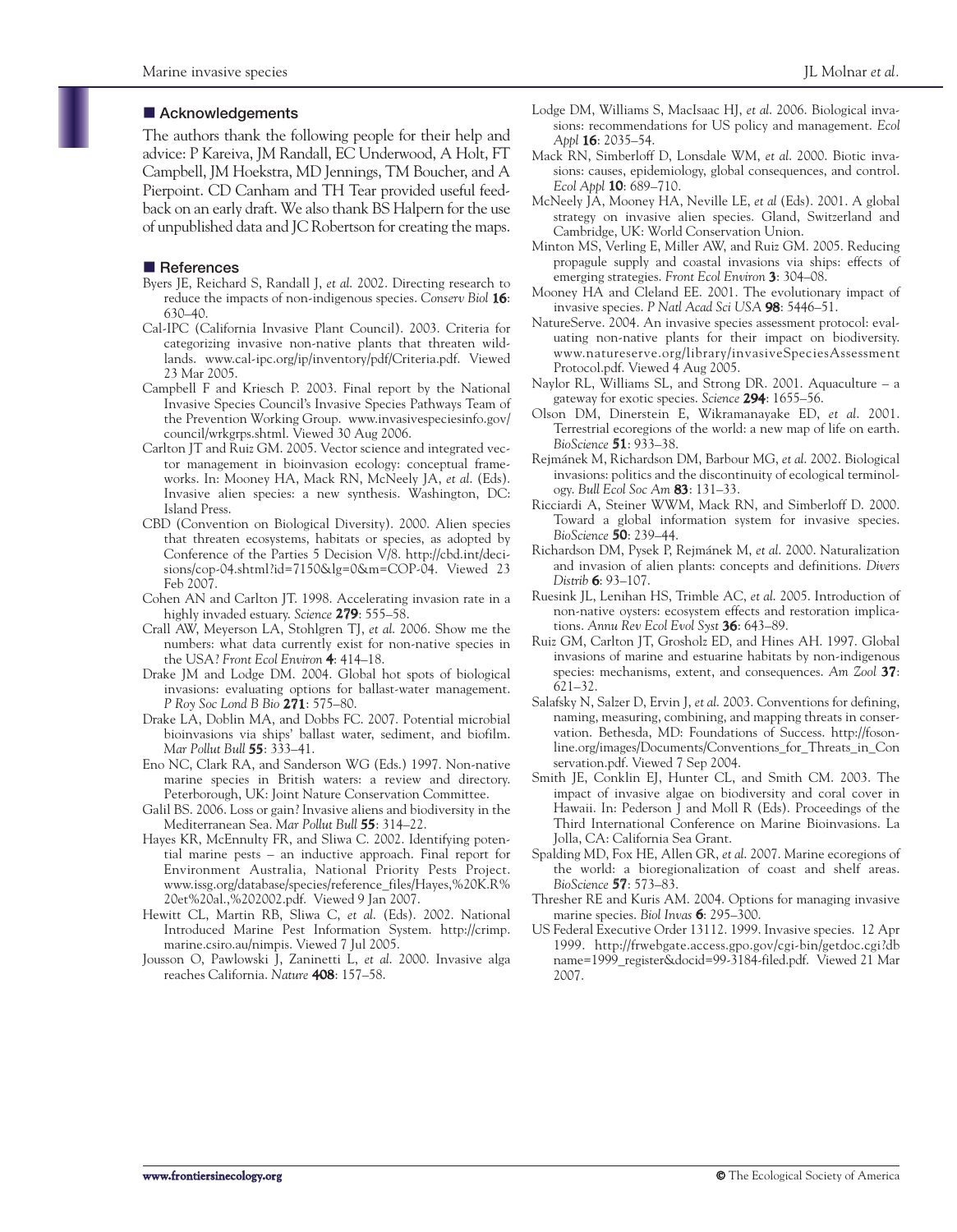## Acknowledgements

The authors thank the following people for their help and advice: P Kareiva, JM Randall, EC Underwood, A Holt, FT Campbell, JM Hoekstra, MD Jennings, TM Boucher, and A Pierpoint. CD Canham and TH Tear provided useful feedback on an early draft. We also thank BS Halpern for the use of unpublished data and JC Robertson for creating the maps.

## References

Byers JE, Reichard S, Randall J, *et al.* 2002. Directing research to reduce the impacts of non-indigenous species. *Conserv Biol* **16**: 630–40.

Cal-IPC (California Invasive Plant Council). 2003. Criteria for categorizing invasive non-native plants that threaten wildlands. www.cal-ipc.org/ip/inventory/pdf/Criteria.pdf. Viewed 23 Mar 2005.

Campbell F and Kriesch P. 2003. Final report by the National Invasive Species Council's Invasive Species Pathways Team of the Prevention Working Group. www.invasivespeciesinfo.gov/council/wrkgrps.shtml. Viewed 30 Aug 2006.

Carlton JT and Ruiz GM. 2005. Vector science and integrated vector management in bioinvasion ecology: conceptual frameworks. In: Mooney HA, Mack RN, McNeely JA, *et al.* (Eds). Invasive alien species: a new synthesis. Washington, DC: Island Press.

CBD (Convention on Biological Diversity). 2000. Alien species that threaten ecosystems, habitats or species, as adopted by Conference of the Parties 5 Decision V/8. http://cbd.int/decisions/cop-04.shtml?id=7150&lg=0&m=COP-04. Viewed 23 Feb 2007.

Cohen AN and Carlton JT. 1998. Accelerating invasion rate in a highly invaded estuary. *Science* **279**: 555–58.

Crall AW, Meyerson LA, Stohlgren TJ, *et al.* 2006. Show me the numbers: what data currently exist for non-native species in the USA? *Front Ecol Environ* **4**: 414–18.

Drake JM and Lodge DM. 2004. Global hot spots of biological invasions: evaluating options for ballast-water management. *P Roy Soc Lond B Bio* **271**: 575–80.

Drake LA, Doblin MA, and Dobbs FC. 2007. Potential microbial bioinvasions via ships' ballast water, sediment, and biofilm. *Mar Pollut Bull* **55**: 333–41.

Eno NC, Clark RA, and Sanderson WG (Eds.) 1997. Non-native marine species in British waters: a review and directory. Peterborough, UK: Joint Nature Conservation Committee.

Galil BS. 2006. Loss or gain? Invasive aliens and biodiversity in the Mediterranean Sea. *Mar Pollut Bull* **55**: 314–22.

Hayes KR, McEnnulty FR, and Sliwa C. 2002. Identifying potential marine pests – an inductive approach. Final report for Environment Australia, National Priority Pests Project. www.issg.org/database/species/reference_files/Hayes,%20K.R%20et%20al.,%202002.pdf. Viewed 9 Jan 2007.

Hewitt CL, Martin RB, Sliwa C, *et al.* (Eds). 2002. National Introduced Marine Pest Information System. http://crimp.marine.csiro.au/nimpis. Viewed 7 Jul 2005.

Jousson O, Pawlowski J, Zaninetti L, *et al.* 2000. Invasive alga reaches California. *Nature* **408**: 157–58.

Lodge DM, Williams S, MacIsaac HJ, *et al.* 2006. Biological invasions: recommendations for US policy and management. *Ecol Appl* **16**: 2035–54.

Mack RN, Simberloff D, Lonsdale WM, *et al.* 2000. Biotic invasions: causes, epidemiology, global consequences, and control. *Ecol Appl* **10**: 689–710.

McNeely JA, Mooney HA, Neville LE, *et al* (Eds). 2001. A global strategy on invasive alien species. Gland, Switzerland and Cambridge, UK: World Conservation Union.

Minton MS, Verling E, Miller AW, and Ruiz GM. 2005. Reducing propagule supply and coastal invasions via ships: effects of emerging strategies. *Front Ecol Environ* **3**: 304–08.

Mooney HA and Cleland EE. 2001. The evolutionary impact of invasive species. *P Natl Acad Sci USA* **98**: 5446–51.

NatureServe. 2004. An invasive species assessment protocol: evaluating non-native plants for their impact on biodiversity. www.natureserve.org/library/invasiveSpeciesAssessmentProtocol.pdf. Viewed 4 Aug 2005.

Naylor RL, Williams SL, and Strong DR. 2001. Aquaculture – a gateway for exotic species. *Science* **294**: 1655–56.

Olson DM, Dinerstein E, Wikramanayake ED, *et al.* 2001. Terrestrial ecoregions of the world: a new map of life on earth. *BioScience* **51**: 933–38.

Rejmánek M, Richardson DM, Barbour MG, *et al.* 2002. Biological invasions: politics and the discontinuity of ecological terminology. *Bull Ecol Soc Am* **83**: 131–33.

Ricciardi A, Steiner WWM, Mack RN, and Simberloff D. 2000. Toward a global information system for invasive species. *BioScience* **50**: 239–44.

Richardson DM, Pysek P, Rejmánek M, *et al.* 2000. Naturalization and invasion of alien plants: concepts and definitions. *Divers Distrib* **6**: 93–107.

Ruesink JL, Lenihan HS, Trimble AC, *et al.* 2005. Introduction of non-native oysters: ecosystem effects and restoration implications. *Annu Rev Ecol Evol Syst* **36**: 643–89.

Ruiz GM, Carlton JT, Grosholz ED, and Hines AH. 1997. Global invasions of marine and estuarine habitats by non-indigenous species: mechanisms, extent, and consequences. *Am Zool* **37**: 621–32.

Salafsky N, Salzer D, Ervin J, *et al.* 2003. Conventions for defining, naming, measuring, combining, and mapping threats in conservation. Bethesda, MD: Foundations of Success. http://fosonline.org/images/Documents/Conventions_for_Threats_in_Conservation.pdf. Viewed 7 Sep 2004.

Smith JE, Conklin EJ, Hunter CL, and Smith CM. 2003. The impact of invasive algae on biodiversity and coral cover in Hawaii. In: Pederson J and Moll R (Eds). Proceedings of the Third International Conference on Marine Bioinvasions. La Jolla, CA: California Sea Grant.

Spalding MD, Fox HE, Allen GR, *et al.* 2007. Marine ecoregions of the world: a bioregionalization of coast and shelf areas. *BioScience* **57**: 573–83.

Thresher RE and Kuris AM. 2004. Options for managing invasive marine species. *Biol Invas* **6**: 295–300.

US Federal Executive Order 13112. 1999. Invasive species. 12 Apr 1999. http://frwebgate.access.gpo.gov/cgi-bin/getdoc.cgi?dbname=1999_register&docid=99-3184-filed.pdf. Viewed 21 Mar 2007.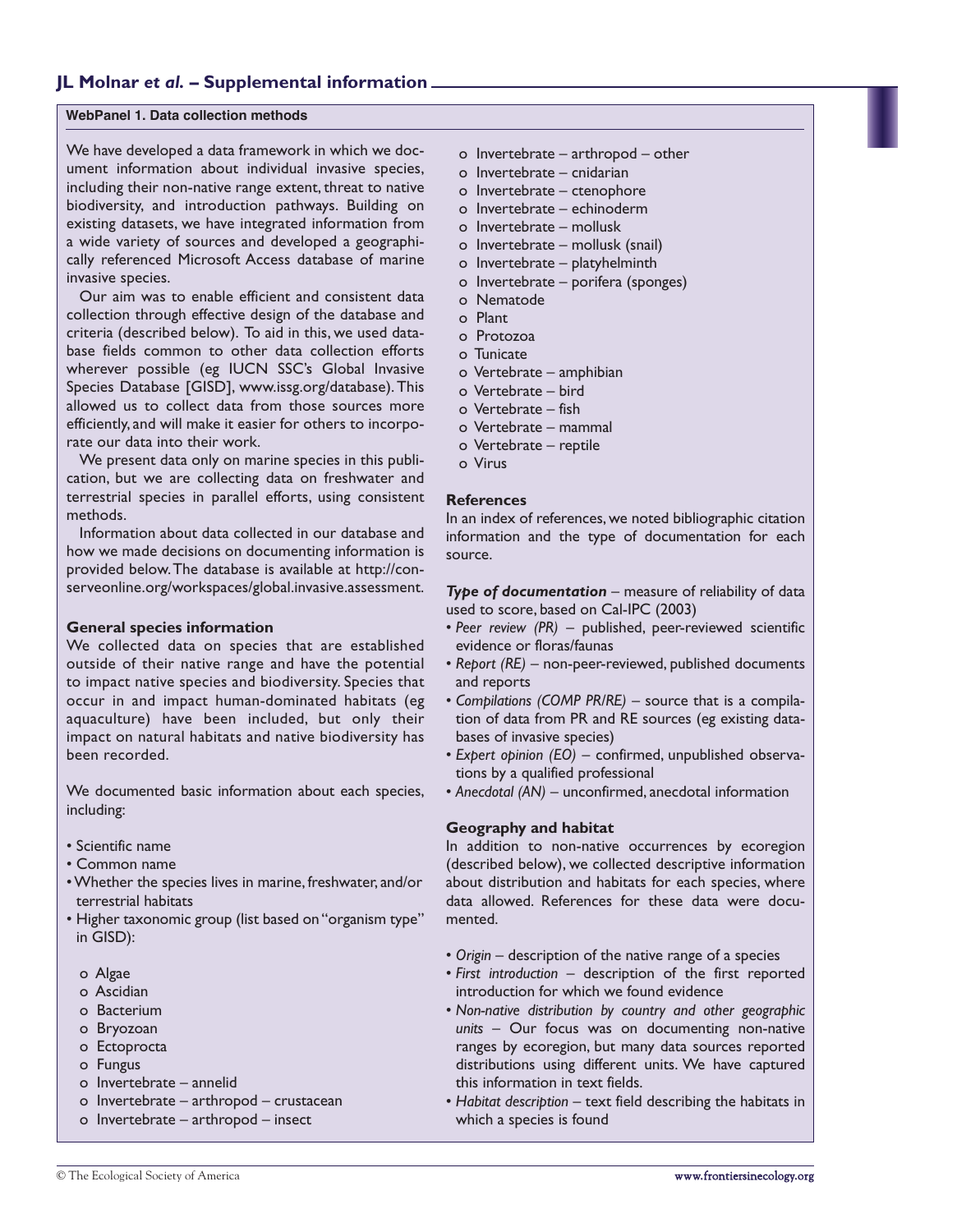## WebPanel 1. Data collection methods

We have developed a data framework in which we document information about individual invasive species, including their non-native range extent, threat to native biodiversity, and introduction pathways. Building on existing datasets, we have integrated information from a wide variety of sources and developed a geographically referenced Microsoft Access database of marine invasive species.

Our aim was to enable efficient and consistent data collection through effective design of the database and criteria (described below). To aid in this, we used database fields common to other data collection efforts wherever possible (eg IUCN SSC's Global Invasive Species Database [GISD], www.issg.org/database). This allowed us to collect data from those sources more efficiently, and will make it easier for others to incorporate our data into their work.

We present data only on marine species in this publication, but we are collecting data on freshwater and terrestrial species in parallel efforts, using consistent methods.

Information about data collected in our database and how we made decisions on documenting information is provided below. The database is available at http://conserveonline.org/workspaces/global.invasive.assessment.

### General species information

We collected data on species that are established outside of their native range and have the potential to impact native species and biodiversity. Species that occur in and impact human-dominated habitats (eg aquaculture) have been included, but only their impact on natural habitats and native biodiversity has been recorded.

We documented basic information about each species, including:

- Scientific name
- Common name
- Whether the species lives in marine, freshwater, and/or terrestrial habitats
- Higher taxonomic group (list based on "organism type" in GISD):
  - Algae
  - Ascidian
  - Bacterium
  - Bryozoan
  - Ectoprocta
  - Fungus
  - Invertebrate – annelid
  - Invertebrate – arthropod – crustacean
  - Invertebrate – arthropod – insect
  - Invertebrate – arthropod – other
  - Invertebrate – cnidarian
  - Invertebrate – ctenophore
  - Invertebrate – echinoderm
  - Invertebrate – mollusk
  - Invertebrate – mollusk (snail)
  - Invertebrate – platyhelminth
  - Invertebrate – porifera (sponges)
  - Nematode
  - Plant
  - Protozoa
  - Tunicate
  - Vertebrate – amphibian
  - Vertebrate – bird
  - Vertebrate – fish
  - Vertebrate – mammal
  - Vertebrate – reptile
  - Virus

### References

In an index of references, we noted bibliographic citation information and the type of documentation for each source.

***Type of documentation*** – measure of reliability of data used to score, based on Cal-IPC (2003)

- *Peer review (PR)* – published, peer-reviewed scientific evidence or floras/faunas
- *Report (RE)* – non-peer-reviewed, published documents and reports
- *Compilations (COMP PR/RE)* – source that is a compilation of data from PR and RE sources (eg existing databases of invasive species)
- *Expert opinion (EO)* – confirmed, unpublished observations by a qualified professional
- *Anecdotal (AN)* – unconfirmed, anecdotal information

### Geography and habitat

In addition to non-native occurrences by ecoregion (described below), we collected descriptive information about distribution and habitats for each species, where data allowed. References for these data were documented.

- *Origin* – description of the native range of a species
- *First introduction* – description of the first reported introduction for which we found evidence
- *Non-native distribution by country and other geographic units* – Our focus was on documenting non-native ranges by ecoregion, but many data sources reported distributions using different units. We have captured this information in text fields.
- *Habitat description* – text field describing the habitats in which a species is found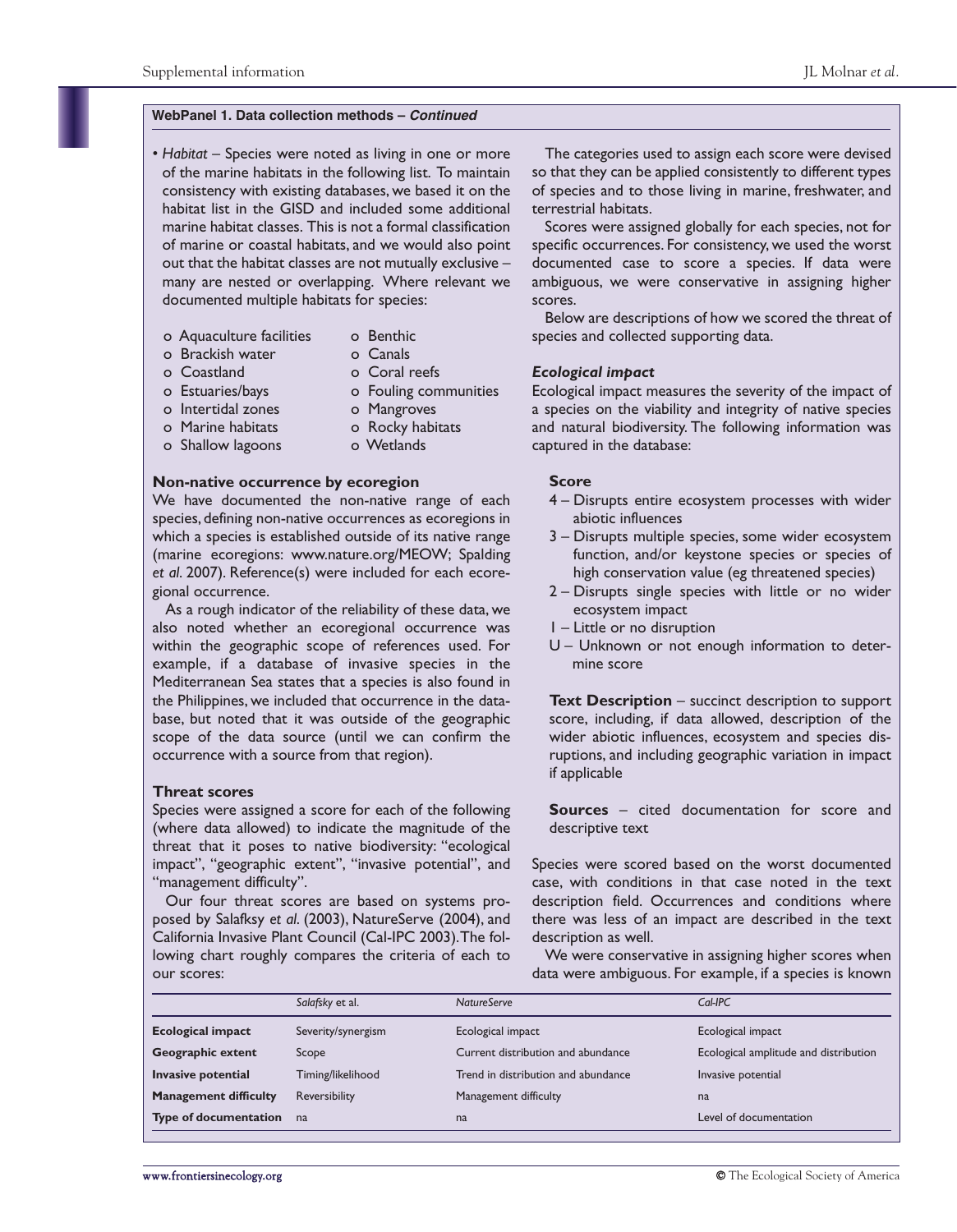**WebPanel 1. Data collection methods – *Continued***

- *Habitat* – Species were noted as living in one or more of the marine habitats in the following list. To maintain consistency with existing databases, we based it on the habitat list in the GISD and included some additional marine habitat classes. This is not a formal classification of marine or coastal habitats, and we would also point out that the habitat classes are not mutually exclusive – many are nested or overlapping. Where relevant we documented multiple habitats for species:

  - Aquaculture facilities
  - Brackish water
  - Coastland
  - Estuaries/bays
  - Intertidal zones
  - Marine habitats
  - Shallow lagoons
  - Benthic
  - Canals
  - Coral reefs
  - Fouling communities
  - Mangroves
  - Rocky habitats
  - Wetlands

### Non-native occurrence by ecoregion

We have documented the non-native range of each species, defining non-native occurrences as ecoregions in which a species is established outside of its native range (marine ecoregions: www.nature.org/MEOW; Spalding *et al*. 2007). Reference(s) were included for each ecoregional occurrence.

As a rough indicator of the reliability of these data, we also noted whether an ecoregional occurrence was within the geographic scope of references used. For example, if a database of invasive species in the Mediterranean Sea states that a species is also found in the Philippines, we included that occurrence in the database, but noted that it was outside of the geographic scope of the data source (until we can confirm the occurrence with a source from that region).

### Threat scores

Species were assigned a score for each of the following (where data allowed) to indicate the magnitude of the threat that it poses to native biodiversity: "ecological impact", "geographic extent", "invasive potential", and "management difficulty".

Our four threat scores are based on systems proposed by Salafksy *et al*. (2003), NatureServe (2004), and California Invasive Plant Council (Cal-IPC 2003). The following chart roughly compares the criteria of each to our scores:

The categories used to assign each score were devised so that they can be applied consistently to different types of species and to those living in marine, freshwater, and terrestrial habitats.

Scores were assigned globally for each species, not for specific occurrences. For consistency, we used the worst documented case to score a species. If data were ambiguous, we were conservative in assigning higher scores.

Below are descriptions of how we scored the threat of species and collected supporting data.

### *Ecological impact*

Ecological impact measures the severity of the impact of a species on the viability and integrity of native species and natural biodiversity. The following information was captured in the database:

**Score**

- 4 – Disrupts entire ecosystem processes with wider abiotic influences
- 3 – Disrupts multiple species, some wider ecosystem function, and/or keystone species or species of high conservation value (eg threatened species)
- 2 – Disrupts single species with little or no wider ecosystem impact
- 1 – Little or no disruption
- U – Unknown or not enough information to determine score

**Text Description** – succinct description to support score, including, if data allowed, description of the wider abiotic influences, ecosystem and species disruptions, and including geographic variation in impact if applicable

**Sources** – cited documentation for score and descriptive text

Species were scored based on the worst documented case, with conditions in that case noted in the text description field. Occurrences and conditions where there was less of an impact are described in the text description as well.

We were conservative in assigning higher scores when data were ambiguous. For example, if a species is known

| | *Salafsky* et al. | *NatureServe* | *Cal-IPC* |
|---|---|---|---|
| **Ecological impact** | Severity/synergism | Ecological impact | Ecological impact |
| **Geographic extent** | Scope | Current distribution and abundance | Ecological amplitude and distribution |
| **Invasive potential** | Timing/likelihood | Trend in distribution and abundance | Invasive potential |
| **Management difficulty** | Reversibility | Management difficulty | na |
| **Type of documentation** | na | na | Level of documentation |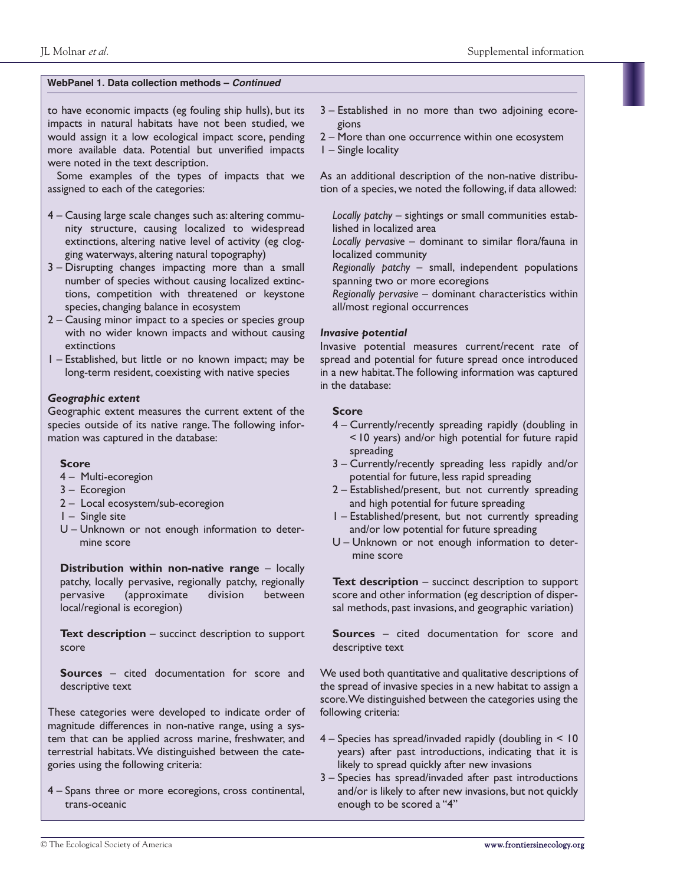**WebPanel 1. Data collection methods – *Continued***

to have economic impacts (eg fouling ship hulls), but its impacts in natural habitats have not been studied, we would assign it a low ecological impact score, pending more available data. Potential but unverified impacts were noted in the text description.

Some examples of the types of impacts that we assigned to each of the categories:

4 – Causing large scale changes such as: altering community structure, causing localized to widespread extinctions, altering native level of activity (eg clogging waterways, altering natural topography)
3 – Disrupting changes impacting more than a small number of species without causing localized extinctions, competition with threatened or keystone species, changing balance in ecosystem
2 – Causing minor impact to a species or species group with no wider known impacts and without causing extinctions
1 – Established, but little or no known impact; may be long-term resident, coexisting with native species

***Geographic extent***

Geographic extent measures the current extent of the species outside of its native range. The following information was captured in the database:

**Score**

4 – Multi-ecoregion
3 – Ecoregion
2 – Local ecosystem/sub-ecoregion
1 – Single site
U – Unknown or not enough information to determine score

**Distribution within non-native range** – locally patchy, locally pervasive, regionally patchy, regionally pervasive (approximate division between local/regional is ecoregion)

**Text description** – succinct description to support score

**Sources** – cited documentation for score and descriptive text

These categories were developed to indicate order of magnitude differences in non-native range, using a system that can be applied across marine, freshwater, and terrestrial habitats. We distinguished between the categories using the following criteria:

4 – Spans three or more ecoregions, cross continental, trans-oceanic
3 – Established in no more than two adjoining ecoregions
2 – More than one occurrence within one ecosystem
1 – Single locality

As an additional description of the non-native distribution of a species, we noted the following, if data allowed:

*Locally patchy* – sightings or small communities established in localized area
*Locally pervasive* – dominant to similar flora/fauna in localized community
*Regionally patchy* – small, independent populations spanning two or more ecoregions
*Regionally pervasive* – dominant characteristics within all/most regional occurrences

***Invasive potential***

Invasive potential measures current/recent rate of spread and potential for future spread once introduced in a new habitat. The following information was captured in the database:

**Score**

4 – Currently/recently spreading rapidly (doubling in < 10 years) and/or high potential for future rapid spreading
3 – Currently/recently spreading less rapidly and/or potential for future, less rapid spreading
2 – Established/present, but not currently spreading and high potential for future spreading
1 – Established/present, but not currently spreading and/or low potential for future spreading
U – Unknown or not enough information to determine score

**Text description** – succinct description to support score and other information (eg description of dispersal methods, past invasions, and geographic variation)

**Sources** – cited documentation for score and descriptive text

We used both quantitative and qualitative descriptions of the spread of invasive species in a new habitat to assign a score. We distinguished between the categories using the following criteria:

4 – Species has spread/invaded rapidly (doubling in < 10 years) after past introductions, indicating that it is likely to spread quickly after new invasions
3 – Species has spread/invaded after past introductions and/or is likely to after new invasions, but not quickly enough to be scored a "4"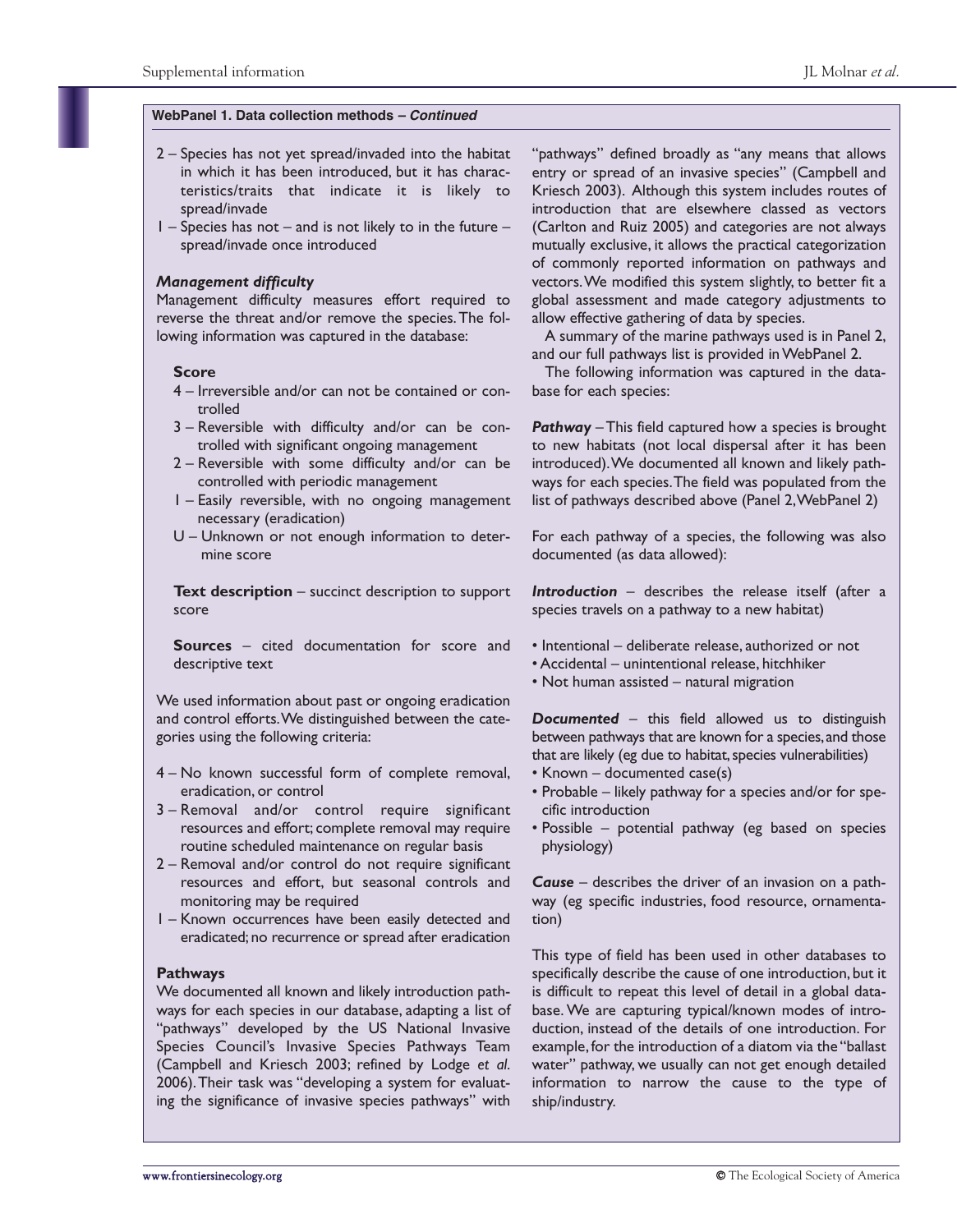**WebPanel 1. Data collection methods – *Continued***

2 – Species has not yet spread/invaded into the habitat in which it has been introduced, but it has characteristics/traits that indicate it is likely to spread/invade

1 – Species has not – and is not likely to in the future – spread/invade once introduced

### *Management difficulty*

Management difficulty measures effort required to reverse the threat and/or remove the species. The following information was captured in the database:

**Score**

4 – Irreversible and/or can not be contained or controlled

3 – Reversible with difficulty and/or can be controlled with significant ongoing management

2 – Reversible with some difficulty and/or can be controlled with periodic management

1 – Easily reversible, with no ongoing management necessary (eradication)

U – Unknown or not enough information to determine score

**Text description** – succinct description to support score

**Sources** – cited documentation for score and descriptive text

We used information about past or ongoing eradication and control efforts. We distinguished between the categories using the following criteria:

4 – No known successful form of complete removal, eradication, or control

3 – Removal and/or control require significant resources and effort; complete removal may require routine scheduled maintenance on regular basis

2 – Removal and/or control do not require significant resources and effort, but seasonal controls and monitoring may be required

1 – Known occurrences have been easily detected and eradicated; no recurrence or spread after eradication

### Pathways

We documented all known and likely introduction pathways for each species in our database, adapting a list of "pathways" developed by the US National Invasive Species Council's Invasive Species Pathways Team (Campbell and Kriesch 2003; refined by Lodge *et al.* 2006). Their task was "developing a system for evaluating the significance of invasive species pathways" with "pathways" defined broadly as "any means that allows entry or spread of an invasive species" (Campbell and Kriesch 2003). Although this system includes routes of introduction that are elsewhere classed as vectors (Carlton and Ruiz 2005) and categories are not always mutually exclusive, it allows the practical categorization of commonly reported information on pathways and vectors. We modified this system slightly, to better fit a global assessment and made category adjustments to allow effective gathering of data by species.

A summary of the marine pathways used is in Panel 2, and our full pathways list is provided in WebPanel 2.

The following information was captured in the database for each species:

***Pathway*** – This field captured how a species is brought to new habitats (not local dispersal after it has been introduced). We documented all known and likely pathways for each species. The field was populated from the list of pathways described above (Panel 2, WebPanel 2)

For each pathway of a species, the following was also documented (as data allowed):

***Introduction*** – describes the release itself (after a species travels on a pathway to a new habitat)

- Intentional – deliberate release, authorized or not
- Accidental – unintentional release, hitchhiker
- Not human assisted – natural migration

***Documented*** – this field allowed us to distinguish between pathways that are known for a species, and those that are likely (eg due to habitat, species vulnerabilities)

- Known – documented case(s)
- Probable – likely pathway for a species and/or for specific introduction
- Possible – potential pathway (eg based on species physiology)

***Cause*** – describes the driver of an invasion on a pathway (eg specific industries, food resource, ornamentation)

This type of field has been used in other databases to specifically describe the cause of one introduction, but it is difficult to repeat this level of detail in a global database. We are capturing typical/known modes of introduction, instead of the details of one introduction. For example, for the introduction of a diatom via the "ballast water" pathway, we usually can not get enough detailed information to narrow the cause to the type of ship/industry.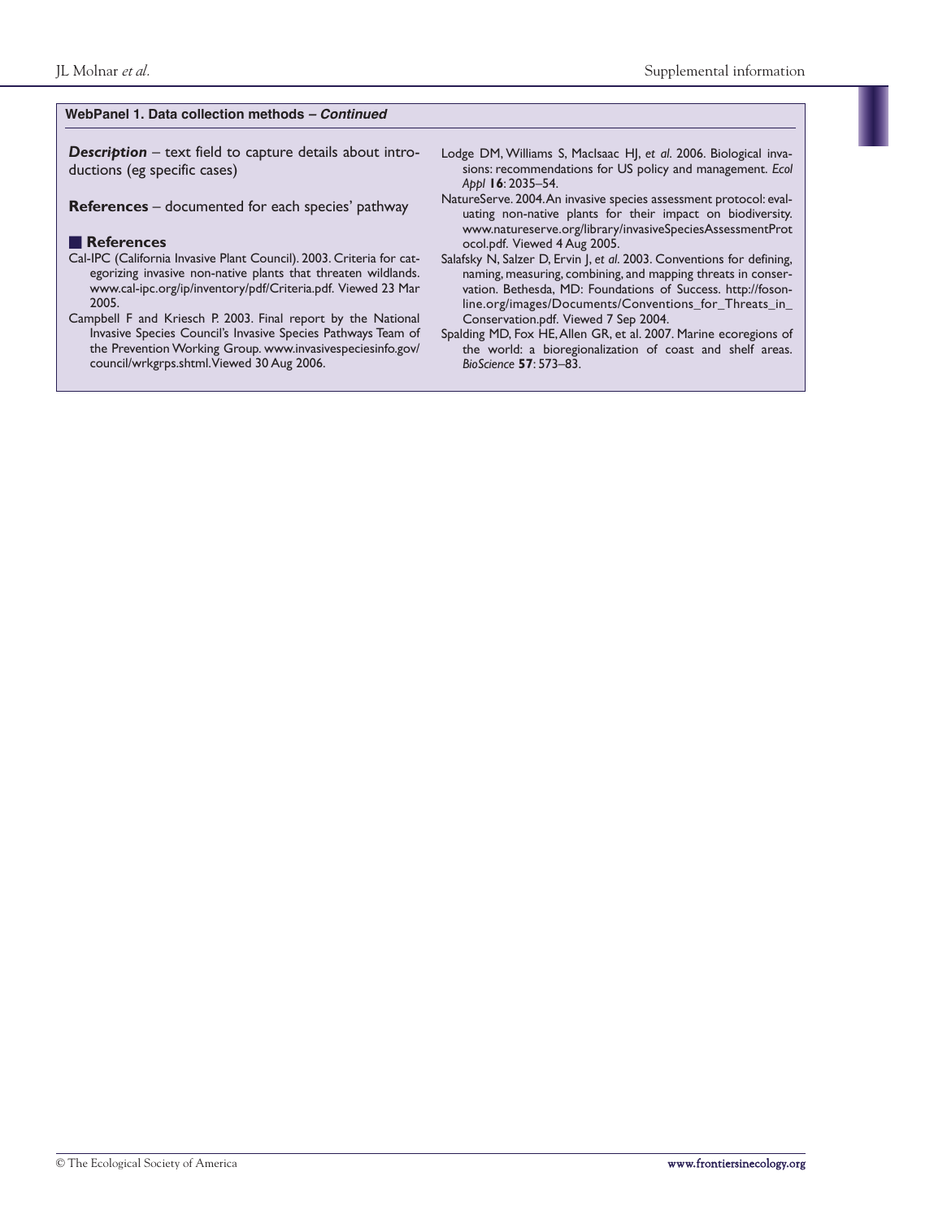**WebPanel 1. Data collection methods – *Continued***

***Description*** – text field to capture details about introductions (eg specific cases)

**References** – documented for each species' pathway

## References

Cal-IPC (California Invasive Plant Council). 2003. Criteria for categorizing invasive non-native plants that threaten wildlands. www.cal-ipc.org/ip/inventory/pdf/Criteria.pdf. Viewed 23 Mar 2005.

Campbell F and Kriesch P. 2003. Final report by the National Invasive Species Council's Invasive Species Pathways Team of the Prevention Working Group. www.invasivespeciesinfo.gov/council/wrkgrps.shtml. Viewed 30 Aug 2006.

Lodge DM, Williams S, MacIsaac HJ, *et al*. 2006. Biological invasions: recommendations for US policy and management. *Ecol Appl* **16**: 2035–54.

NatureServe. 2004. An invasive species assessment protocol: evaluating non-native plants for their impact on biodiversity. www.natureserve.org/library/invasiveSpeciesAssessmentProtocol.pdf. Viewed 4 Aug 2005.

Salafsky N, Salzer D, Ervin J, *et al*. 2003. Conventions for defining, naming, measuring, combining, and mapping threats in conservation. Bethesda, MD: Foundations of Success. http://fosonline.org/images/Documents/Conventions_for_Threats_in_Conservation.pdf. Viewed 7 Sep 2004.

Spalding MD, Fox HE, Allen GR, et al. 2007. Marine ecoregions of the world: a bioregionalization of coast and shelf areas. *BioScience* **57**: 573–83.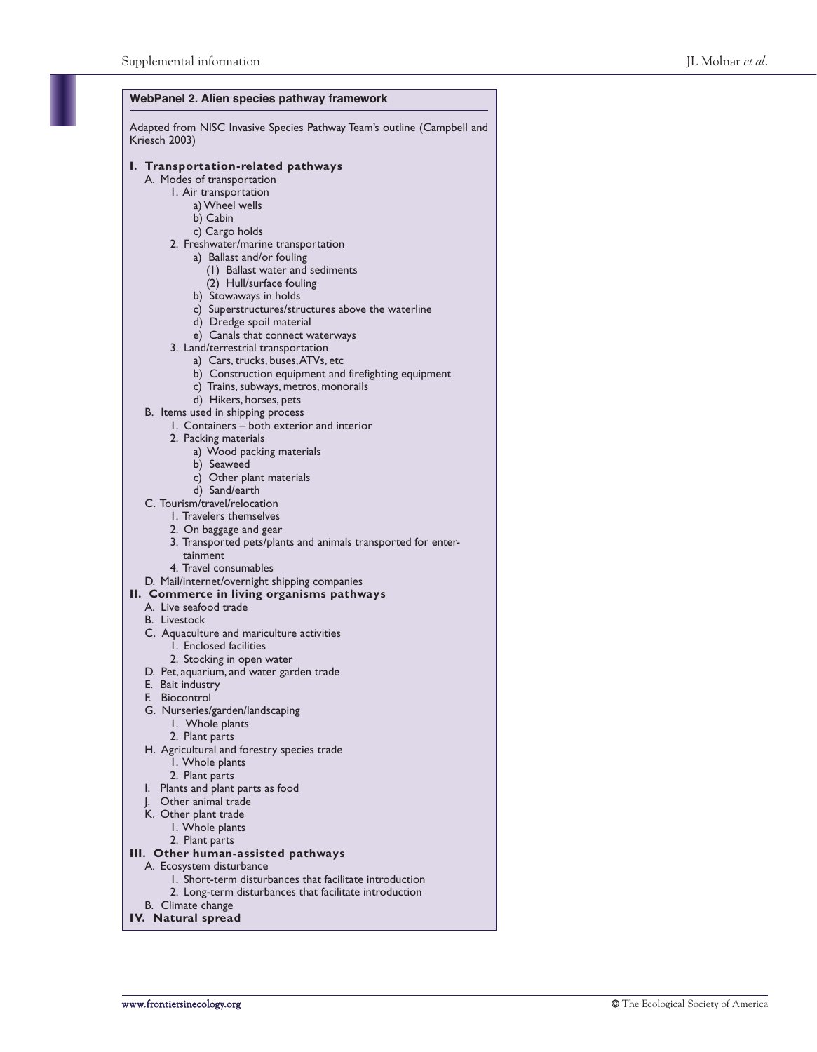## WebPanel 2. Alien species pathway framework

Adapted from NISC Invasive Species Pathway Team's outline (Campbell and Kriesch 2003)

**I. Transportation-related pathways**

- A. Modes of transportation
  - 1. Air transportation
    - a) Wheel wells
    - b) Cabin
    - c) Cargo holds
  - 2. Freshwater/marine transportation
    - a) Ballast and/or fouling
      - (1) Ballast water and sediments
      - (2) Hull/surface fouling
    - b) Stowaways in holds
    - c) Superstructures/structures above the waterline
    - d) Dredge spoil material
    - e) Canals that connect waterways
  - 3. Land/terrestrial transportation
    - a) Cars, trucks, buses, ATVs, etc
    - b) Construction equipment and firefighting equipment
    - c) Trains, subways, metros, monorails
    - d) Hikers, horses, pets
- B. Items used in shipping process
  - 1. Containers – both exterior and interior
  - 2. Packing materials
    - a) Wood packing materials
    - b) Seaweed
    - c) Other plant materials
    - d) Sand/earth
- C. Tourism/travel/relocation
  - 1. Travelers themselves
  - 2. On baggage and gear
  - 3. Transported pets/plants and animals transported for entertainment
  - 4. Travel consumables
- D. Mail/internet/overnight shipping companies

**II. Commerce in living organisms pathways**

- A. Live seafood trade
- B. Livestock
- C. Aquaculture and mariculture activities
  - 1. Enclosed facilities
  - 2. Stocking in open water
- D. Pet, aquarium, and water garden trade
- E. Bait industry
- F. Biocontrol
- G. Nurseries/garden/landscaping
  - 1. Whole plants
  - 2. Plant parts
- H. Agricultural and forestry species trade
  - 1. Whole plants
  - 2. Plant parts
- I. Plants and plant parts as food
- J. Other animal trade
- K. Other plant trade
  - 1. Whole plants
  - 2. Plant parts

**III. Other human-assisted pathways**

- A. Ecosystem disturbance
  - 1. Short-term disturbances that facilitate introduction
  - 2. Long-term disturbances that facilitate introduction
- B. Climate change

**IV. Natural spread**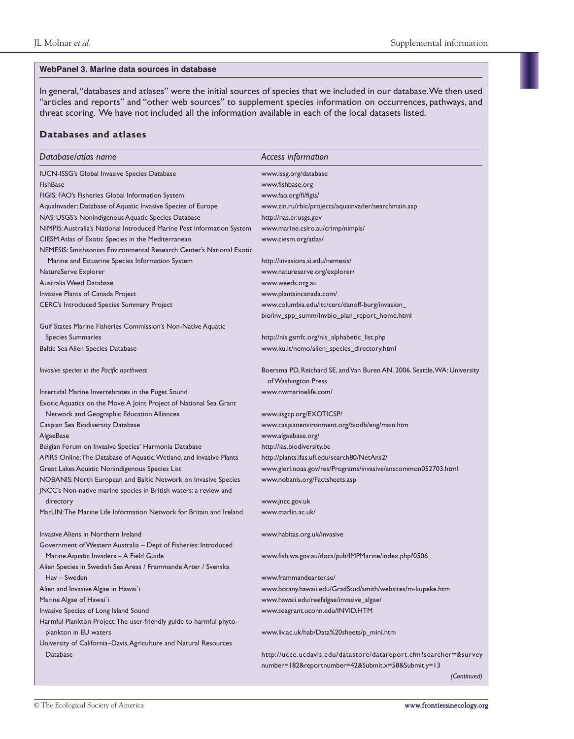**WebPanel 3. Marine data sources in database**

In general, "databases and atlases" were the initial sources of species that we included in our database. We then used "articles and reports" and "other web sources" to supplement species information on occurrences, pathways, and threat scoring. We have not included all the information available in each of the local datasets listed.

## Databases and atlases

| *Database/atlas name* | *Access information* |
|---|---|
| IUCN-ISSG's Global Invasive Species Database | www.issg.org/database |
| FishBase | www.fishbase.org |
| FIGIS: FAO's Fisheries Global Information System | www.fao.org/fi/figis/ |
| AquaInvader: Database of Aquatic Invasive Species of Europe | www.zin.ru/rbic/projects/aquainvader/searchmain.asp |
| NAS: USGS's Nonindigenous Aquatic Species Database | http://nas.er.usgs.gov |
| NIMPIS: Australia's National Introduced Marine Pest Information System | www.marine.csiro.au/crimp/nimpis/ |
| CIESM Atlas of Exotic Species in the Mediterranean | www.ciesm.org/atlas/ |
| NEMESIS: Smithsonian Environmental Research Center's National Exotic Marine and Estuarine Species Information System | http://invasions.si.edu/nemesis/ |
| NatureServe Explorer | www.natureserve.org/explorer/ |
| Australia Weed Database | www.weeds.org.au |
| Invasive Plants of Canada Project | www.plantsincanada.com/ |
| CERC's Introduced Species Summary Project | www.columbia.edu/itc/cerc/danoff-burg/invasion_bio/inv_spp_summ/invbio_plan_report_home.html |
| Gulf States Marine Fisheries Commission's Non-Native Aquatic Species Summaries | http://nis.gsmfc.org/nis_alphabetic_list.php |
| Baltic Sea Alien Species Database | www.ku.lt/nemo/alien_species_directory.html |
| *Invasive species in the Pacific northwest* | Boersma PD, Reichard SE, and Van Buren AN. 2006. Seattle, WA: University of Washington Press |
| Intertidal Marine Invertebrates in the Puget Sound | www.nwmarinelife.com/ |
| Exotic Aquatics on the Move: A Joint Project of National Sea Grant Network and Geographic Education Alliances | www.iisgcp.org/EXOTICSP/ |
| Caspian Sea Biodiversity Database | www.caspianenvironment.org/biodb/eng/main.htm |
| AlgaeBase | www.algaebase.org/ |
| Belgian Forum on Invasive Species' Harmonia Database | http://ias.biodiversity.be |
| APIRS Online: The Database of Aquatic, Wetland, and Invasive Plants | http://plants.ifas.ufl.edu/search80/NetAns2/ |
| Great Lakes Aquatic Nonindigenous Species List | www.glerl.noaa.gov/res/Programs/invasive/anscommon052703.html |
| NOBANIS: North European and Baltic Network on Invasive Species | www.nobanis.org/Factsheets.asp |
| JNCC's Non-native marine species in British waters: a review and directory | www.jncc.gov.uk |
| MarLIN: The Marine Life Information Network for Britain and Ireland | www.marlin.ac.uk/ |
| Invasive Aliens in Northern Ireland | www.habitas.org.uk/invasive |
| Government of Western Australia – Dept of Fisheries: Introduced Marine Aquatic Invaders – A Field Guide | www.fish.wa.gov.au/docs/pub/IMPMarine/index.php?0506 |
| Alien Species in Swedish Sea Areas / Frammande Arter / Svenska Hav – Sweden | www.frammandearter.se/ |
| Alien and Invasive Algae in Hawai`i | www.botany.hawaii.edu/GradStud/smith/websites/m-kupeke.htm |
| Marine Algae of Hawai`i | www.hawaii.edu/reefalgae/invasive_algae/ |
| Invasive Species of Long Island Sound | www.seagrant.uconn.edu/INVID.HTM |
| Harmful Plankton Project: The user-friendly guide to harmful phytoplankton in EU waters | www.liv.ac.uk/hab/Data%20sheets/p_mini.htm |
| University of California–Davis, Agriculture and Natural Resources Database | http://ucce.ucdavis.edu/datastore/datareport.cfm?searcher=&surveynumber=182&reportnumber=42&Submit.x=58&Submit.y=13 |

*(Continued)*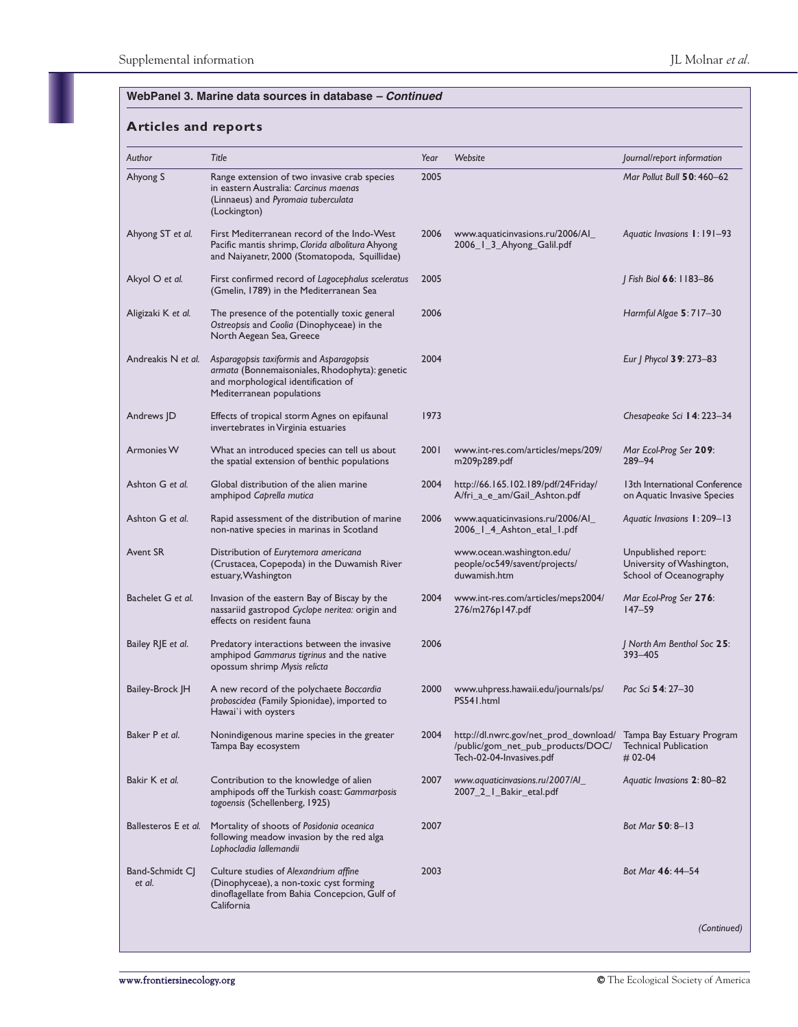**WebPanel 3. Marine data sources in database – *Continued***

## Articles and reports

| *Author* | *Title* | *Year* | *Website* | *Journal/report information* |
|---|---|---|---|---|
| Ahyong S | Range extension of two invasive crab species in eastern Australia: *Carcinus maenas* (Linnaeus) and *Pyromaia tuberculata* (Lockington) | 2005 | | *Mar Pollut Bull* **50**: 460–62 |
| Ahyong ST *et al.* | First Mediterranean record of the Indo-West Pacific mantis shrimp, *Clorida albolitura* Ahyong and Naiyanetr, 2000 (Stomatopoda, Squillidae) | 2006 | www.aquaticinvasions.ru/2006/AI_2006_1_3_Ahyong_Galil.pdf | *Aquatic Invasions* **1**: 191–93 |
| Akyol O *et al.* | First confirmed record of *Lagocephalus sceleratus* (Gmelin, 1789) in the Mediterranean Sea | 2005 | | *J Fish Biol* **66**: 1183–86 |
| Aligizaki K *et al.* | The presence of the potentially toxic general *Ostreopsis* and *Coolia* (Dinophyceae) in the North Aegean Sea, Greece | 2006 | | *Harmful Algae* **5**: 717–30 |
| Andreakis N *et al.* | *Asparagopsis taxiformis* and *Asparagopsis armata* (Bonnemaisoniales, Rhodophyta): genetic and morphological identification of Mediterranean populations | 2004 | | *Eur J Phycol* **39**: 273–83 |
| Andrews JD | Effects of tropical storm Agnes on epifaunal invertebrates in Virginia estuaries | 1973 | | *Chesapeake Sci* **14**: 223–34 |
| Armonies W | What an introduced species can tell us about the spatial extension of benthic populations | 2001 | www.int-res.com/articles/meps/209/m209p289.pdf | *Mar Ecol-Prog Ser* **209**: 289–94 |
| Ashton G *et al.* | Global distribution of the alien marine amphipod *Caprella mutica* | 2004 | http://66.165.102.189/pdf/24Friday/A/fri_a_e_am/Gail_Ashton.pdf | 13th International Conference on Aquatic Invasive Species |
| Ashton G *et al.* | Rapid assessment of the distribution of marine non-native species in marinas in Scotland | 2006 | www.aquaticinvasions.ru/2006/AI_2006_1_4_Ashton_etal_1.pdf | *Aquatic Invasions* **1**: 209–13 |
| Avent SR | Distribution of *Eurytemora americana* (Crustacea, Copepoda) in the Duwamish River estuary, Washington | | www.ocean.washington.edu/people/oc549/savent/projects/duwamish.htm | Unpublished report: University of Washington, School of Oceanography |
| Bachelet G *et al.* | Invasion of the eastern Bay of Biscay by the nassariid gastropod *Cyclope neritea:* origin and effects on resident fauna | 2004 | www.int-res.com/articles/meps2004/276/m276p147.pdf | *Mar Ecol-Prog Ser* **276**: 147–59 |
| Bailey RJE *et al.* | Predatory interactions between the invasive amphipod *Gammarus tigrinus* and the native opossum shrimp *Mysis relicta* | 2006 | | *J North Am Benthol Soc* **25**: 393–405 |
| Bailey-Brock JH | A new record of the polychaete *Boccardia proboscidea* (Family Spionidae), imported to Hawai`i with oysters | 2000 | www.uhpress.hawaii.edu/journals/ps/PS541.html | *Pac Sci* **54**: 27–30 |
| Baker P *et al.* | Nonindigenous marine species in the greater Tampa Bay ecosystem | 2004 | http://dl.nwrc.gov/net_prod_download//public/gom_net_pub_products/DOC/Tech-02-04-Invasives.pdf | Tampa Bay Estuary Program Technical Publication # 02-04 |
| Bakir K *et al.* | Contribution to the knowledge of alien amphipods off the Turkish coast: *Gammarposis togoensis* (Schellenberg, 1925) | 2007 | *www.aquaticinvasions.ru/2007/AI_2007_2_1_Bakir_etal.pdf* | *Aquatic Invasions* **2**: 80–82 |
| Ballesteros E *et al.* | Mortality of shoots of *Posidonia oceanica* following meadow invasion by the red alga *Lophocladia lallemandii* | 2007 | | *Bot Mar* **50**: 8–13 |
| Band-Schmidt CJ *et al.* | Culture studies of *Alexandrium affine* (Dinophyceae), a non-toxic cyst forming dinoflagellate from Bahia Concepcion, Gulf of California | 2003 | | *Bot Mar* **46**: 44–54 |

*(Continued)*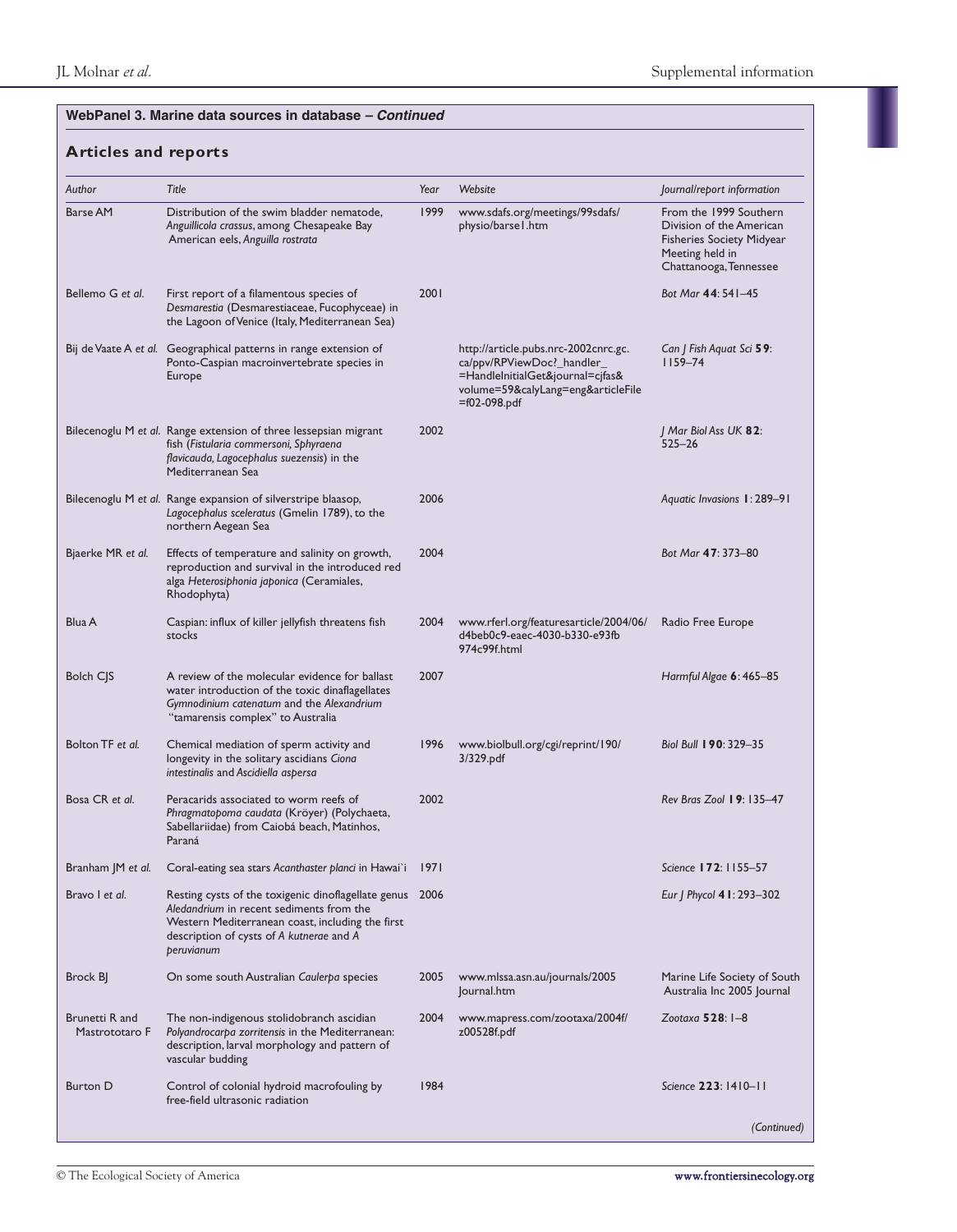**WebPanel 3. Marine data sources in database – *Continued***

## Articles and reports

| *Author* | *Title* | *Year* | *Website* | *Journal/report information* |
|---|---|---|---|---|
| Barse AM | Distribution of the swim bladder nematode, *Anguillicola crassus*, among Chesapeake Bay American eels, *Anguilla rostrata* | 1999 | www.sdafs.org/meetings/99sdafs/physio/barse1.htm | From the 1999 Southern Division of the American Fisheries Society Midyear Meeting held in Chattanooga, Tennessee |
| Bellemo G *et al.* | First report of a filamentous species of *Desmarestia* (Desmarestiaceae, Fucophyceae) in the Lagoon of Venice (Italy, Mediterranean Sea) | 2001 | | *Bot Mar* **44**: 541–45 |
| Bij de Vaate A *et al.* | Geographical patterns in range extension of Ponto-Caspian macroinvertebrate species in Europe | | http://article.pubs.nrc-2002cnrc.gc.ca/ppv/RPViewDoc?_handler_=HandleInitialGet&journal=cjfas&volume=59&calyLang=eng&articleFile=f02-098.pdf | *Can J Fish Aquat Sci* **59**: 1159–74 |
| Bilecenoglu M *et al.* | Range extension of three lessepsian migrant fish (*Fistularia commersoni, Sphyraena flavicauda, Lagocephalus suezensis*) in the Mediterranean Sea | 2002 | | *J Mar Biol Ass UK* **82**: 525–26 |
| Bilecenoglu M *et al.* | Range expansion of silverstripe blaasop, *Lagocephalus sceleratus* (Gmelin 1789), to the northern Aegean Sea | 2006 | | *Aquatic Invasions* **1**: 289–91 |
| Bjaerke MR *et al.* | Effects of temperature and salinity on growth, reproduction and survival in the introduced red alga *Heterosiphonia japonica* (Ceramiales, Rhodophyta) | 2004 | | *Bot Mar* **47**: 373–80 |
| Blua A | Caspian: influx of killer jellyfish threatens fish stocks | 2004 | www.rferl.org/featuresarticle/2004/06/d4beb0c9-eaec-4030-b330-e93fb974c99f.html | Radio Free Europe |
| Bolch CJS | A review of the molecular evidence for ballast water introduction of the toxic dinaflagellates *Gymnodinium catenatum* and the *Alexandrium* "tamarensis complex" to Australia | 2007 | | *Harmful Algae* **6**: 465–85 |
| Bolton TF *et al.* | Chemical mediation of sperm activity and longevity in the solitary ascidians *Ciona intestinalis* and *Ascidiella aspersa* | 1996 | www.biolbull.org/cgi/reprint/190/3/329.pdf | *Biol Bull* **190**: 329–35 |
| Bosa CR *et al.* | Peracarids associated to worm reefs of *Phragmatopoma caudata* (Kröyer) (Polychaeta, Sabellariidae) from Caiobá beach, Matinhos, Paraná | 2002 | | *Rev Bras Zool* **19**: 135–47 |
| Branham JM *et al.* | Coral-eating sea stars *Acanthaster planci* in Hawai`i | 1971 | | *Science* **172**: 1155–57 |
| Bravo I *et al.* | Resting cysts of the toxigenic dinoflagellate genus *Aledandrium* in recent sediments from the Western Mediterranean coast, including the first description of cysts of *A kutnerae* and *A peruvianum* | 2006 | | *Eur J Phycol* **41**: 293–302 |
| Brock BJ | On some south Australian *Caulerpa* species | 2005 | www.mlssa.asn.au/journals/2005Journal.htm | Marine Life Society of South Australia Inc 2005 Journal |
| Brunetti R and Mastrototaro F | The non-indigenous stolidobranch ascidian *Polyandrocarpa zorritensis* in the Mediterranean: description, larval morphology and pattern of vascular budding | 2004 | www.mapress.com/zootaxa/2004f/z00528f.pdf | *Zootaxa* **528**: 1–8 |
| Burton D | Control of colonial hydroid macrofouling by free-field ultrasonic radiation | 1984 | | *Science* **223**: 1410–11 |

*(Continued)*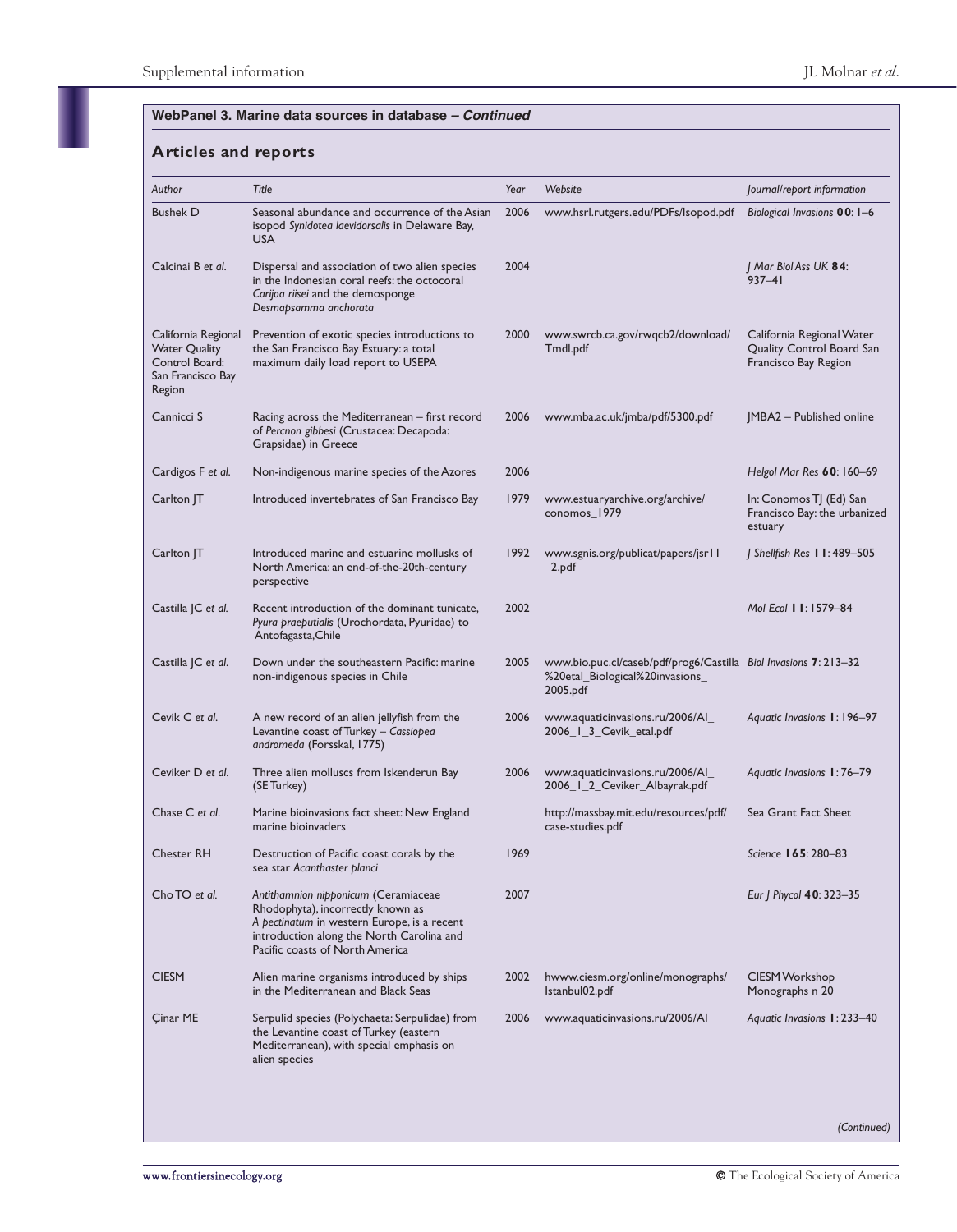**WebPanel 3. Marine data sources in database – *Continued***

## Articles and reports

| *Author* | *Title* | *Year* | *Website* | *Journal/report information* |
|---|---|---|---|---|
| Bushek D | Seasonal abundance and occurrence of the Asian isopod *Synidotea laevidorsalis* in Delaware Bay, USA | 2006 | www.hsrl.rutgers.edu/PDFs/Isopod.pdf | *Biological Invasions* **00**: 1–6 |
| Calcinai B *et al.* | Dispersal and association of two alien species in the Indonesian coral reefs: the octocoral *Carijoa riisei* and the demosponge *Desmapsamma anchorata* | 2004 | | *J Mar Biol Ass UK* **84**: 937–41 |
| California Regional Water Quality Control Board: San Francisco Bay Region | Prevention of exotic species introductions to the San Francisco Bay Estuary: a total maximum daily load report to USEPA | 2000 | www.swrcb.ca.gov/rwqcb2/download/Tmdl.pdf | California Regional Water Quality Control Board San Francisco Bay Region |
| Cannicci S | Racing across the Mediterranean – first record of *Percnon gibbesi* (Crustacea: Decapoda: Grapsidae) in Greece | 2006 | www.mba.ac.uk/jmba/pdf/5300.pdf | JMBA2 – Published online |
| Cardigos F *et al.* | Non-indigenous marine species of the Azores | 2006 | | *Helgol Mar Res* **60**: 160–69 |
| Carlton JT | Introduced invertebrates of San Francisco Bay | 1979 | www.estuaryarchive.org/archive/conomos_1979 | In: Conomos TJ (Ed) San Francisco Bay: the urbanized estuary |
| Carlton JT | Introduced marine and estuarine mollusks of North America: an end-of-the-20th-century perspective | 1992 | www.sgnis.org/publicat/papers/jsr11_2.pdf | *J Shellfish Res* **11**: 489–505 |
| Castilla JC *et al.* | Recent introduction of the dominant tunicate, *Pyura praeputialis* (Urochordata, Pyuridae) to Antofagasta, Chile | 2002 | | *Mol Ecol* **11**: 1579–84 |
| Castilla JC *et al.* | Down under the southeastern Pacific: marine non-indigenous species in Chile | 2005 | www.bio.puc.cl/caseb/pdf/prog6/Castilla%20etal_Biological%20invasions_2005.pdf | *Biol Invasions* **7**: 213–32 |
| Cevik C *et al.* | A new record of an alien jellyfish from the Levantine coast of Turkey – *Cassiopea andromeda* (Forsskal, 1775) | 2006 | www.aquaticinvasions.ru/2006/AI_2006_1_3_Cevik_etal.pdf | *Aquatic Invasions* **1**: 196–97 |
| Ceviker D *et al.* | Three alien molluscs from Iskenderun Bay (SE Turkey) | 2006 | www.aquaticinvasions.ru/2006/AI_2006_1_2_Ceviker_Albayrak.pdf | *Aquatic Invasions* **1**: 76–79 |
| Chase C *et al.* | Marine bioinvasions fact sheet: New England marine bioinvaders | | http://massbay.mit.edu/resources/pdf/case-studies.pdf | Sea Grant Fact Sheet |
| Chester RH | Destruction of Pacific coast corals by the sea star *Acanthaster planci* | 1969 | | *Science* **165**: 280–83 |
| Cho TO *et al.* | *Antithamnion nipponicum* (Ceramiaceae Rhodophyta), incorrectly known as *A pectinatum* in western Europe, is a recent introduction along the North Carolina and Pacific coasts of North America | 2007 | | *Eur J Phycol* **40**: 323–35 |
| CIESM | Alien marine organisms introduced by ships in the Mediterranean and Black Seas | 2002 | hwww.ciesm.org/online/monographs/Istanbul02.pdf | CIESM Workshop Monographs n 20 |
| Çinar ME | Serpulid species (Polychaeta: Serpulidae) from the Levantine coast of Turkey (eastern Mediterranean), with special emphasis on alien species | 2006 | www.aquaticinvasions.ru/2006/AI_ | *Aquatic Invasions* **1**: 233–40 |

*(Continued)*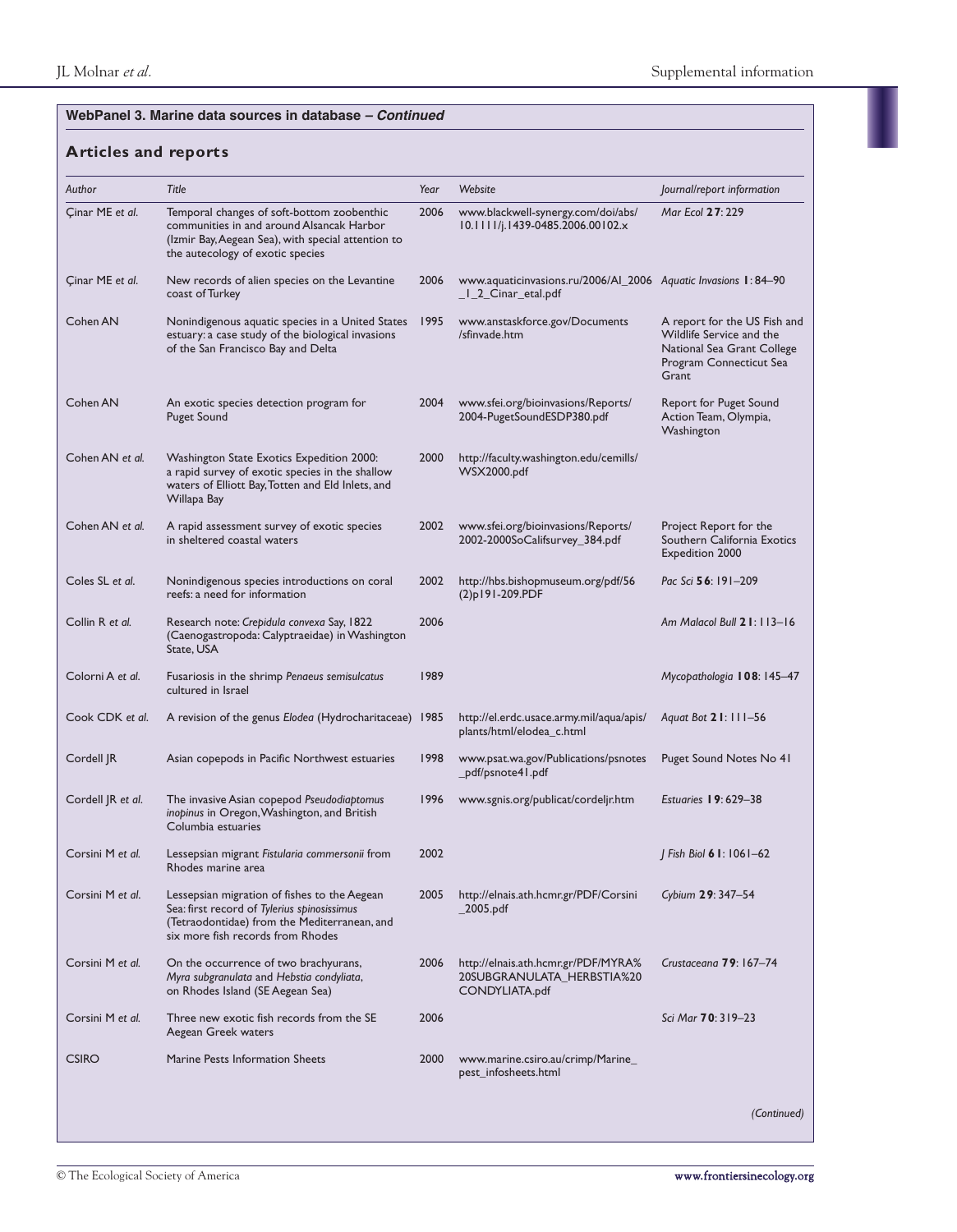**WebPanel 3. Marine data sources in database – *Continued***

## Articles and reports

| Author | Title | Year | Website | Journal/report information |
|---|---|---|---|---|
| Çinar ME *et al.* | Temporal changes of soft-bottom zoobenthic communities in and around Alsancak Harbor (Izmir Bay, Aegean Sea), with special attention to the autecology of exotic species | 2006 | www.blackwell-synergy.com/doi/abs/10.1111/j.1439-0485.2006.00102.x | *Mar Ecol* **27**: 229 |
| Çinar ME *et al.* | New records of alien species on the Levantine coast of Turkey | 2006 | www.aquaticinvasions.ru/2006/AI_2006_1_2_Cinar_etal.pdf | *Aquatic Invasions* **1**: 84–90 |
| Cohen AN | Nonindigenous aquatic species in a United States estuary: a case study of the biological invasions of the San Francisco Bay and Delta | 1995 | www.anstaskforce.gov/Documents/sfinvade.htm | A report for the US Fish and Wildlife Service and the National Sea Grant College Program Connecticut Sea Grant |
| Cohen AN | An exotic species detection program for Puget Sound | 2004 | www.sfei.org/bioinvasions/Reports/2004-PugetSoundESDP380.pdf | Report for Puget Sound Action Team, Olympia, Washington |
| Cohen AN *et al.* | Washington State Exotics Expedition 2000: a rapid survey of exotic species in the shallow waters of Elliott Bay, Totten and Eld Inlets, and Willapa Bay | 2000 | http://faculty.washington.edu/cemills/WSX2000.pdf | |
| Cohen AN *et al.* | A rapid assessment survey of exotic species in sheltered coastal waters | 2002 | www.sfei.org/bioinvasions/Reports/2002-2000SoCalifsurvey_384.pdf | Project Report for the Southern California Exotics Expedition 2000 |
| Coles SL *et al.* | Nonindigenous species introductions on coral reefs: a need for information | 2002 | http://hbs.bishopmuseum.org/pdf/56(2)p191-209.PDF | *Pac Sci* **56**: 191–209 |
| Collin R *et al.* | Research note: *Crepidula convexa* Say, 1822 (Caenogastropoda: Calyptraeidae) in Washington State, USA | 2006 | | *Am Malacol Bull* **21**: 113–16 |
| Colorni A *et al.* | Fusariosis in the shrimp *Penaeus semisulcatus* cultured in Israel | 1989 | | *Mycopathologia* **108**: 145–47 |
| Cook CDK *et al.* | A revision of the genus *Elodea* (Hydrocharitaceae) | 1985 | http://el.erdc.usace.army.mil/aqua/apis/plants/html/elodea_c.html | *Aquat Bot* **21**: 111–56 |
| Cordell JR | Asian copepods in Pacific Northwest estuaries | 1998 | www.psat.wa.gov/Publications/psnotes_pdf/psnote41.pdf | Puget Sound Notes No 41 |
| Cordell JR *et al.* | The invasive Asian copepod *Pseudodiaptomus inopinus* in Oregon, Washington, and British Columbia estuaries | 1996 | www.sgnis.org/publicat/cordeljr.htm | *Estuaries* **19**: 629–38 |
| Corsini M *et al.* | Lessepsian migrant *Fistularia commersonii* from Rhodes marine area | 2002 | | *J Fish Biol* **61**: 1061–62 |
| Corsini M *et al.* | Lessepsian migration of fishes to the Aegean Sea: first record of *Tylerius spinosissimus* (Tetraodontidae) from the Mediterranean, and six more fish records from Rhodes | 2005 | http://elnais.ath.hcmr.gr/PDF/Corsini_2005.pdf | *Cybium* **29**: 347–54 |
| Corsini M *et al.* | On the occurrence of two brachyurans, *Myra subgranulata* and *Hebstia condyliata*, on Rhodes Island (SE Aegean Sea) | 2006 | http://elnais.ath.hcmr.gr/PDF/MYRA%20SUBGRANULATA_HERBSTIA%20CONDYLIATA.pdf | *Crustaceana* **79**: 167–74 |
| Corsini M *et al.* | Three new exotic fish records from the SE Aegean Greek waters | 2006 | | *Sci Mar* **70**: 319–23 |
| CSIRO | Marine Pests Information Sheets | 2000 | www.marine.csiro.au/crimp/Marine_pest_infosheets.html | |

*(Continued)*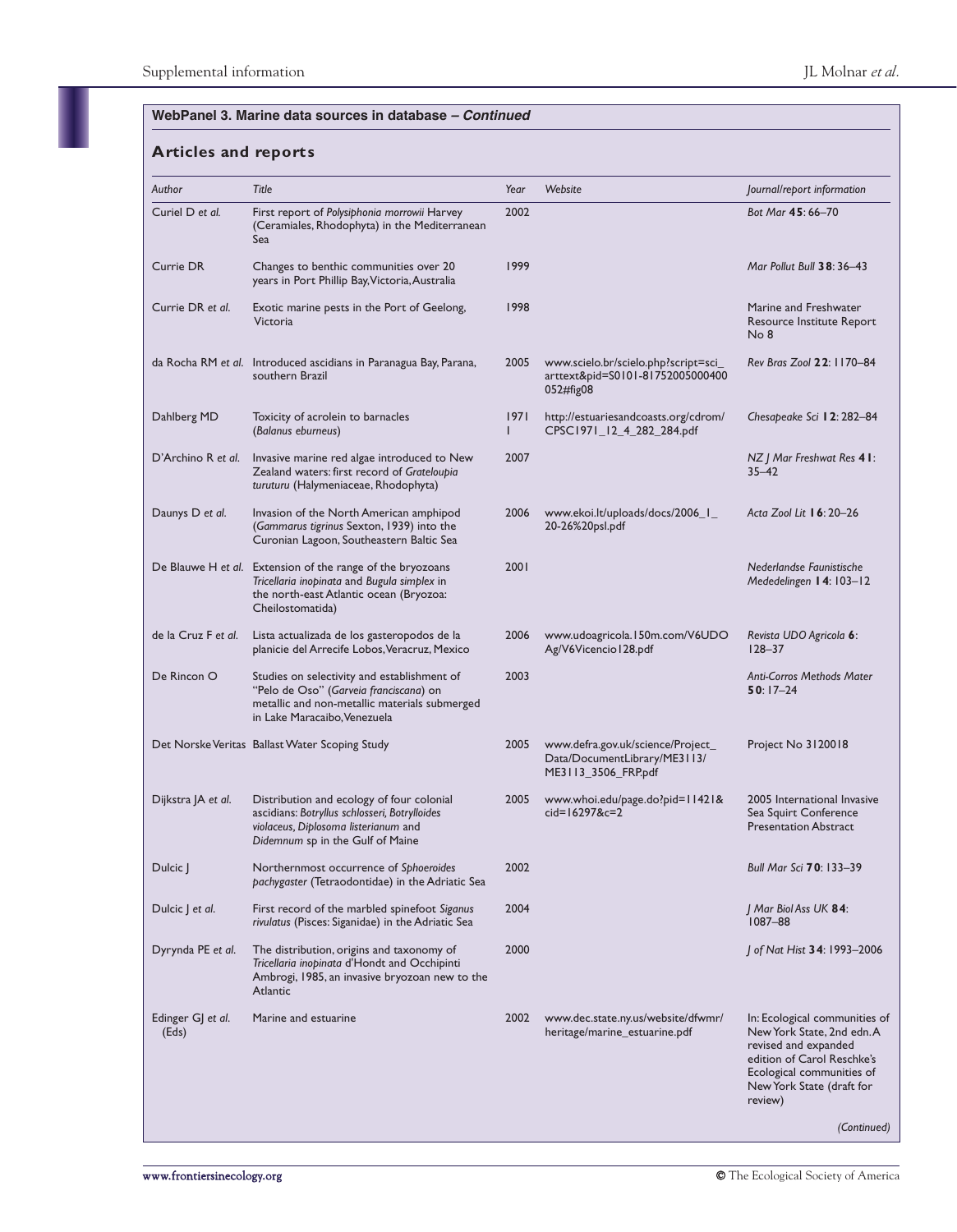**WebPanel 3. Marine data sources in database – *Continued***

## Articles and reports

| *Author* | *Title* | *Year* | *Website* | *Journal/report information* |
|---|---|---|---|---|
| Curiel D *et al.* | First report of *Polysiphonia morrowii* Harvey (Ceramiales, Rhodophyta) in the Mediterranean Sea | 2002 | | *Bot Mar* **45**: 66–70 |
| Currie DR | Changes to benthic communities over 20 years in Port Phillip Bay, Victoria, Australia | 1999 | | *Mar Pollut Bull* **38**: 36–43 |
| Currie DR *et al.* | Exotic marine pests in the Port of Geelong, Victoria | 1998 | | Marine and Freshwater Resource Institute Report No 8 |
| da Rocha RM *et al.* | Introduced ascidians in Paranagua Bay, Parana, southern Brazil | 2005 | www.scielo.br/scielo.php?script=sci_arttext&pid=S0101-81752005000400052#fig08 | *Rev Bras Zool* **22**: 1170–84 |
| Dahlberg MD | Toxicity of acrolein to barnacles (*Balanus eburneus*) | 1971 I | http://estuariesandcoasts.org/cdrom/CPSC1971_12_4_282_284.pdf | *Chesapeake Sci* **12**: 282–84 |
| D'Archino R *et al.* | Invasive marine red algae introduced to New Zealand waters: first record of *Grateloupia turuturu* (Halymeniaceae, Rhodophyta) | 2007 | | *NZ J Mar Freshwat Res* **41**: 35–42 |
| Daunys D *et al.* | Invasion of the North American amphipod (*Gammarus tigrinus* Sexton, 1939) into the Curonian Lagoon, Southeastern Baltic Sea | 2006 | www.ekoi.lt/uploads/docs/2006_1_20-26%20psl.pdf | *Acta Zool Lit* **16**: 20–26 |
| De Blauwe H *et al.* | Extension of the range of the bryozoans *Tricellaria inopinata* and *Bugula simplex* in the north-east Atlantic ocean (Bryozoa: Cheilostomatida) | 2001 | | *Nederlandse Faunistische Mededelingen* **14**: 103–12 |
| de la Cruz F *et al.* | Lista actualizada de los gasteropodos de la planicie del Arrecife Lobos, Veracruz, Mexico | 2006 | www.udoagricola.150m.com/V6UDOAg/V6Vicencio128.pdf | *Revista UDO Agricola* **6**: 128–37 |
| De Rincon O | Studies on selectivity and establishment of "Pelo de Oso" (*Garveia franciscana*) on metallic and non-metallic materials submerged in Lake Maracaibo, Venezuela | 2003 | | *Anti-Corros Methods Mater* **50**: 17–24 |
| Det Norske Veritas | Ballast Water Scoping Study | 2005 | www.defra.gov.uk/science/Project_Data/DocumentLibrary/ME3113/ME3113_3506_FRP.pdf | Project No 3120018 |
| Dijkstra JA *et al.* | Distribution and ecology of four colonial ascidians: *Botryllus schlosseri*, *Botrylloides violaceus*, *Diplosoma listerianum* and *Didemnum* sp in the Gulf of Maine | 2005 | www.whoi.edu/page.do?pid=11421&cid=16297&c=2 | 2005 International Invasive Sea Squirt Conference Presentation Abstract |
| Dulcic J | Northernmost occurrence of *Sphoeroides pachygaster* (Tetraodontidae) in the Adriatic Sea | 2002 | | *Bull Mar Sci* **70**: 133–39 |
| Dulcic J *et al.* | First record of the marbled spinefoot *Siganus rivulatus* (Pisces: Siganidae) in the Adriatic Sea | 2004 | | *J Mar Biol Ass UK* **84**: 1087–88 |
| Dyrynda PE *et al.* | The distribution, origins and taxonomy of *Tricellaria inopinata* d'Hondt and Occhipinti Ambrogi, 1985, an invasive bryozoan new to the Atlantic | 2000 | | *J of Nat Hist* **34**: 1993–2006 |
| Edinger GJ *et al.* (Eds) | Marine and estuarine | 2002 | www.dec.state.ny.us/website/dfwmr/heritage/marine_estuarine.pdf | In: Ecological communities of New York State, 2nd edn. A revised and expanded edition of Carol Reschke's Ecological communities of New York State (draft for review) |

*(Continued)*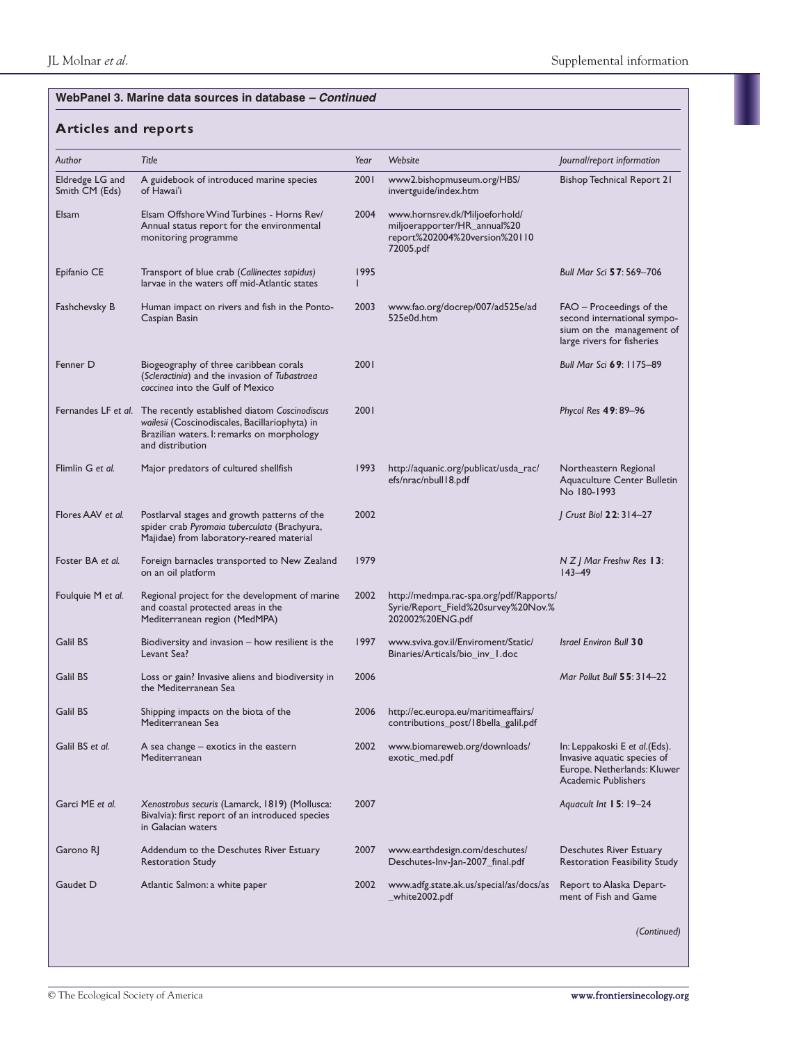**WebPanel 3. Marine data sources in database – *Continued***

## Articles and reports

| *Author* | *Title* | *Year* | *Website* | *Journal/report information* |
|---|---|---|---|---|
| Eldredge LG and Smith CM (Eds) | A guidebook of introduced marine species of Hawai'i | 2001 | www2.bishopmuseum.org/HBS/invertguide/index.htm | Bishop Technical Report 21 |
| Elsam | Elsam Offshore Wind Turbines - Horns Rev/ Annual status report for the environmental monitoring programme | 2004 | www.hornsrev.dk/Miljoeforhold/miljoerapporter/HR_annual%20report%202004%20version%20110 72005.pdf | |
| Epifanio CE | Transport of blue crab (*Callinectes sapidus*) larvae in the waters off mid-Atlantic states | 1995 I | | *Bull Mar Sci* **57**: 569–706 |
| Fashchevsky B | Human impact on rivers and fish in the Ponto-Caspian Basin | 2003 | www.fao.org/docrep/007/ad525e/ad525e0d.htm | FAO – Proceedings of the second international symposium on the management of large rivers for fisheries |
| Fenner D | Biogeography of three caribbean corals (*Scleractinia*) and the invasion of *Tubastraea coccinea* into the Gulf of Mexico | 2001 | | *Bull Mar Sci* **69**: 1175–89 |
| Fernandes LF *et al.* | The recently established diatom *Coscinodiscus wailesii* (Coscinodiscales, Bacillariophyta) in Brazilian waters. I: remarks on morphology and distribution | 2001 | | *Phycol Res* **49**: 89–96 |
| Flimlin G *et al.* | Major predators of cultured shellfish | 1993 | http://aquanic.org/publicat/usda_rac/efs/nrac/nbull18.pdf | Northeastern Regional Aquaculture Center Bulletin No 180-1993 |
| Flores AAV *et al.* | Postlarval stages and growth patterns of the spider crab *Pyromaia tuberculata* (Brachyura, Majidae) from laboratory-reared material | 2002 | | *J Crust Biol* **22**: 314–27 |
| Foster BA *et al.* | Foreign barnacles transported to New Zealand on an oil platform | 1979 | | *N Z J Mar Freshw Res* **13**: 143–49 |
| Foulquie M *et al.* | Regional project for the development of marine and coastal protected areas in the Mediterranean region (MedMPA) | 2002 | http://medmpa.rac-spa.org/pdf/Rapports/Syrie/Report_Field%20survey%20Nov.%202002%20ENG.pdf | |
| Galil BS | Biodiversity and invasion – how resilient is the Levant Sea? | 1997 | www.sviva.gov.il/Enviroment/Static/Binaries/Articals/bio_inv_1.doc | *Israel Environ Bull* **30** |
| Galil BS | Loss or gain? Invasive aliens and biodiversity in the Mediterranean Sea | 2006 | | *Mar Pollut Bull* **55**: 314–22 |
| Galil BS | Shipping impacts on the biota of the Mediterranean Sea | 2006 | http://ec.europa.eu/maritimeaffairs/contributions_post/18bella_galil.pdf | |
| Galil BS *et al.* | A sea change – exotics in the eastern Mediterranean | 2002 | www.biomareweb.org/downloads/exotic_med.pdf | In: Leppakoski E *et al.*(Eds). Invasive aquatic species of Europe. Netherlands: Kluwer Academic Publishers |
| Garci ME *et al.* | *Xenostrobus securis* (Lamarck, 1819) (Mollusca: Bivalvia): first report of an introduced species in Galacian waters | 2007 | | *Aquacult Int* **15**: 19–24 |
| Garono RJ | Addendum to the Deschutes River Estuary Restoration Study | 2007 | www.earthdesign.com/deschutes/Deschutes-Inv-Jan-2007_final.pdf | Deschutes River Estuary Restoration Feasibility Study |
| Gaudet D | Atlantic Salmon: a white paper | 2002 | www.adfg.state.ak.us/special/as/docs/as_white2002.pdf | Report to Alaska Department of Fish and Game |

*(Continued)*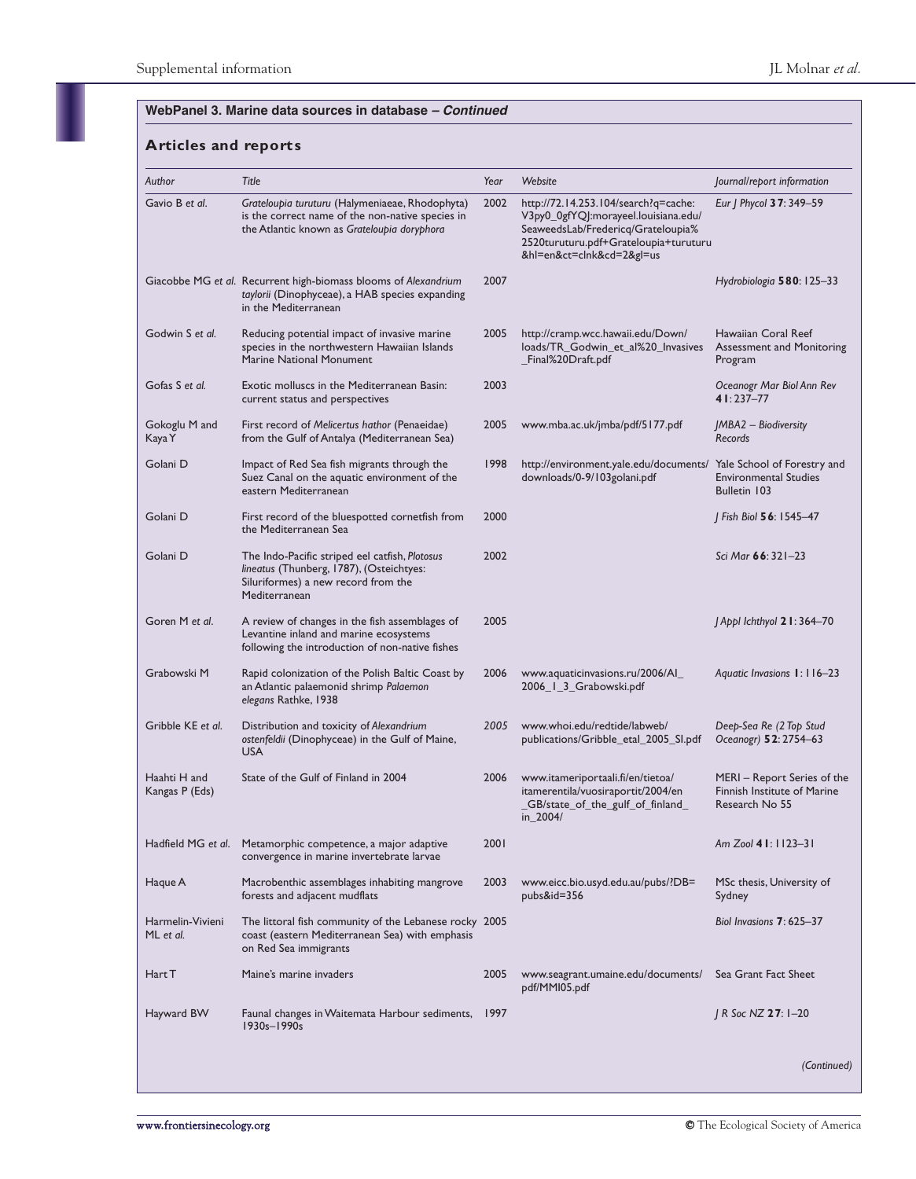**WebPanel 3. Marine data sources in database – *Continued***

## Articles and reports

| *Author* | *Title* | *Year* | *Website* | *Journal/report information* |
|---|---|---|---|---|
| Gavio B *et al.* | *Grateloupia turuturu* (Halymeniaeae, Rhodophyta) is the correct name of the non-native species in the Atlantic known as *Grateloupia doryphora* | 2002 | http://72.14.253.104/search?q=cache:V3py0_0gfYQJ:morayeel.louisiana.edu/SeaweedsLab/Fredericq/Grateloupia%2520turuturu.pdf+Grateloupia+turuturu&hl=en&ct=clnk&cd=2&gl=us | *Eur J Phycol* **37**: 349–59 |
| Giacobbe MG *et al.* | Recurrent high-biomass blooms of *Alexandrium taylorii* (Dinophyceae), a HAB species expanding in the Mediterranean | 2007 | | *Hydrobiologia* **580**: 125–33 |
| Godwin S *et al.* | Reducing potential impact of invasive marine species in the northwestern Hawaiian Islands Marine National Monument | 2005 | http://cramp.wcc.hawaii.edu/Down/loads/TR_Godwin_et_al%20_Invasives_Final%20Draft.pdf | Hawaiian Coral Reef Assessment and Monitoring Program |
| Gofas S *et al.* | Exotic molluscs in the Mediterranean Basin: current status and perspectives | 2003 | | *Oceanogr Mar Biol Ann Rev* **41**: 237–77 |
| Gokoglu M and Kaya Y | First record of *Melicertus hathor* (Penaeidae) from the Gulf of Antalya (Mediterranean Sea) | 2005 | www.mba.ac.uk/jmba/pdf/5177.pdf | *JMBA2 – Biodiversity Records* |
| Golani D | Impact of Red Sea fish migrants through the Suez Canal on the aquatic environment of the eastern Mediterranean | 1998 | http://environment.yale.edu/documents/downloads/0-9/103golani.pdf | Yale School of Forestry and Environmental Studies Bulletin 103 |
| Golani D | First record of the bluespotted cornetfish from the Mediterranean Sea | 2000 | | *J Fish Biol* **56**: 1545–47 |
| Golani D | The Indo-Pacific striped eel catfish, *Plotosus lineatus* (Thunberg, 1787), (Osteichtyes: Siluriformes) a new record from the Mediterranean | 2002 | | *Sci Mar* **66**: 321–23 |
| Goren M *et al.* | A review of changes in the fish assemblages of Levantine inland and marine ecosystems following the introduction of non-native fishes | 2005 | | *J Appl Ichthyol* **21**: 364–70 |
| Grabowski M | Rapid colonization of the Polish Baltic Coast by an Atlantic palaemonid shrimp *Palaemon elegans* Rathke, 1938 | 2006 | www.aquaticinvasions.ru/2006/AI_2006_1_3_Grabowski.pdf | *Aquatic Invasions* **1**: 116–23 |
| Gribble KE *et al.* | Distribution and toxicity of *Alexandrium ostenfeldii* (Dinophyceae) in the Gulf of Maine, USA | *2005* | www.whoi.edu/redtide/labweb/publications/Gribble_etal_2005_SI.pdf | *Deep-Sea Re (2 Top Stud Oceanogr)* **52**: 2754–63 |
| Haahti H and Kangas P (Eds) | State of the Gulf of Finland in 2004 | 2006 | www.itameriportaali.fi/en/tietoa/itamerentila/vuosiraportit/2004/en_GB/state_of_the_gulf_of_finland_in_2004/ | MERI – Report Series of the Finnish Institute of Marine Research No 55 |
| Hadfield MG *et al.* | Metamorphic competence, a major adaptive convergence in marine invertebrate larvae | 2001 | | *Am Zool* **41**: 1123–31 |
| Haque A | Macrobenthic assemblages inhabiting mangrove forests and adjacent mudflats | 2003 | www.eicc.bio.usyd.edu.au/pubs/?DB=pubs&id=356 | MSc thesis, University of Sydney |
| Harmelin-Vivieni ML *et al.* | The littoral fish community of the Lebanese rocky coast (eastern Mediterranean Sea) with emphasis on Red Sea immigrants | 2005 | | *Biol Invasions* **7**: 625–37 |
| Hart T | Maine's marine invaders | 2005 | www.seagrant.umaine.edu/documents/pdf/MMI05.pdf | Sea Grant Fact Sheet |
| Hayward BW | Faunal changes in Waitemata Harbour sediments, 1930s–1990s | 1997 | | *J R Soc NZ* **27**: 1–20 |

*(Continued)*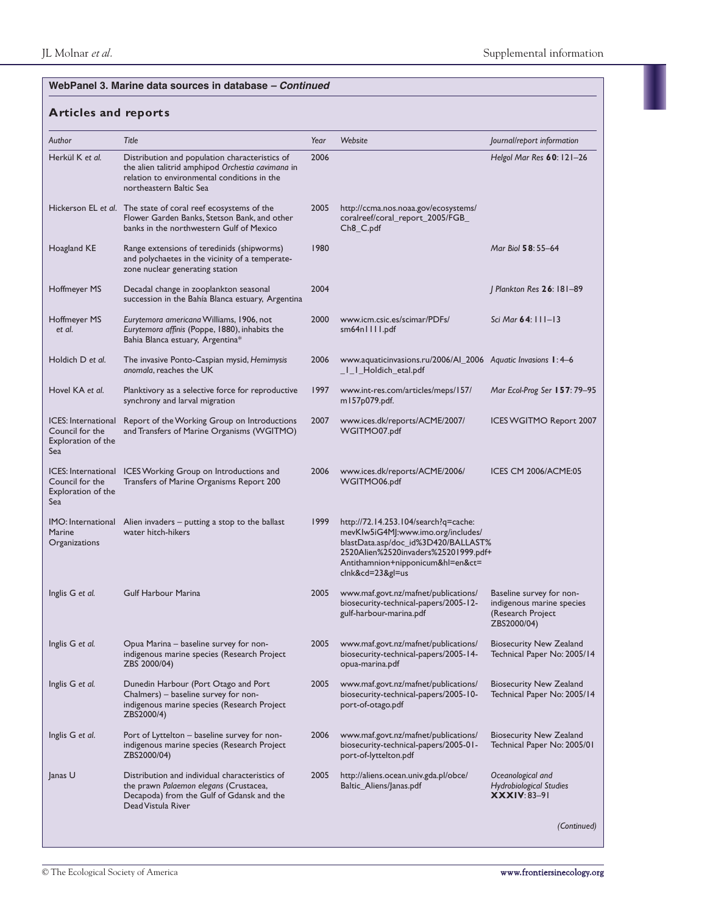**WebPanel 3. Marine data sources in database – *Continued***

## Articles and reports

| *Author* | *Title* | *Year* | *Website* | *Journal/report information* |
|---|---|---|---|---|
| Herkül K *et al.* | Distribution and population characteristics of the alien talitrid amphipod *Orchestia cavimana* in relation to environmental conditions in the northeastern Baltic Sea | 2006 | | *Helgol Mar Res* **60**: 121–26 |
| Hickerson EL *et al.* | The state of coral reef ecosystems of the Flower Garden Banks, Stetson Bank, and other banks in the northwestern Gulf of Mexico | 2005 | http://ccma.nos.noaa.gov/ecosystems/coralreef/coral_report_2005/FGB_Ch8_C.pdf | |
| Hoagland KE | Range extensions of teredinids (shipworms) and polychaetes in the vicinity of a temperate-zone nuclear generating station | 1980 | | *Mar Biol* **58**: 55–64 |
| Hoffmeyer MS | Decadal change in zooplankton seasonal succession in the Bahía Blanca estuary, Argentina | 2004 | | *J Plankton Res* **26**: 181–89 |
| Hoffmeyer MS *et al.* | *Eurytemora americana* Williams, 1906, not *Eurytemora affinis* (Poppe, 1880), inhabits the Bahia Blanca estuary, Argentina* | 2000 | www.icm.csic.es/scimar/PDFs/sm64n1111.pdf | *Sci Mar* **64**: 111–13 |
| Holdich D *et al.* | The invasive Ponto-Caspian mysid, *Hemimysis anomala*, reaches the UK | 2006 | www.aquaticinvasions.ru/2006/AI_2006_1_1_Holdich_etal.pdf | *Aquatic Invasions* **1**: 4–6 |
| Hovel KA *et al.* | Planktivory as a selective force for reproductive synchrony and larval migration | 1997 | www.int-res.com/articles/meps/157/m157p079.pdf. | *Mar Ecol-Prog Ser* **157**: 79–95 |
| ICES: International Council for the Exploration of the Sea | Report of the Working Group on Introductions and Transfers of Marine Organisms (WGITMO) | 2007 | www.ices.dk/reports/ACME/2007/WGITMO07.pdf | ICES WGITMO Report 2007 |
| ICES: International Council for the Exploration of the Sea | ICES Working Group on Introductions and Transfers of Marine Organisms Report 200 | 2006 | www.ices.dk/reports/ACME/2006/WGITMO06.pdf | ICES CM 2006/ACME:05 |
| IMO: International Marine Organizations | Alien invaders – putting a stop to the ballast water hitch-hikers | 1999 | http://72.14.253.104/search?q=cache:mevKlw5iG4MJ:www.imo.org/includes/blastData.asp/doc_id%3D420/BALLAST%2520Alien%2520invaders%25201999.pdf+Antithamnion+nipponicum&hl=en&ct=clnk&cd=23&gl=us | |
| Inglis G *et al.* | Gulf Harbour Marina | 2005 | www.maf.govt.nz/mafnet/publications/biosecurity-technical-papers/2005-12-gulf-harbour-marina.pdf | Baseline survey for non-indigenous marine species (Research Project ZBS2000/04) |
| Inglis G *et al.* | Opua Marina – baseline survey for non-indigenous marine species (Research Project ZBS 2000/04) | 2005 | www.maf.govt.nz/mafnet/publications/biosecurity-technical-papers/2005-14-opua-marina.pdf | Biosecurity New Zealand Technical Paper No: 2005/14 |
| Inglis G *et al.* | Dunedin Harbour (Port Otago and Port Chalmers) – baseline survey for non-indigenous marine species (Research Project ZBS2000/4) | 2005 | www.maf.govt.nz/mafnet/publications/biosecurity-technical-papers/2005-10-port-of-otago.pdf | Biosecurity New Zealand Technical Paper No: 2005/14 |
| Inglis G *et al.* | Port of Lyttelton – baseline survey for non-indigenous marine species (Research Project ZBS2000/04) | 2006 | www.maf.govt.nz/mafnet/publications/biosecurity-technical-papers/2005-01-port-of-lyttelton.pdf | Biosecurity New Zealand Technical Paper No: 2005/01 |
| Janas U | Distribution and individual characteristics of the prawn *Palaemon elegans* (Crustacea, Decapoda) from the Gulf of Gdansk and the Dead Vistula River | 2005 | http://aliens.ocean.univ.gda.pl/obce/Baltic_Aliens/Janas.pdf | *Oceanological and Hydrobiological Studies* **XXXIV**: 83–91 |

*(Continued)*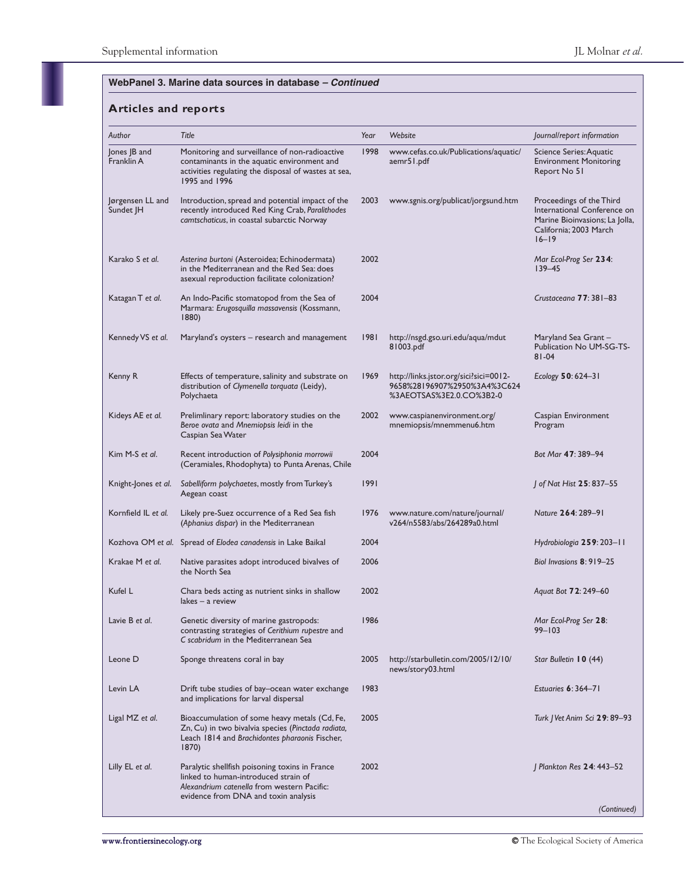**WebPanel 3. Marine data sources in database – *Continued***

## Articles and reports

| *Author* | *Title* | *Year* | *Website* | *Journal/report information* |
|---|---|---|---|---|
| Jones JB and Franklin A | Monitoring and surveillance of non-radioactive contaminants in the aquatic environment and activities regulating the disposal of wastes at sea, 1995 and 1996 | 1998 | www.cefas.co.uk/Publications/aquatic/aemr51.pdf | Science Series: Aquatic Environment Monitoring Report No 51 |
| Jørgensen LL and Sundet JH | Introduction, spread and potential impact of the recently introduced Red King Crab, *Paralithodes camtschaticus*, in coastal subarctic Norway | 2003 | www.sgnis.org/publicat/jorgsund.htm | Proceedings of the Third International Conference on Marine Bioinvasions; La Jolla, California; 2003 March 16–19 |
| Karako S *et al.* | *Asterina burtoni* (Asteroidea; Echinodermata) in the Mediterranean and the Red Sea: does asexual reproduction facilitate colonization? | 2002 | | *Mar Ecol-Prog Ser* **234**: 139–45 |
| Katagan T *et al.* | An Indo-Pacific stomatopod from the Sea of Marmara: *Erugosquilla massavensis* (Kossmann, 1880) | 2004 | | *Crustaceana* **77**: 381–83 |
| Kennedy VS *et al.* | Maryland's oysters – research and management | 1981 | http://nsgd.gso.uri.edu/aqua/mdut81003.pdf | Maryland Sea Grant – Publication No UM-SG-TS-81-04 |
| Kenny R | Effects of temperature, salinity and substrate on distribution of *Clymenella torquata* (Leidy), Polychaeta | 1969 | http://links.jstor.org/sici?sici=0012-9658%28196907%2950%3A4%3C624%3AEOTSAS%3E2.0.CO%3B2-0 | *Ecology* **50**: 624–31 |
| Kideys AE *et al.* | Prelimlinary report: laboratory studies on the *Beroe ovata* and *Mnemiopsis leidi* in the Caspian Sea Water | 2002 | www.caspianenvironment.org/mnemiopsis/mnemmenu6.htm | Caspian Environment Program |
| Kim M-S *et al.* | Recent introduction of *Polysiphonia morrowii* (Ceramiales, Rhodophyta) to Punta Arenas, Chile | 2004 | | *Bot Mar* **47**: 389–94 |
| Knight-Jones *et al.* | *Sabelliform polychaetes*, mostly from Turkey's Aegean coast | 1991 | | *J of Nat Hist* **25**: 837–55 |
| Kornfield IL *et al.* | Likely pre-Suez occurrence of a Red Sea fish (*Aphanius dispar*) in the Mediterranean | 1976 | www.nature.com/nature/journal/v264/n5583/abs/264289a0.html | *Nature* **264**: 289–91 |
| Kozhova OM *et al.* | Spread of *Elodea canadensis* in Lake Baikal | 2004 | | *Hydrobiologia* **259**: 203–11 |
| Krakae M *et al.* | Native parasites adopt introduced bivalves of the North Sea | 2006 | | *Biol Invasions* **8**: 919–25 |
| Kufel L | Chara beds acting as nutrient sinks in shallow lakes – a review | 2002 | | *Aquat Bot* **72**: 249–60 |
| Lavie B *et al.* | Genetic diversity of marine gastropods: contrasting strategies of *Cerithium rupestre* and *C scabridum* in the Mediterranean Sea | 1986 | | *Mar Ecol-Prog Ser* **28**: 99–103 |
| Leone D | Sponge threatens coral in bay | 2005 | http://starbulletin.com/2005/12/10/news/story03.html | *Star Bulletin* **10** (44) |
| Levin LA | Drift tube studies of bay–ocean water exchange and implications for larval dispersal | 1983 | | *Estuaries* **6**: 364–71 |
| Ligal MZ *et al.* | Bioaccumulation of some heavy metals (Cd, Fe, Zn, Cu) in two bivalvia species (*Pinctada radiata*, Leach 1814 and *Brachidontes pharaonis* Fischer, 1870) | 2005 | | *Turk J Vet Anim Sci* **29**: 89–93 |
| Lilly EL *et al.* | Paralytic shellfish poisoning toxins in France linked to human-introduced strain of *Alexandrium catenella* from western Pacific: evidence from DNA and toxin analysis | 2002 | | *J Plankton Res* **24**: 443–52 |

*(Continued)*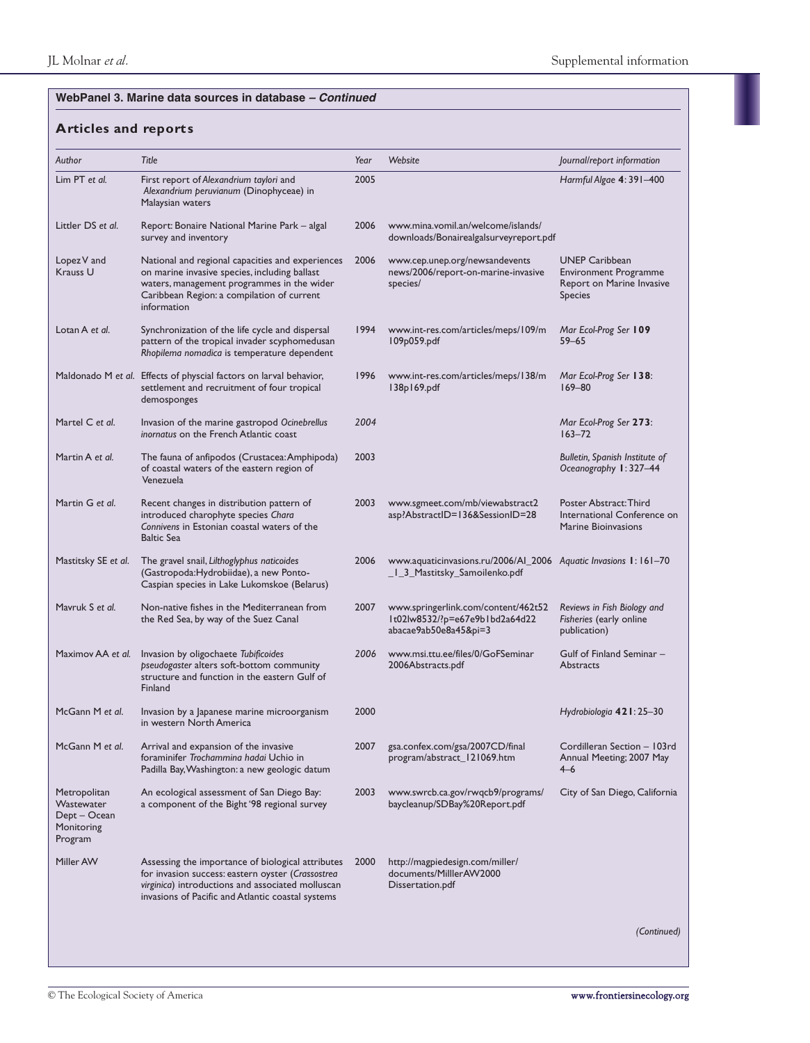**WebPanel 3. Marine data sources in database – *Continued***

## Articles and reports

| *Author* | *Title* | *Year* | *Website* | *Journal/report information* |
|---|---|---|---|---|
| Lim PT *et al.* | First report of *Alexandrium taylori* and *Alexandrium peruvianum* (Dinophyceae) in Malaysian waters | 2005 | | *Harmful Algae* **4**: 391–400 |
| Littler DS *et al.* | Report: Bonaire National Marine Park – algal survey and inventory | 2006 | www.mina.vomil.an/welcome/islands/downloads/Bonairealgalsurveyreport.pdf | |
| Lopez V and Krauss U | National and regional capacities and experiences on marine invasive species, including ballast waters, management programmes in the wider Caribbean Region: a compilation of current information | 2006 | www.cep.unep.org/newsandevents news/2006/report-on-marine-invasive species/ | UNEP Caribbean Environment Programme Report on Marine Invasive Species |
| Lotan A *et al.* | Synchronization of the life cycle and dispersal pattern of the tropical invader scyphomedusan *Rhopilema nomadica* is temperature dependent | 1994 | www.int-res.com/articles/meps/109/m 109p059.pdf | *Mar Ecol-Prog Ser* **109** 59–65 |
| Maldonado M *et al.* | Effects of physcial factors on larval behavior, settlement and recruitment of four tropical demosponges | 1996 | www.int-res.com/articles/meps/138/m 138p169.pdf | *Mar Ecol-Prog Ser* **138**: 169–80 |
| Martel C *et al.* | Invasion of the marine gastropod *Ocinebrellus inornatus* on the French Atlantic coast | *2004* | | *Mar Ecol-Prog Ser* **273**: 163–72 |
| Martin A *et al.* | The fauna of anfipodos (Crustacea: Amphipoda) of coastal waters of the eastern region of Venezuela | 2003 | | *Bulletin, Spanish Institute of Oceanography* **1**: 327–44 |
| Martin G *et al.* | Recent changes in distribution pattern of introduced charophyte species *Chara Connivens* in Estonian coastal waters of the Baltic Sea | 2003 | www.sgmeet.com/mb/viewabstract2 asp?AbstractID=136&SessionID=28 | Poster Abstract: Third International Conference on Marine Bioinvasions |
| Mastitsky SE *et al.* | The gravel snail, *Lilthoglyphus naticoides* (Gastropoda: Hydrobiidae), a new Ponto-Caspian species in Lake Lukomskoe (Belarus) | 2006 | www.aquaticinvasions.ru/2006/AI_2006_1_3_Mastitsky_Samoilenko.pdf | *Aquatic Invasions* **1**: 161–70 |
| Mavruk S *et al.* | Non-native fishes in the Mediterranean from the Red Sea, by way of the Suez Canal | 2007 | www.springerlink.com/content/462t52 1t02lw8532/?p=e67e9b1bd2a64d22 abacae9ab50e8a45&pi=3 | *Reviews in Fish Biology and Fisheries* (early online publication) |
| Maximov AA *et al.* | Invasion by oligochaete *Tubificoides pseudogaster* alters soft-bottom community structure and function in the eastern Gulf of Finland | *2006* | www.msi.ttu.ee/files/0/GoFSeminar 2006Abstracts.pdf | Gulf of Finland Seminar – Abstracts |
| McGann M *et al.* | Invasion by a Japanese marine microorganism in western North America | 2000 | | *Hydrobiologia* **421**: 25–30 |
| McGann M *et al.* | Arrival and expansion of the invasive foraminifer *Trochammina hadai* Uchio in Padilla Bay, Washington: a new geologic datum | 2007 | gsa.confex.com/gsa/2007CD/final program/abstract_121069.htm | Cordilleran Section – 103rd Annual Meeting; 2007 May 4–6 |
| Metropolitan Wastewater Dept – Ocean Monitoring Program | An ecological assessment of San Diego Bay: a component of the Bight '98 regional survey | 2003 | www.swrcb.ca.gov/rwqcb9/programs/ baycleanup/SDBay%20Report.pdf | City of San Diego, California |
| Miller AW | Assessing the importance of biological attributes for invasion success: eastern oyster (*Crassostrea virginica*) introductions and associated molluscan invasions of Pacific and Atlantic coastal systems | 2000 | http://magpiedesign.com/miller/ documents/MilllerAW2000 Dissertation.pdf | |

*(Continued)*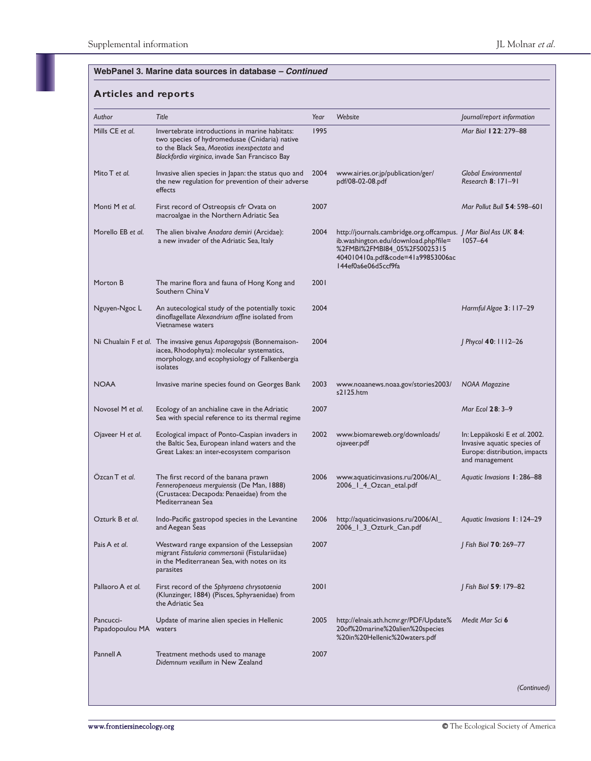**WebPanel 3. Marine data sources in database – *Continued***

## Articles and reports

| *Author* | *Title* | *Year* | *Website* | *Journal/report information* |
|---|---|---|---|---|
| Mills CE *et al.* | Invertebrate introductions in marine habitats: two species of hydromedusae (Cnidaria) native to the Black Sea, *Maeotias inexspectata* and *Blackfordia virginica*, invade San Francisco Bay | 1995 | | *Mar Biol* **122**: 279–88 |
| Mito T *et al.* | Invasive alien species in Japan: the status quo and the new regulation for prevention of their adverse effects | 2004 | www.airies.or.jp/publication/ger/pdf/08-02-08.pdf | *Global Environmental Research* **8**: 171–91 |
| Monti M *et al.* | First record of Ostreopsis cfr Ovata on macroalgae in the Northern Adriatic Sea | 2007 | | *Mar Pollut Bull* **54**: 598–601 |
| Morello EB *et al.* | The alien bivalve *Anadara demiri* (Arcidae): a new invader of the Adriatic Sea, Italy | 2004 | http://journals.cambridge.org.offcampus.lib.washington.edu/download.php?file=%2FMBI%2FMBI84_05%2FS0025315404010410a.pdf&code=41a99853006ac144ef0a6e06d5ccf9fa | *J Mar Biol Ass UK* **84**: 1057–64 |
| Morton B | The marine flora and fauna of Hong Kong and Southern China V | 2001 | | |
| Nguyen-Ngoc L | An autecological study of the potentially toxic dinoflagellate *Alexandrium affine* isolated from Vietnamese waters | 2004 | | *Harmful Algae* **3**: 117–29 |
| Ni Chualain F *et al.* | The invasive genus *Asparagopsis* (Bonnemaisoniacea, Rhodophyta): molecular systematics, morphology, and ecophysiology of Falkenbergia isolates | 2004 | | *J Phycol* **40**: 1112–26 |
| NOAA | Invasive marine species found on Georges Bank | 2003 | www.noaanews.noaa.gov/stories2003/s2125.htm | *NOAA Magazine* |
| Novosel M *et al.* | Ecology of an anchialine cave in the Adriatic Sea with special reference to its thermal regime | 2007 | | *Mar Ecol* **28**: 3–9 |
| Ojaveer H *et al.* | Ecological impact of Ponto-Caspian invaders in the Baltic Sea, European inland waters and the Great Lakes: an inter-ecosystem comparison | 2002 | www.biomareweb.org/downloads/ojaveer.pdf | In: Leppäkoski E *et al.* 2002. Invasive aquatic species of Europe: distribution, impacts and management |
| Özcan T *et al.* | The first record of the banana prawn *Fenneropenaeus merguiensis* (De Man, 1888) (Crustacea: Decapoda: Penaeidae) from the Mediterranean Sea | 2006 | www.aquaticinvasions.ru/2006/AI_2006_1_4_Ozcan_etal.pdf | *Aquatic Invasions* **1**: 286–88 |
| Ozturk B *et al.* | Indo-Pacific gastropod species in the Levantine and Aegean Seas | 2006 | http://aquaticinvasions.ru/2006/AI_2006_1_3_Ozturk_Can.pdf | *Aquatic Invasions* **1**: 124–29 |
| Pais A *et al.* | Westward range expansion of the Lessepsian migrant *Fistularia commersonii* (Fistulariidae) in the Mediterranean Sea, with notes on its parasites | 2007 | | *J Fish Biol* **70**: 269–77 |
| Pallaoro A *et al.* | First record of the *Sphyraena chrysotaenia* (Klunzinger, 1884) (Pisces, Sphyraenidae) from the Adriatic Sea | 2001 | | *J Fish Biol* **59**: 179–82 |
| Pancucci-Papadopoulou MA | Update of marine alien species in Hellenic waters | 2005 | http://elnais.ath.hcmr.gr/PDF/Update%20of%20marine%20alien%20species%20in%20Hellenic%20waters.pdf | *Medit Mar Sci* **6** |
| Pannell A | Treatment methods used to manage *Didemnum vexillum* in New Zealand | 2007 | | |

*(Continued)*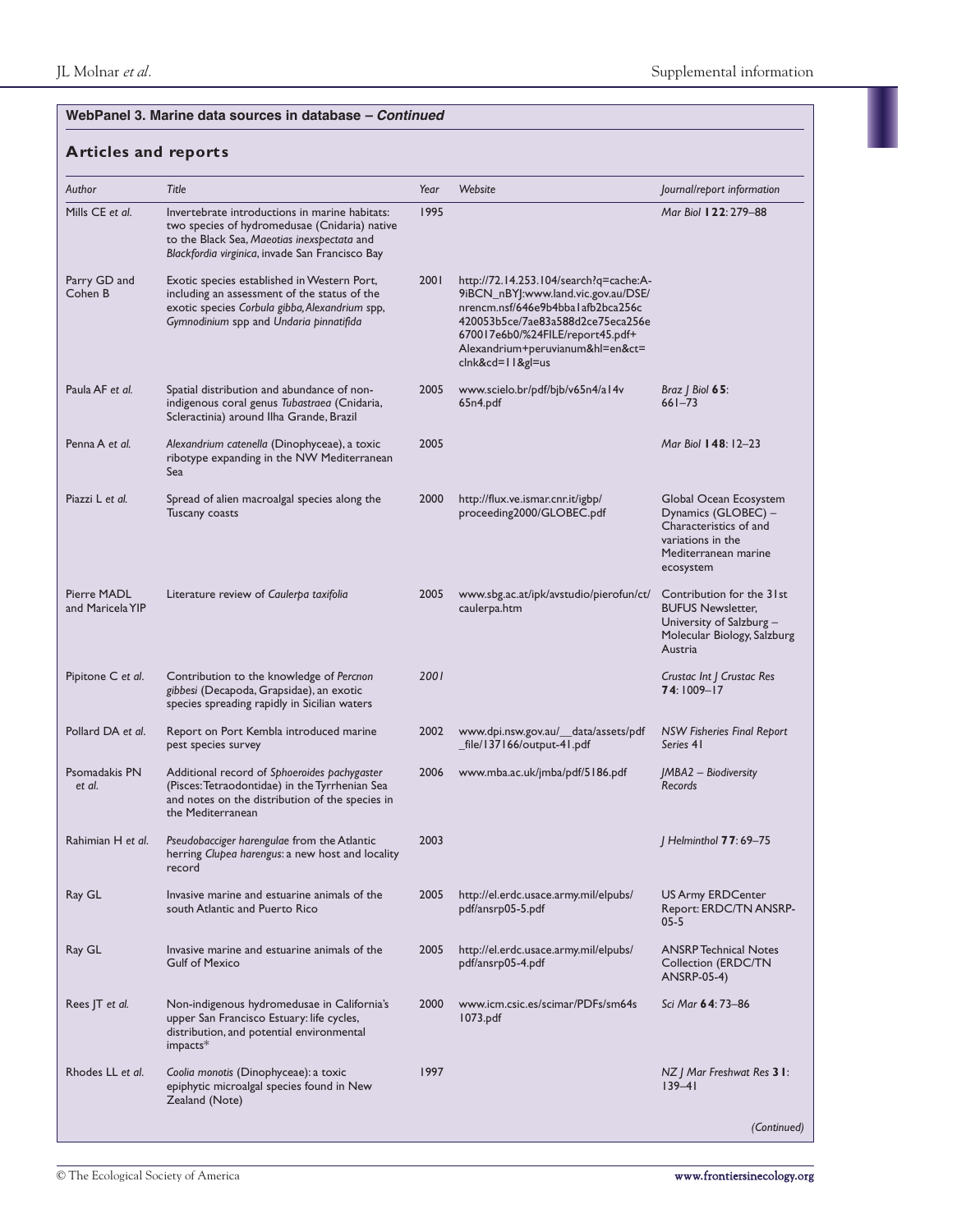**WebPanel 3. Marine data sources in database – *Continued***

## Articles and reports

| *Author* | *Title* | *Year* | *Website* | *Journal/report information* |
|---|---|---|---|---|
| Mills CE *et al.* | Invertebrate introductions in marine habitats: two species of hydromedusae (Cnidaria) native to the Black Sea, *Maeotias inexspectata* and *Blackfordia virginica*, invade San Francisco Bay | 1995 | | *Mar Biol* **122**: 279–88 |
| Parry GD and Cohen B | Exotic species established in Western Port, including an assessment of the status of the exotic species *Corbula gibba, Alexandrium* spp, *Gymnodinium* spp and *Undaria pinnatifida* | 2001 | http://72.14.253.104/search?q=cache:A-9iBCN_nBYJ:www.land.vic.gov.au/DSE/nrencm.nsf/646e9b4bba1afb2bca256c420053b5ce/7ae83a588d2ce75eca256e670017e6b0/%24FILE/report45.pdf+Alexandrium+peruvianum&hl=en&ct=clnk&cd=11&gl=us | |
| Paula AF *et al.* | Spatial distribution and abundance of non-indigenous coral genus *Tubastraea* (Cnidaria, Scleractinia) around Ilha Grande, Brazil | 2005 | www.scielo.br/pdf/bjb/v65n4/a14v65n4.pdf | *Braz J Biol* **65**: 661–73 |
| Penna A *et al.* | *Alexandrium catenella* (Dinophyceae), a toxic ribotype expanding in the NW Mediterranean Sea | 2005 | | *Mar Biol* **148**: 12–23 |
| Piazzi L *et al.* | Spread of alien macroalgal species along the Tuscany coasts | 2000 | http://flux.ve.ismar.cnr.it/igbp/proceeding2000/GLOBEC.pdf | Global Ocean Ecosystem Dynamics (GLOBEC) – Characteristics of and variations in the Mediterranean marine ecosystem |
| Pierre MADL and Maricela YIP | Literature review of *Caulerpa taxifolia* | 2005 | www.sbg.ac.at/ipk/avstudio/pierofun/ct/caulerpa.htm | Contribution for the 31st BUFUS Newsletter, University of Salzburg – Molecular Biology, Salzburg Austria |
| Pipitone C *et al.* | Contribution to the knowledge of *Percnon gibbesi* (Decapoda, Grapsidae), an exotic species spreading rapidly in Sicilian waters | *2001* | | *Crustac Int J Crustac Res* **74**: 1009–17 |
| Pollard DA *et al.* | Report on Port Kembla introduced marine pest species survey | 2002 | www.dpi.nsw.gov.au/__data/assets/pdf_file/137166/output-41.pdf | *NSW Fisheries Final Report Series* 41 |
| Psomadakis PN *et al.* | Additional record of *Sphoeroides pachygaster* (Pisces: Tetraodontidae) in the Tyrrhenian Sea and notes on the distribution of the species in the Mediterranean | 2006 | www.mba.ac.uk/jmba/pdf/5186.pdf | *JMBA2 – Biodiversity Records* |
| Rahimian H *et al.* | *Pseudobacciger harengulae* from the Atlantic herring *Clupea harengus*: a new host and locality record | 2003 | | *J Helminthol* **77**: 69–75 |
| Ray GL | Invasive marine and estuarine animals of the south Atlantic and Puerto Rico | 2005 | http://el.erdc.usace.army.mil/elpubs/pdf/ansrp05-5.pdf | US Army ERDCenter Report: ERDC/TN ANSRP-05-5 |
| Ray GL | Invasive marine and estuarine animals of the Gulf of Mexico | 2005 | http://el.erdc.usace.army.mil/elpubs/pdf/ansrp05-4.pdf | ANSRP Technical Notes Collection (ERDC/TN ANSRP-05-4) |
| Rees JT *et al.* | Non-indigenous hydromedusae in California's upper San Francisco Estuary: life cycles, distribution, and potential environmental impacts* | 2000 | www.icm.csic.es/scimar/PDFs/sm64s1073.pdf | *Sci Mar* **64**: 73–86 |
| Rhodes LL *et al.* | *Coolia monotis* (Dinophyceae): a toxic epiphytic microalgal species found in New Zealand (Note) | 1997 | | *NZ J Mar Freshwat Res* **31**: 139–41 |

*(Continued)*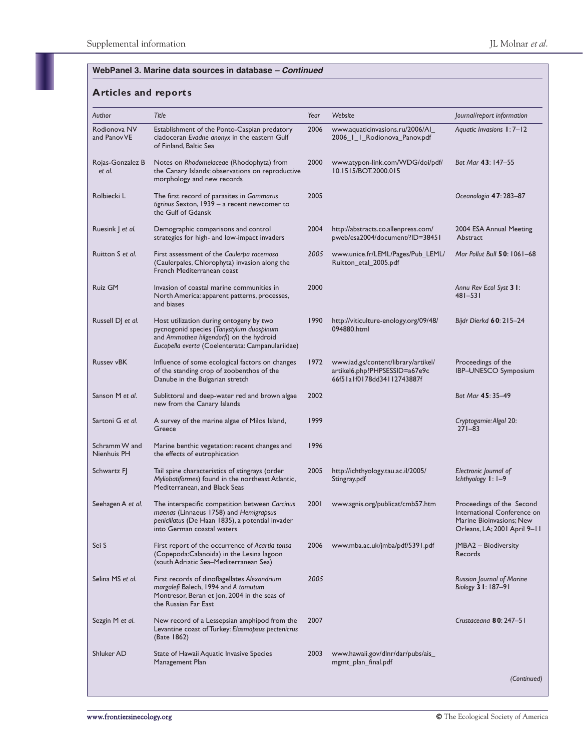**WebPanel 3. Marine data sources in database –** ***Continued***

## Articles and reports

| *Author* | *Title* | *Year* | *Website* | *Journal/report information* |
|---|---|---|---|---|
| Rodionova NV and Panov VE | Establishment of the Ponto-Caspian predatory cladoceran *Evadne anonyx* in the eastern Gulf of Finland, Baltic Sea | 2006 | www.aquaticinvasions.ru/2006/AI_2006_1_1_Rodionova_Panov.pdf | *Aquatic Invasions* **1**: 7–12 |
| Rojas-Gonzalez B *et al.* | Notes on *Rhodomelaceae* (Rhodophyta) from the Canary Islands: observations on reproductive morphology and new records | 2000 | www.atypon-link.com/WDG/doi/pdf/10.1515/BOT.2000.015 | *Bot Mar* **43**: 147–55 |
| Rolbiecki L | The first record of parasites in *Gammarus tigrinus* Sexton, 1939 – a recent newcomer to the Gulf of Gdansk | 2005 | | *Oceanologia* **47**: 283–87 |
| Ruesink J *et al.* | Demographic comparisons and control strategies for high- and low-impact invaders | 2004 | http://abstracts.co.allenpress.com/pweb/esa2004/document/?ID=38451 | 2004 ESA Annual Meeting Abstract |
| Ruitton S *et al.* | First assessment of the *Caulerpa racemosa* (Caulerpales, Chlorophyta) invasion along the French Mediterranean coast | *2005* | www.unice.fr/LEML/Pages/Pub_LEML/Ruitton_etal_2005.pdf | *Mar Pollut Bull* **50**: 1061–68 |
| Ruiz GM | Invasion of coastal marine communities in North America: apparent patterns, processes, and biases | 2000 | | *Annu Rev Ecol Syst* **31**: 481–531 |
| Russell DJ *et al.* | Host utilization during ontogeny by two pycnogonid species (*Tanystylum duospinum* and *Ammothea hilgendorfi*) on the hydroid *Eucopella everta* (Coelenterata: Campanulariidae) | 1990 | http://viticulture-enology.org/09/48/094880.html | *Bijdr Dierkd* **60**: 215–24 |
| Russev vBK | Influence of some ecological factors on changes of the standing crop of zoobenthos of the Danube in the Bulgarian stretch | 1972 | www.iad.gs/content/library/artikel/artikel6.php?PHPSESSID=a67e9c66f51a1f0178dd34112743887f | Proceedings of the IBP–UNESCO Symposium |
| Sanson M *et al.* | Sublittoral and deep-water red and brown algae new from the Canary Islands | 2002 | | *Bot Mar* **45**: 35–49 |
| Sartoni G *et al.* | A survey of the marine algae of Milos Island, Greece | 1999 | | *Cryptogamie: Algol* 20: 271–83 |
| Schramm W and Nienhuis PH | Marine benthic vegetation: recent changes and the effects of eutrophication | 1996 | | |
| Schwartz FJ | Tail spine characteristics of stingrays (order *Myliobatiformes*) found in the northeast Atlantic, Mediterranean, and Black Seas | 2005 | http://ichthyology.tau.ac.il/2005/Stingray.pdf | *Electronic Journal of Ichthyology* **1**: 1–9 |
| Seehagen A *et al.* | The interspecific competition between *Carcinus maenas* (Linnaeus 1758) and *Hemigrapsus penicillatus* (De Haan 1835), a potential invader into German coastal waters | 2001 | www.sgnis.org/publicat/cmb57.htm | Proceedings of the Second International Conference on Marine Bioinvasions; New Orleans, LA; 2001 April 9–11 |
| Sei S | First report of the occurrence of *Acartia tonsa* (Copepoda: Calanoida) in the Lesina lagoon (south Adriatic Sea–Mediterranean Sea) | 2006 | www.mba.ac.uk/jmba/pdf/5391.pdf | JMBA2 – Biodiversity Records |
| Selina MS *et al.* | First records of dinoflagellates *Alexandrium margalefi* Balech, 1994 and *A tamutum* Montresor, Beran et Jon, 2004 in the seas of the Russian Far East | *2005* | | *Russian Journal of Marine Biology* **31**: 187–91 |
| Sezgin M *et al.* | New record of a Lessepsian amphipod from the Levantine coast of Turkey: *Elasmopsus pectenicrus* (Bate 1862) | 2007 | | *Crustaceana* **80**: 247–51 |
| Shluker AD | State of Hawaii Aquatic Invasive Species Management Plan | 2003 | www.hawaii.gov/dlnr/dar/pubs/ais_mgmt_plan_final.pdf | |

*(Continued)*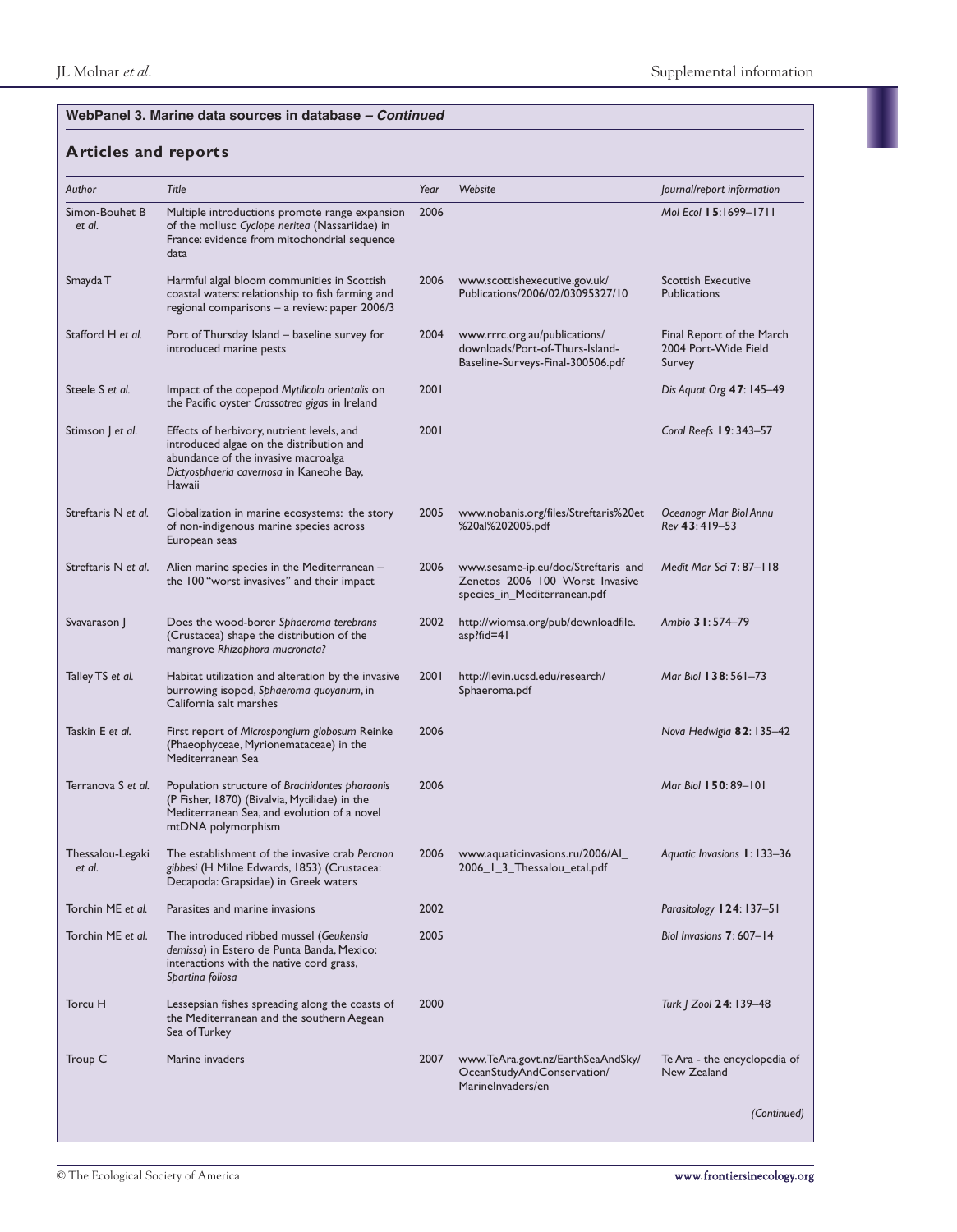**WebPanel 3. Marine data sources in database – *Continued***

## Articles and reports

| *Author* | *Title* | *Year* | *Website* | *Journal/report information* |
|---|---|---|---|---|
| Simon-Bouhet B *et al.* | Multiple introductions promote range expansion of the mollusc *Cyclope neritea* (Nassariidae) in France: evidence from mitochondrial sequence data | 2006 | | *Mol Ecol* **15**:1699–1711 |
| Smayda T | Harmful algal bloom communities in Scottish coastal waters: relationship to fish farming and regional comparisons – a review: paper 2006/3 | 2006 | www.scottishexecutive.gov.uk/Publications/2006/02/03095327/10 | Scottish Executive Publications |
| Stafford H *et al.* | Port of Thursday Island – baseline survey for introduced marine pests | 2004 | www.rrrc.org.au/publications/downloads/Port-of-Thurs-Island-Baseline-Surveys-Final-300506.pdf | Final Report of the March 2004 Port-Wide Field Survey |
| Steele S *et al.* | Impact of the copepod *Mytilicola orientalis* on the Pacific oyster *Crassotrea gigas* in Ireland | 2001 | | *Dis Aquat Org* **47**: 145–49 |
| Stimson J *et al.* | Effects of herbivory, nutrient levels, and introduced algae on the distribution and abundance of the invasive macroalga *Dictyosphaeria cavernosa* in Kaneohe Bay, Hawaii | 2001 | | *Coral Reefs* **19**: 343–57 |
| Streftaris N *et al.* | Globalization in marine ecosystems: the story of non-indigenous marine species across European seas | 2005 | www.nobanis.org/files/Streftaris%20et%20al%202005.pdf | *Oceanogr Mar Biol Annu Rev* **43**: 419–53 |
| Streftaris N *et al.* | Alien marine species in the Mediterranean – the 100 "worst invasives" and their impact | 2006 | www.sesame-ip.eu/doc/Streftaris_and_Zenetos_2006_100_Worst_Invasive_species_in_Mediterranean.pdf | *Medit Mar Sci* **7**: 87–118 |
| Svavarason J | Does the wood-borer *Sphaeroma terebrans* (Crustacea) shape the distribution of the mangrove *Rhizophora mucronata?* | 2002 | http://wiomsa.org/pub/downloadfile.asp?fid=41 | *Ambio* **31**: 574–79 |
| Talley TS *et al.* | Habitat utilization and alteration by the invasive burrowing isopod, *Sphaeroma quoyanum*, in California salt marshes | 2001 | http://levin.ucsd.edu/research/Sphaeroma.pdf | *Mar Biol* **138**: 561–73 |
| Taskin E *et al.* | First report of *Microspongium globosum* Reinke (Phaeophyceae, Myrionemataceae) in the Mediterranean Sea | 2006 | | *Nova Hedwigia* **82**: 135–42 |
| Terranova S *et al.* | Population structure of *Brachidontes pharaonis* (P Fisher, 1870) (Bivalvia, Mytilidae) in the Mediterranean Sea, and evolution of a novel mtDNA polymorphism | 2006 | | *Mar Biol* **150**: 89–101 |
| Thessalou-Legaki *et al.* | The establishment of the invasive crab *Percnon gibbesi* (H Milne Edwards, 1853) (Crustacea: Decapoda: Grapsidae) in Greek waters | 2006 | www.aquaticinvasions.ru/2006/AI_2006_1_3_Thessalou_etal.pdf | *Aquatic Invasions* **1**: 133–36 |
| Torchin ME *et al.* | Parasites and marine invasions | 2002 | | *Parasitology* **124**: 137–51 |
| Torchin ME *et al.* | The introduced ribbed mussel (*Geukensia demissa*) in Estero de Punta Banda, Mexico: interactions with the native cord grass, *Spartina foliosa* | 2005 | | *Biol Invasions* **7**: 607–14 |
| Torcu H | Lessepsian fishes spreading along the coasts of the Mediterranean and the southern Aegean Sea of Turkey | 2000 | | *Turk J Zool* **24**: 139–48 |
| Troup C | Marine invaders | 2007 | www.TeAra.govt.nz/EarthSeaAndSky/OceanStudyAndConservation/MarineInvaders/en | Te Ara - the encyclopedia of New Zealand |

*(Continued)*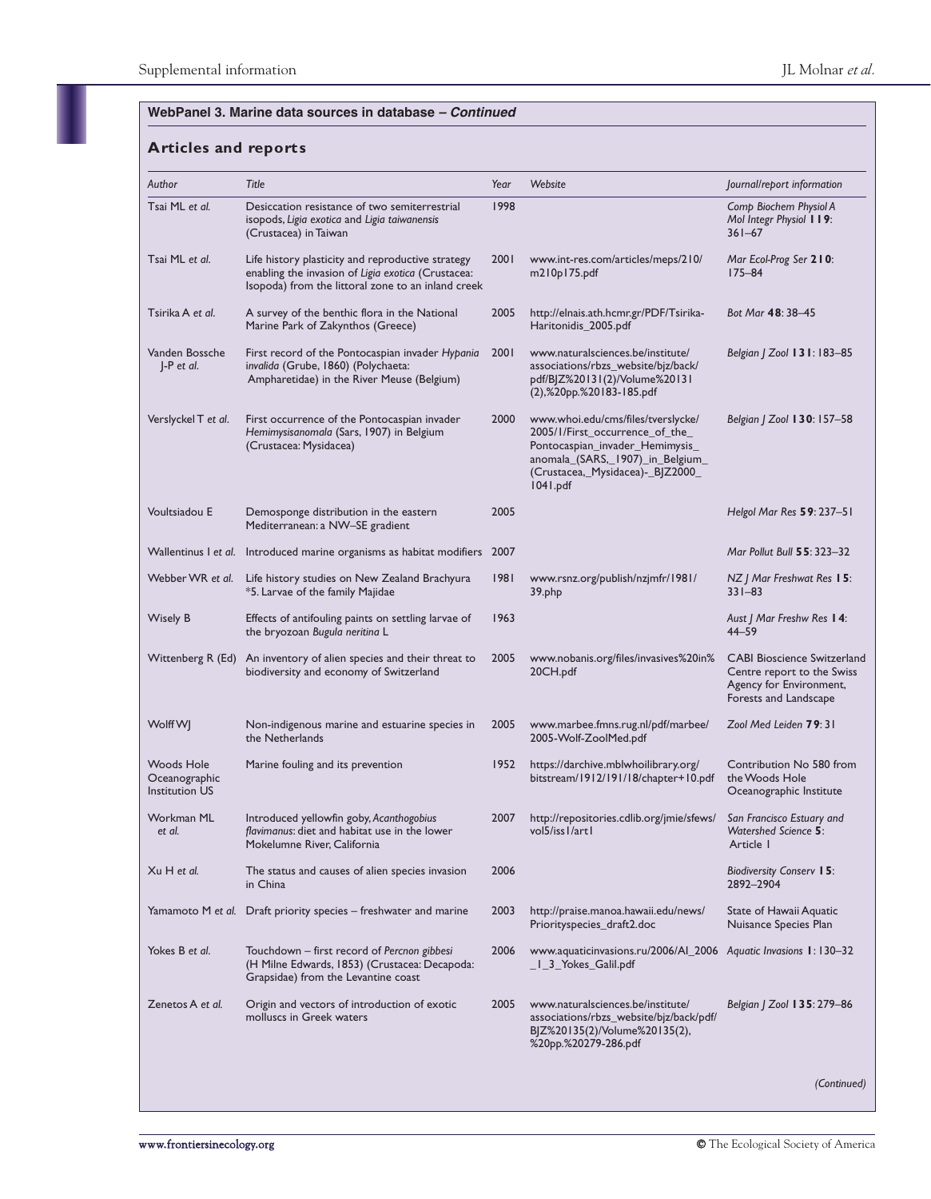## WebPanel 3. Marine data sources in database – *Continued*

### Articles and reports

| *Author* | *Title* | *Year* | *Website* | *Journal/report information* |
|---|---|---|---|---|
| Tsai ML *et al.* | Desiccation resistance of two semiterrestrial isopods, *Ligia exotica* and *Ligia taiwanensis* (Crustacea) in Taiwan | 1998 | | *Comp Biochem Physiol A Mol Integr Physiol* **119**: 361–67 |
| Tsai ML *et al.* | Life history plasticity and reproductive strategy enabling the invasion of *Ligia exotica* (Crustacea: Isopoda) from the littoral zone to an inland creek | 2001 | www.int-res.com/articles/meps/210/m210p175.pdf | *Mar Ecol-Prog Ser* **210**: 175–84 |
| Tsirika A *et al.* | A survey of the benthic flora in the National Marine Park of Zakynthos (Greece) | 2005 | http://elnais.ath.hcmr.gr/PDF/Tsirika-Haritonidis_2005.pdf | *Bot Mar* **48**: 38–45 |
| Vanden Bossche J-P *et al.* | First record of the Pontocaspian invader *Hypania invalida* (Grube, 1860) (Polychaeta: Ampharetidae) in the River Meuse (Belgium) | 2001 | www.naturalsciences.be/institute/associations/rbzs_website/bjz/back/pdf/BJZ%20131(2)/Volume%20131(2),%20pp.%20183-185.pdf | *Belgian J Zool* **131**: 183–85 |
| Verslyckel T *et al.* | First occurrence of the Pontocaspian invader *Hemimysisanomala* (Sars, 1907) in Belgium (Crustacea: Mysidacea) | 2000 | www.whoi.edu/cms/files/tverslycke/2005/1/First_occurrence_of_the_Pontocaspian_invader_Hemimysis_anomala_(SARS,_1907)_in_Belgium_(Crustacea,_Mysidacea)-_BJZ2000_1041.pdf | *Belgian J Zool* **130**: 157–58 |
| Voultsiadou E | Demosponge distribution in the eastern Mediterranean: a NW–SE gradient | 2005 | | *Helgol Mar Res* **59**: 237–51 |
| Wallentinus I *et al.* | Introduced marine organisms as habitat modifiers | 2007 | | *Mar Pollut Bull* **55**: 323–32 |
| Webber WR *et al.* | Life history studies on New Zealand Brachyura *5. Larvae of the family Majidae | 1981 | www.rsnz.org/publish/nzjmfr/1981/39.php | *NZ J Mar Freshwat Res* **15**: 331–83 |
| Wisely B | Effects of antifouling paints on settling larvae of the bryozoan *Bugula neritina* L | 1963 | | *Aust J Mar Freshw Res* **14**: 44–59 |
| Wittenberg R (Ed) | An inventory of alien species and their threat to biodiversity and economy of Switzerland | 2005 | www.nobanis.org/files/invasives%20in%20CH.pdf | CABI Bioscience Switzerland Centre report to the Swiss Agency for Environment, Forests and Landscape |
| Wolff WJ | Non-indigenous marine and estuarine species in the Netherlands | 2005 | www.marbee.fmns.rug.nl/pdf/marbee/2005-Wolf-ZoolMed.pdf | *Zool Med Leiden* **79**: 31 |
| Woods Hole Oceanographic Institution US | Marine fouling and its prevention | 1952 | https://darchive.mblwhoilibrary.org/bitstream/1912/191/18/chapter+10.pdf | Contribution No 580 from the Woods Hole Oceanographic Institute |
| Workman ML *et al.* | Introduced yellowfin goby, *Acanthogobius flavimanus*: diet and habitat use in the lower Mokelumne River, California | 2007 | http://repositories.cdlib.org/jmie/sfews/vol5/iss1/art1 | *San Francisco Estuary and Watershed Science* **5**: Article 1 |
| Xu H *et al.* | The status and causes of alien species invasion in China | 2006 | | *Biodiversity Conserv* **15**: 2892–2904 |
| Yamamoto M *et al.* | Draft priority species – freshwater and marine | 2003 | http://praise.manoa.hawaii.edu/news/Priorityspecies_draft2.doc | State of Hawaii Aquatic Nuisance Species Plan |
| Yokes B *et al.* | Touchdown – first record of *Percnon gibbesi* (H Milne Edwards, 1853) (Crustacea: Decapoda: Grapsidae) from the Levantine coast | 2006 | www.aquaticinvasions.ru/2006/AI_2006_1_3_Yokes_Galil.pdf | *Aquatic Invasions* **1**: 130–32 |
| Zenetos A *et al.* | Origin and vectors of introduction of exotic molluscs in Greek waters | 2005 | www.naturalsciences.be/institute/associations/rbzs_website/bjz/back/pdf/BJZ%20135(2)/Volume%20135(2),%20pp.%20279-286.pdf | *Belgian J Zool* **135**: 279–86 |

*(Continued)*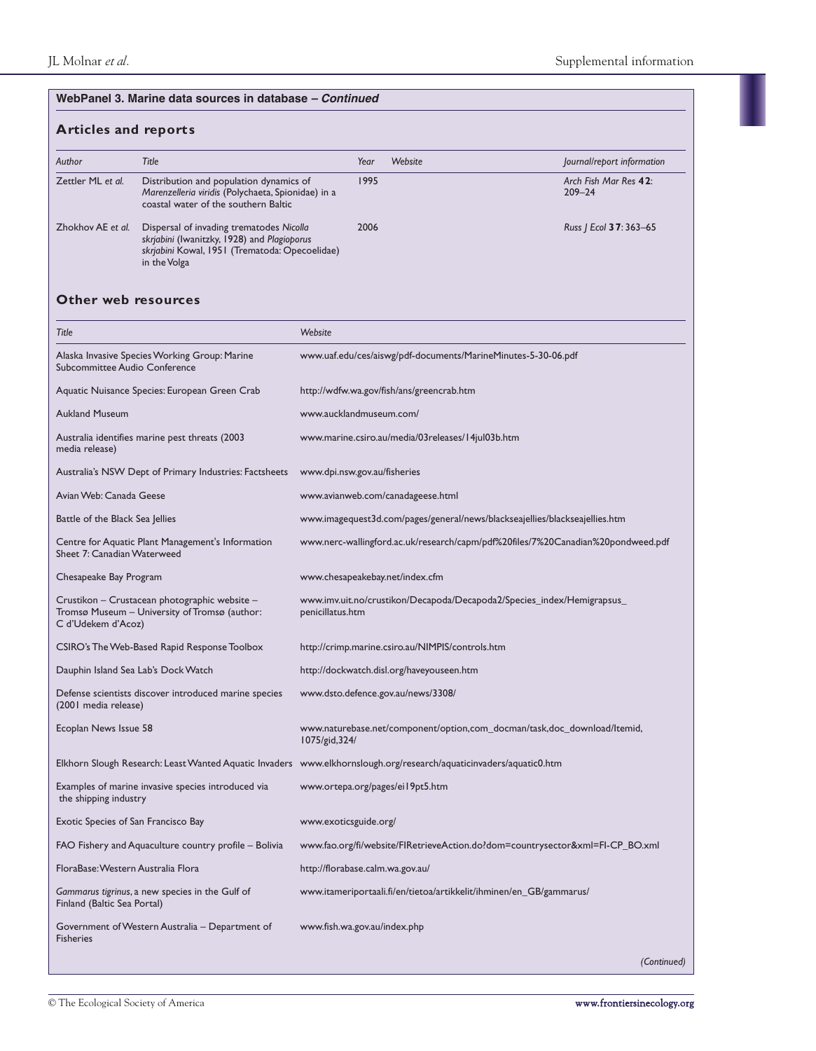**WebPanel 3. Marine data sources in database – *Continued***

## Articles and reports

| *Author* | *Title* | *Year* | *Website* | *Journal/report information* |
|---|---|---|---|---|
| Zettler ML *et al.* | Distribution and population dynamics of *Marenzelleria viridis* (Polychaeta, Spionidae) in a coastal water of the southern Baltic | 1995 | | *Arch Fish Mar Res* **42**: 209–24 |
| Zhokhov AE *et al.* | Dispersal of invading trematodes *Nicolla skrjabini* (Iwanitzky, 1928) and *Plagioporus skrjabini* Kowal, 1951 (Trematoda: Opecoelidae) in the Volga | 2006 | | *Russ J Ecol* **37**: 363–65 |

## Other web resources

| *Title* | *Website* |
|---|---|
| Alaska Invasive Species Working Group: Marine Subcommittee Audio Conference | www.uaf.edu/ces/aiswg/pdf-documents/MarineMinutes-5-30-06.pdf |
| Aquatic Nuisance Species: European Green Crab | http://wdfw.wa.gov/fish/ans/greencrab.htm |
| Aukland Museum | www.aucklandmuseum.com/ |
| Australia identifies marine pest threats (2003 media release) | www.marine.csiro.au/media/03releases/14jul03b.htm |
| Australia's NSW Dept of Primary Industries: Factsheets | www.dpi.nsw.gov.au/fisheries |
| Avian Web: Canada Geese | www.avianweb.com/canadageese.html |
| Battle of the Black Sea Jellies | www.imagequest3d.com/pages/general/news/blackseajellies/blackseajellies.htm |
| Centre for Aquatic Plant Management's Information Sheet 7: Canadian Waterweed | www.nerc-wallingford.ac.uk/research/capm/pdf%20files/7%20Canadian%20pondweed.pdf |
| Chesapeake Bay Program | www.chesapeakebay.net/index.cfm |
| Crustikon – Crustacean photographic website – Tromsø Museum – University of Tromsø (author: C d'Udekem d'Acoz) | www.imv.uit.no/crustikon/Decapoda/Decapoda2/Species_index/Hemigrapsus_penicillatus.htm |
| CSIRO's The Web-Based Rapid Response Toolbox | http://crimp.marine.csiro.au/NIMPIS/controls.htm |
| Dauphin Island Sea Lab's Dock Watch | http://dockwatch.disl.org/haveyouseen.htm |
| Defense scientists discover introduced marine species (2001 media release) | www.dsto.defence.gov.au/news/3308/ |
| Ecoplan News Issue 58 | www.naturebase.net/component/option,com_docman/task,doc_download/Itemid,1075/gid,324/ |
| Elkhorn Slough Research: Least Wanted Aquatic Invaders | www.elkhornslough.org/research/aquaticinvaders/aquatic0.htm |
| Examples of marine invasive species introduced via the shipping industry | www.ortepa.org/pages/ei19pt5.htm |
| Exotic Species of San Francisco Bay | www.exoticsguide.org/ |
| FAO Fishery and Aquaculture country profile – Bolivia | www.fao.org/fi/website/FIRetrieveAction.do?dom=countrysector&xml=FI-CP_BO.xml |
| FloraBase: Western Australia Flora | http://florabase.calm.wa.gov.au/ |
| *Gammarus tigrinus*, a new species in the Gulf of Finland (Baltic Sea Portal) | www.itameriportaali.fi/en/tietoa/artikkelit/ihminen/en_GB/gammarus/ |
| Government of Western Australia – Department of Fisheries | www.fish.wa.gov.au/index.php |

*(Continued)*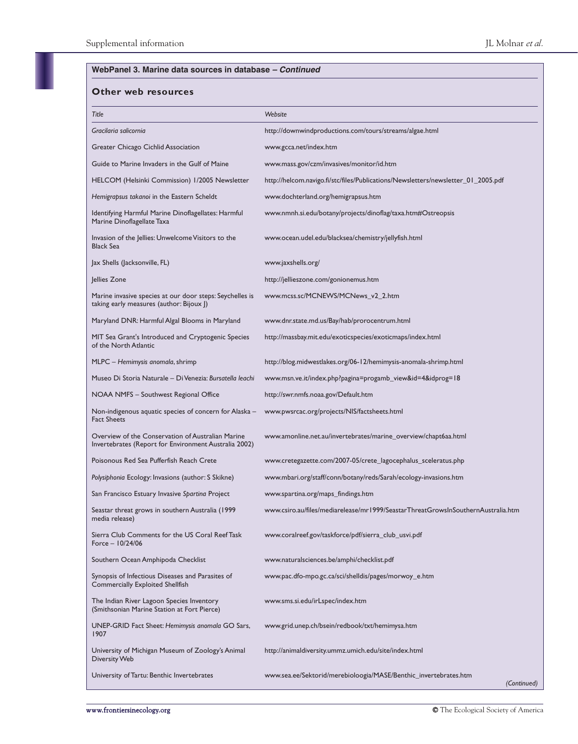## WebPanel 3. Marine data sources in database – *Continued*

### Other web resources

| *Title* | *Website* |
|---|---|
| *Gracilaria salicornia* | http://downwindproductions.com/tours/streams/algae.html |
| Greater Chicago Cichlid Association | www.gcca.net/index.htm |
| Guide to Marine Invaders in the Gulf of Maine | www.mass.gov/czm/invasives/monitor/id.htm |
| HELCOM (Helsinki Commission) 1/2005 Newsletter | http://helcom.navigo.fi/stc/files/Publications/Newsletters/newsletter_01_2005.pdf |
| *Hemigrapsus takanoi* in the Eastern Scheldt | www.dochterland.org/hemigrapsus.htm |
| Identifying Harmful Marine Dinoflagellates: Harmful Marine Dinoflagellate Taxa | www.nmnh.si.edu/botany/projects/dinoflag/taxa.htm#Ostreopsis |
| Invasion of the Jellies: Unwelcome Visitors to the Black Sea | www.ocean.udel.edu/blacksea/chemistry/jellyfish.html |
| Jax Shells (Jacksonville, FL) | www.jaxshells.org/ |
| Jellies Zone | http://jellieszone.com/gonionemus.htm |
| Marine invasive species at our door steps: Seychelles is taking early measures (author: Bijoux J) | www.mcss.sc/MCNEWS/MCNews_v2_2.htm |
| Maryland DNR: Harmful Algal Blooms in Maryland | www.dnr.state.md.us/Bay/hab/prorocentrum.html |
| MIT Sea Grant's Introduced and Cryptogenic Species of the North Atlantic | http://massbay.mit.edu/exoticspecies/exoticmaps/index.html |
| MLPC – *Hemimysis anomala*, shrimp | http://blog.midwestlakes.org/06-12/hemimysis-anomala-shrimp.html |
| Museo Di Storia Naturale – Di Venezia: *Bursatella leachi* | www.msn.ve.it/index.php?pagina=progamb_view&id=4&idprog=18 |
| NOAA NMFS – Southwest Regional Office | http://swr.nmfs.noaa.gov/Default.htm |
| Non-indigenous aquatic species of concern for Alaska – Fact Sheets | www.pwsrcac.org/projects/NIS/factsheets.html |
| Overview of the Conservation of Australian Marine Invertebrates (Report for Environment Australia 2002) | www.amonline.net.au/invertebrates/marine_overview/chapt6aa.html |
| Poisonous Red Sea Pufferfish Reach Crete | www.cretegazette.com/2007-05/crete_lagocephalus_sceleratus.php |
| *Polysiphonia* Ecology: Invasions (author: S Skikne) | www.mbari.org/staff/conn/botany/reds/Sarah/ecology-invasions.htm |
| San Francisco Estuary Invasive *Spartina* Project | www.spartina.org/maps_findings.htm |
| Seastar threat grows in southern Australia (1999 media release) | www.csiro.au/files/mediarelease/mr1999/SeastarThreatGrowsInSouthernAustralia.htm |
| Sierra Club Comments for the US Coral Reef Task Force – 10/24/06 | www.coralreef.gov/taskforce/pdf/sierra_club_usvi.pdf |
| Southern Ocean Amphipoda Checklist | www.naturalsciences.be/amphi/checklist.pdf |
| Synopsis of Infectious Diseases and Parasites of Commercially Exploited Shellfish | www.pac.dfo-mpo.gc.ca/sci/shelldis/pages/morwoy_e.htm |
| The Indian River Lagoon Species Inventory (Smithsonian Marine Station at Fort Pierce) | www.sms.si.edu/irLspec/index.htm |
| UNEP-GRID Fact Sheet: *Hemimysis anomala* GO Sars, 1907 | www.grid.unep.ch/bsein/redbook/txt/hemimysa.htm |
| University of Michigan Museum of Zoology's Animal Diversity Web | http://animaldiversity.ummz.umich.edu/site/index.html |
| University of Tartu: Benthic Invertebrates | www.sea.ee/Sektorid/merebioloogia/MASE/Benthic_invertebrates.htm |

*(Continued)*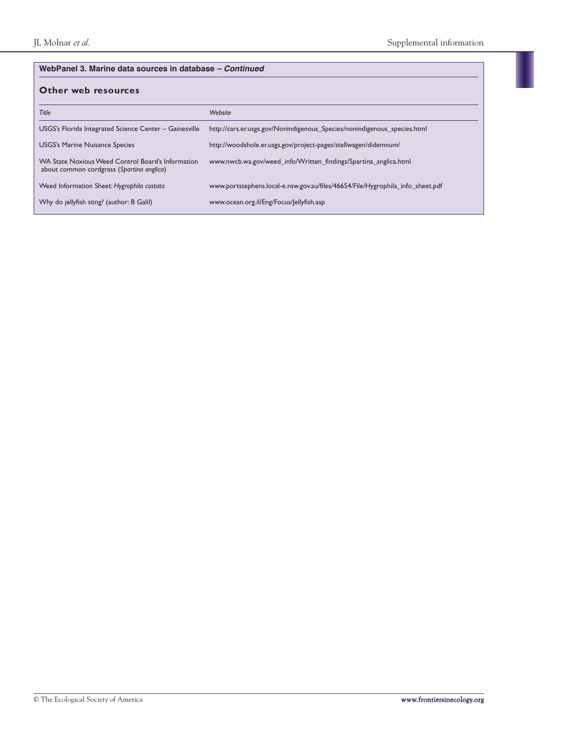**WebPanel 3. Marine data sources in database – *Continued***

## Other web resources

| *Title* | *Website* |
|---|---|
| USGS's Florida Integrated Science Center – Gainesville | http://cars.er.usgs.gov/Nonindigenous_Species/nonindigenous_species.html |
| USGS's Marine Nuisance Species | http://woodshole.er.usgs.gov/project-pages/stellwagen/didemnum/ |
| WA State Noxious Weed Control Board's Information about common cordgrass (*Spartina anglica*) | www.nwcb.wa.gov/weed_info/Written_findings/Spartina_anglica.html |
| Weed Information Sheet: *Hygrophila costata* | www.portstephens.local-e.nsw.gov.au/files/46654/File/Hygrophila_info_sheet.pdf |
| Why do jellyfish sting? (author: B Galil) | www.ocean.org.il/Eng/Focus/Jellyfish.asp |